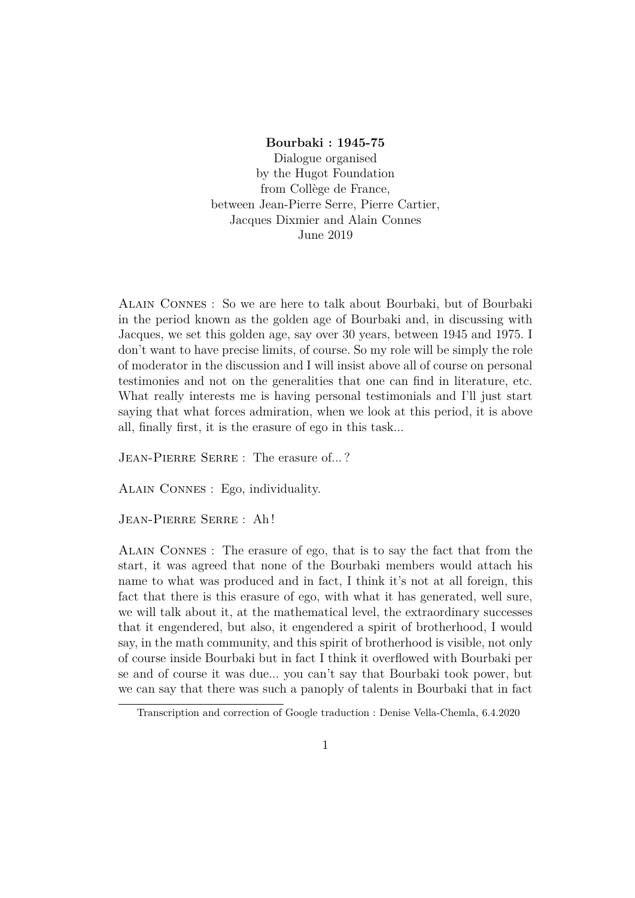**Bourbaki : 1945-75**

Dialogue organised
by the Hugot Foundation
from Collège de France,
between Jean-Pierre Serre, Pierre Cartier,
Jacques Dixmier and Alain Connes
June 2019

Alain Connes : So we are here to talk about Bourbaki, but of Bourbaki in the period known as the golden age of Bourbaki and, in discussing with Jacques, we set this golden age, say over 30 years, between 1945 and 1975. I don't want to have precise limits, of course. So my role will be simply the role of moderator in the discussion and I will insist above all of course on personal testimonies and not on the generalities that one can find in literature, etc. What really interests me is having personal testimonials and I'll just start saying that what forces admiration, when we look at this period, it is above all, finally first, it is the erasure of ego in this task...

Jean-Pierre Serre : The erasure of... ?

Alain Connes : Ego, individuality.

Jean-Pierre Serre : Ah !

Alain Connes : The erasure of ego, that is to say the fact that from the start, it was agreed that none of the Bourbaki members would attach his name to what was produced and in fact, I think it's not at all foreign, this fact that there is this erasure of ego, with what it has generated, well sure, we will talk about it, at the mathematical level, the extraordinary successes that it engendered, but also, it engendered a spirit of brotherhood, I would say, in the math community, and this spirit of brotherhood is visible, not only of course inside Bourbaki but in fact I think it overflowed with Bourbaki per se and of course it was due... you can't say that Bourbaki took power, but we can say that there was such a panoply of talents in Bourbaki that in fact

Transcription and correction of Google traduction : Denise Vella-Chemla, 6.4.2020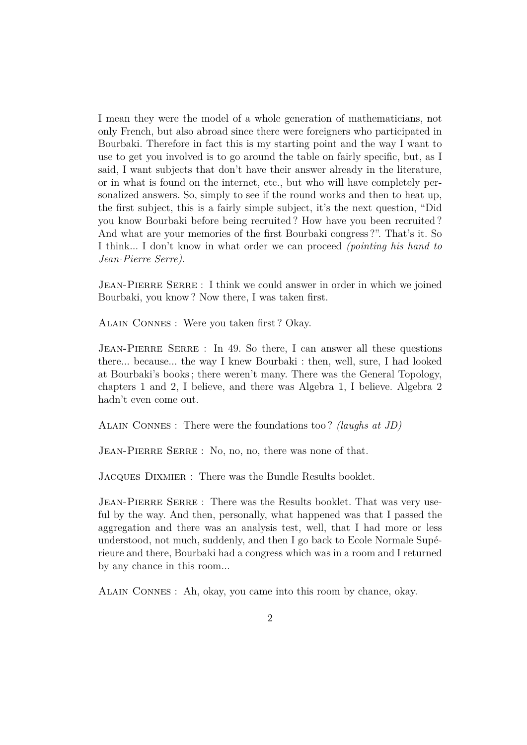I mean they were the model of a whole generation of mathematicians, not only French, but also abroad since there were foreigners who participated in Bourbaki. Therefore in fact this is my starting point and the way I want to use to get you involved is to go around the table on fairly specific, but, as I said, I want subjects that don't have their answer already in the literature, or in what is found on the internet, etc., but who will have completely personalized answers. So, simply to see if the round works and then to heat up, the first subject, this is a fairly simple subject, it's the next question, "Did you know Bourbaki before being recruited ? How have you been recruited ? And what are your memories of the first Bourbaki congress ?". That's it. So I think... I don't know in what order we can proceed *(pointing his hand to Jean-Pierre Serre).*

Jean-Pierre Serre : I think we could answer in order in which we joined Bourbaki, you know ? Now there, I was taken first.

Alain Connes : Were you taken first ? Okay.

Jean-Pierre Serre : In 49. So there, I can answer all these questions there... because... the way I knew Bourbaki : then, well, sure, I had looked at Bourbaki's books ; there weren't many. There was the General Topology, chapters 1 and 2, I believe, and there was Algebra 1, I believe. Algebra 2 hadn't even come out.

Alain Connes : There were the foundations too ? *(laughs at JD)*

Jean-Pierre Serre : No, no, no, there was none of that.

Jacques Dixmier : There was the Bundle Results booklet.

Jean-Pierre Serre : There was the Results booklet. That was very useful by the way. And then, personally, what happened was that I passed the aggregation and there was an analysis test, well, that I had more or less understood, not much, suddenly, and then I go back to Ecole Normale Supérieure and there, Bourbaki had a congress which was in a room and I returned by any chance in this room...

Alain Connes : Ah, okay, you came into this room by chance, okay.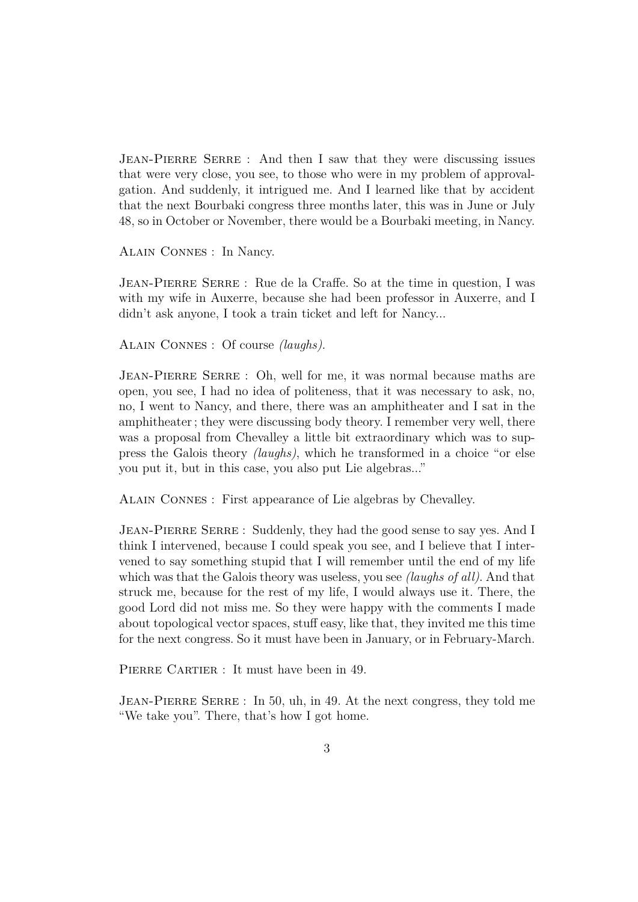Jean-Pierre Serre : And then I saw that they were discussing issues that were very close, you see, to those who were in my problem of approvalgation. And suddenly, it intrigued me. And I learned like that by accident that the next Bourbaki congress three months later, this was in June or July 48, so in October or November, there would be a Bourbaki meeting, in Nancy.

Alain Connes : In Nancy.

Jean-Pierre Serre : Rue de la Craffe. So at the time in question, I was with my wife in Auxerre, because she had been professor in Auxerre, and I didn't ask anyone, I took a train ticket and left for Nancy...

Alain Connes : Of course *(laughs)*.

Jean-Pierre Serre : Oh, well for me, it was normal because maths are open, you see, I had no idea of politeness, that it was necessary to ask, no, no, I went to Nancy, and there, there was an amphitheater and I sat in the amphitheater ; they were discussing body theory. I remember very well, there was a proposal from Chevalley a little bit extraordinary which was to suppress the Galois theory *(laughs)*, which he transformed in a choice "or else you put it, but in this case, you also put Lie algebras..."

Alain Connes : First appearance of Lie algebras by Chevalley.

Jean-Pierre Serre : Suddenly, they had the good sense to say yes. And I think I intervened, because I could speak you see, and I believe that I intervened to say something stupid that I will remember until the end of my life which was that the Galois theory was useless, you see *(laughs of all)*. And that struck me, because for the rest of my life, I would always use it. There, the good Lord did not miss me. So they were happy with the comments I made about topological vector spaces, stuff easy, like that, they invited me this time for the next congress. So it must have been in January, or in February-March.

Pierre Cartier : It must have been in 49.

Jean-Pierre Serre : In 50, uh, in 49. At the next congress, they told me "We take you". There, that's how I got home.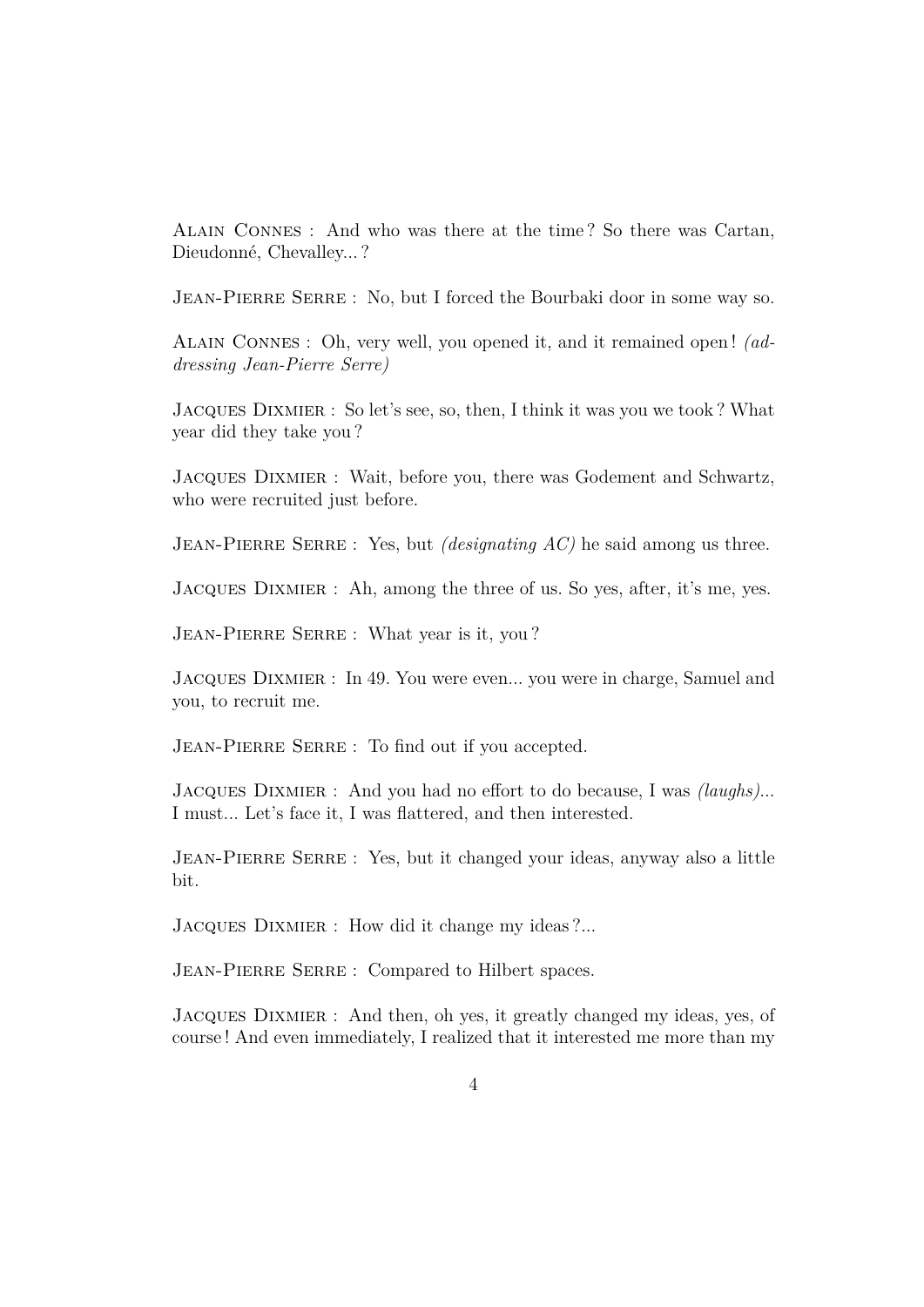Alain Connes : And who was there at the time ? So there was Cartan, Dieudonné, Chevalley... ?

Jean-Pierre Serre : No, but I forced the Bourbaki door in some way so.

Alain Connes : Oh, very well, you opened it, and it remained open ! *(addressing Jean-Pierre Serre)*

Jacques Dixmier : So let's see, so, then, I think it was you we took ? What year did they take you ?

Jacques Dixmier : Wait, before you, there was Godement and Schwartz, who were recruited just before.

Jean-Pierre Serre : Yes, but *(designating AC)* he said among us three.

Jacques Dixmier : Ah, among the three of us. So yes, after, it's me, yes.

Jean-Pierre Serre : What year is it, you ?

Jacques Dixmier : In 49. You were even... you were in charge, Samuel and you, to recruit me.

Jean-Pierre Serre : To find out if you accepted.

Jacques Dixmier : And you had no effort to do because, I was *(laughs)*... I must... Let's face it, I was flattered, and then interested.

Jean-Pierre Serre : Yes, but it changed your ideas, anyway also a little bit.

Jacques Dixmier : How did it change my ideas ?...

Jean-Pierre Serre : Compared to Hilbert spaces.

Jacques Dixmier : And then, oh yes, it greatly changed my ideas, yes, of course ! And even immediately, I realized that it interested me more than my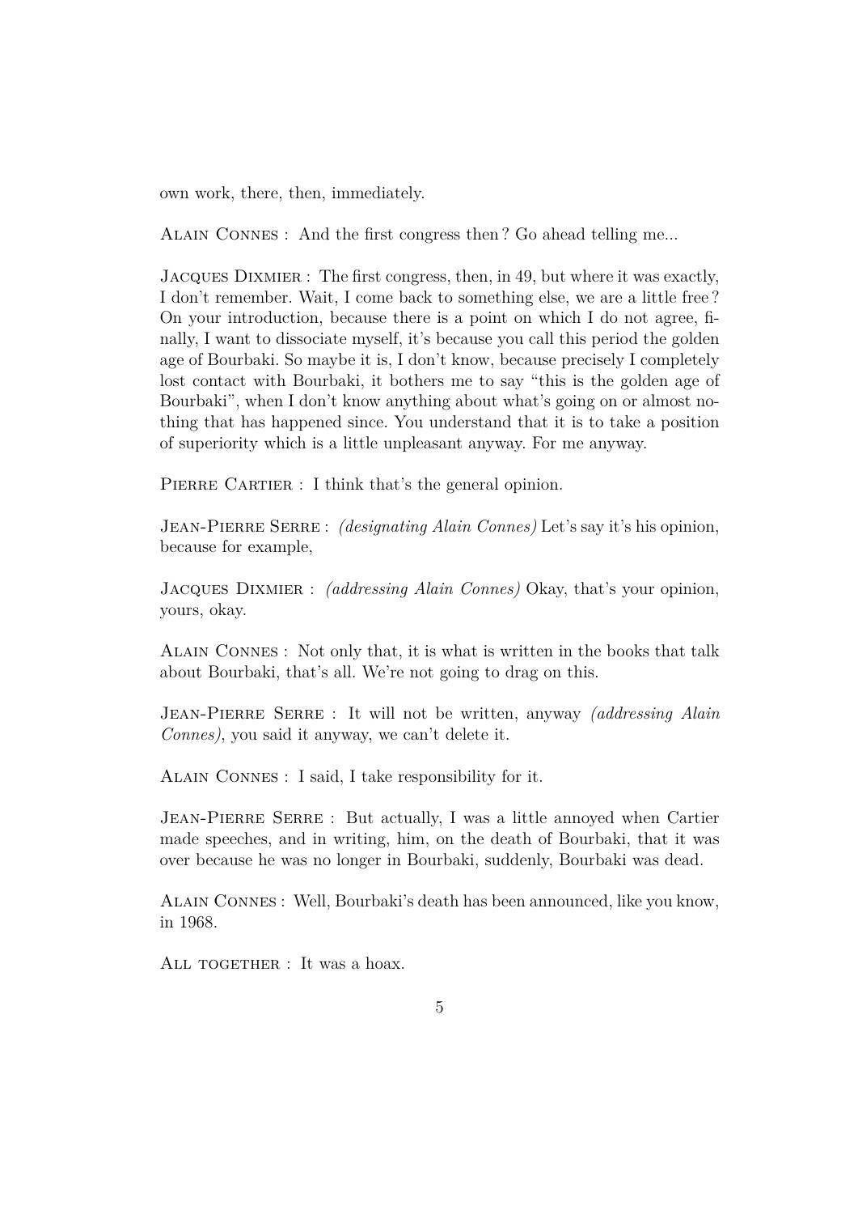own work, there, then, immediately.

Alain Connes : And the first congress then ? Go ahead telling me...

Jacques Dixmier : The first congress, then, in 49, but where it was exactly, I don't remember. Wait, I come back to something else, we are a little free ? On your introduction, because there is a point on which I do not agree, finally, I want to dissociate myself, it's because you call this period the golden age of Bourbaki. So maybe it is, I don't know, because precisely I completely lost contact with Bourbaki, it bothers me to say "this is the golden age of Bourbaki", when I don't know anything about what's going on or almost nothing that has happened since. You understand that it is to take a position of superiority which is a little unpleasant anyway. For me anyway.

Pierre Cartier : I think that's the general opinion.

Jean-Pierre Serre : *(designating Alain Connes)* Let's say it's his opinion, because for example,

Jacques Dixmier : *(addressing Alain Connes)* Okay, that's your opinion, yours, okay.

Alain Connes : Not only that, it is what is written in the books that talk about Bourbaki, that's all. We're not going to drag on this.

Jean-Pierre Serre : It will not be written, anyway *(addressing Alain Connes)*, you said it anyway, we can't delete it.

Alain Connes : I said, I take responsibility for it.

Jean-Pierre Serre : But actually, I was a little annoyed when Cartier made speeches, and in writing, him, on the death of Bourbaki, that it was over because he was no longer in Bourbaki, suddenly, Bourbaki was dead.

Alain Connes : Well, Bourbaki's death has been announced, like you know, in 1968.

All together : It was a hoax.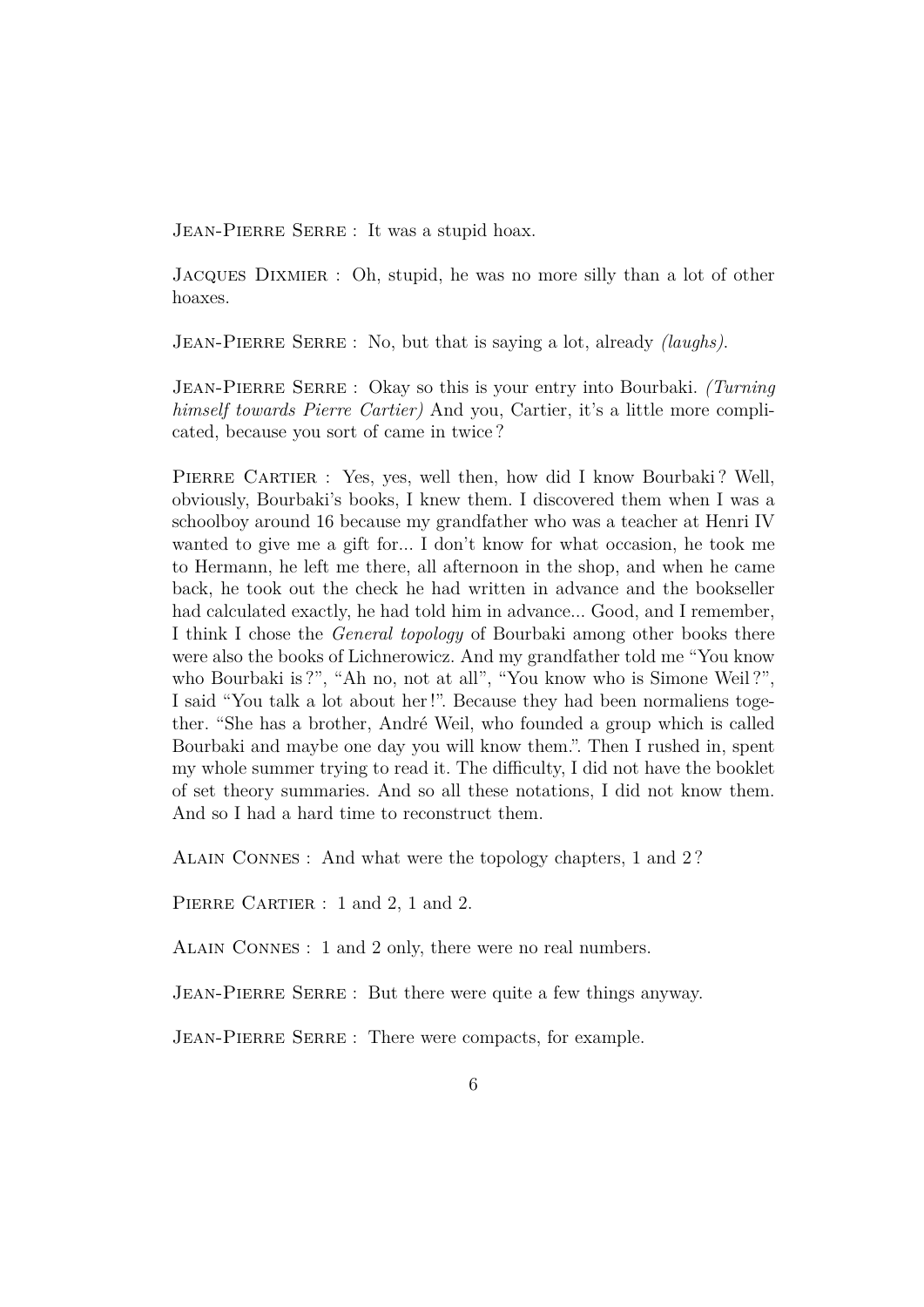Jean-Pierre Serre : It was a stupid hoax.

Jacques Dixmier : Oh, stupid, he was no more silly than a lot of other hoaxes.

Jean-Pierre Serre : No, but that is saying a lot, already *(laughs)*.

Jean-Pierre Serre : Okay so this is your entry into Bourbaki. *(Turning himself towards Pierre Cartier)* And you, Cartier, it's a little more complicated, because you sort of came in twice ?

Pierre Cartier : Yes, yes, well then, how did I know Bourbaki ? Well, obviously, Bourbaki's books, I knew them. I discovered them when I was a schoolboy around 16 because my grandfather who was a teacher at Henri IV wanted to give me a gift for... I don't know for what occasion, he took me to Hermann, he left me there, all afternoon in the shop, and when he came back, he took out the check he had written in advance and the bookseller had calculated exactly, he had told him in advance... Good, and I remember, I think I chose the *General topology* of Bourbaki among other books there were also the books of Lichnerowicz. And my grandfather told me "You know who Bourbaki is ?", "Ah no, not at all", "You know who is Simone Weil ?", I said "You talk a lot about her !". Because they had been normaliens together. "She has a brother, André Weil, who founded a group which is called Bourbaki and maybe one day you will know them.". Then I rushed in, spent my whole summer trying to read it. The difficulty, I did not have the booklet of set theory summaries. And so all these notations, I did not know them. And so I had a hard time to reconstruct them.

Alain Connes : And what were the topology chapters, 1 and 2 ?

Pierre Cartier : 1 and 2, 1 and 2.

Alain Connes : 1 and 2 only, there were no real numbers.

Jean-Pierre Serre : But there were quite a few things anyway.

Jean-Pierre Serre : There were compacts, for example.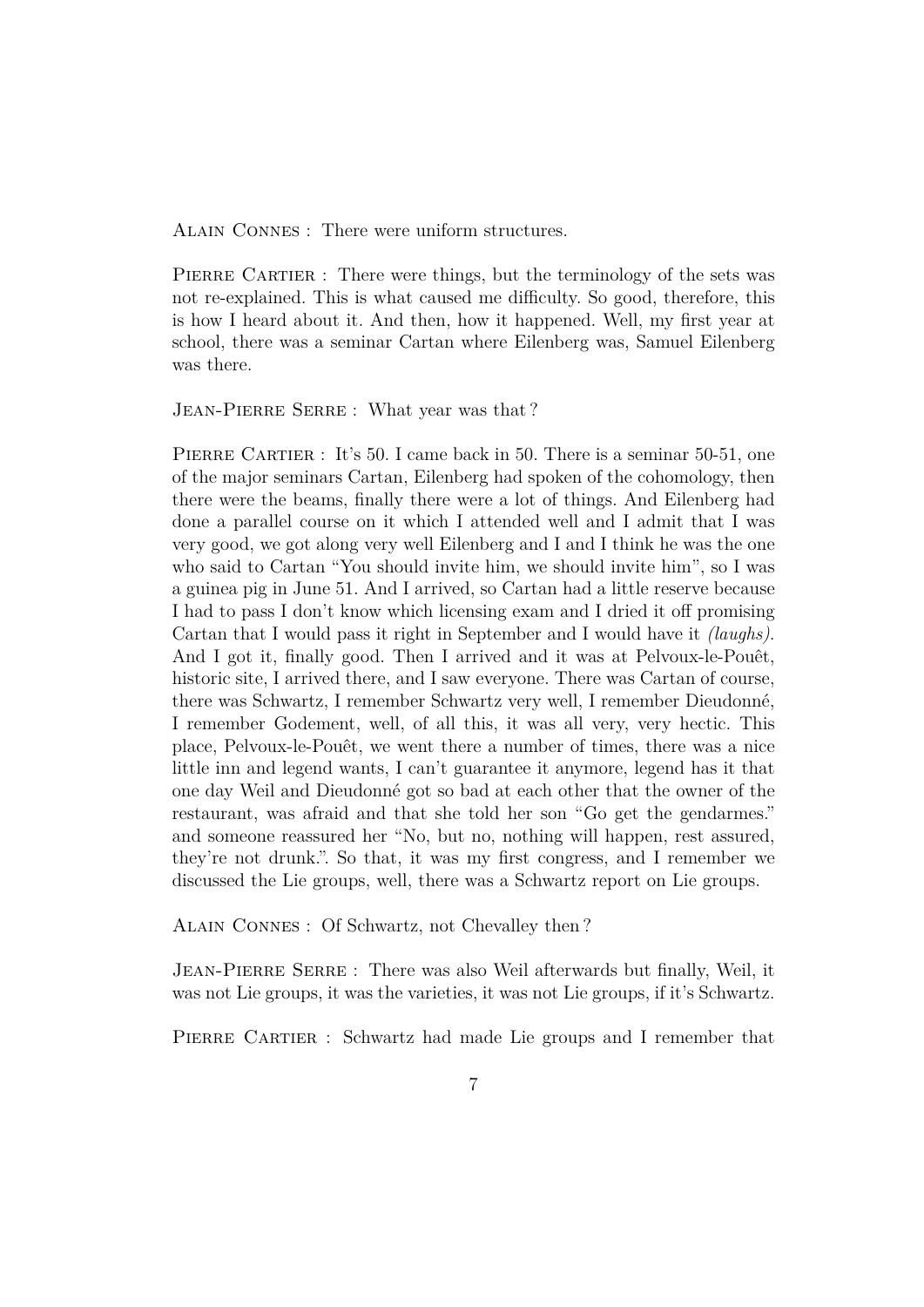Alain Connes : There were uniform structures.

Pierre Cartier : There were things, but the terminology of the sets was not re-explained. This is what caused me difficulty. So good, therefore, this is how I heard about it. And then, how it happened. Well, my first year at school, there was a seminar Cartan where Eilenberg was, Samuel Eilenberg was there.

Jean-Pierre Serre : What year was that ?

Pierre Cartier : It's 50. I came back in 50. There is a seminar 50-51, one of the major seminars Cartan, Eilenberg had spoken of the cohomology, then there were the beams, finally there were a lot of things. And Eilenberg had done a parallel course on it which I attended well and I admit that I was very good, we got along very well Eilenberg and I and I think he was the one who said to Cartan "You should invite him, we should invite him", so I was a guinea pig in June 51. And I arrived, so Cartan had a little reserve because I had to pass I don't know which licensing exam and I dried it off promising Cartan that I would pass it right in September and I would have it *(laughs)*. And I got it, finally good. Then I arrived and it was at Pelvoux-le-Pouêt, historic site, I arrived there, and I saw everyone. There was Cartan of course, there was Schwartz, I remember Schwartz very well, I remember Dieudonné, I remember Godement, well, of all this, it was all very, very hectic. This place, Pelvoux-le-Pouêt, we went there a number of times, there was a nice little inn and legend wants, I can't guarantee it anymore, legend has it that one day Weil and Dieudonné got so bad at each other that the owner of the restaurant, was afraid and that she told her son "Go get the gendarmes." and someone reassured her "No, but no, nothing will happen, rest assured, they're not drunk.". So that, it was my first congress, and I remember we discussed the Lie groups, well, there was a Schwartz report on Lie groups.

Alain Connes : Of Schwartz, not Chevalley then ?

Jean-Pierre Serre : There was also Weil afterwards but finally, Weil, it was not Lie groups, it was the varieties, it was not Lie groups, if it's Schwartz.

Pierre Cartier : Schwartz had made Lie groups and I remember that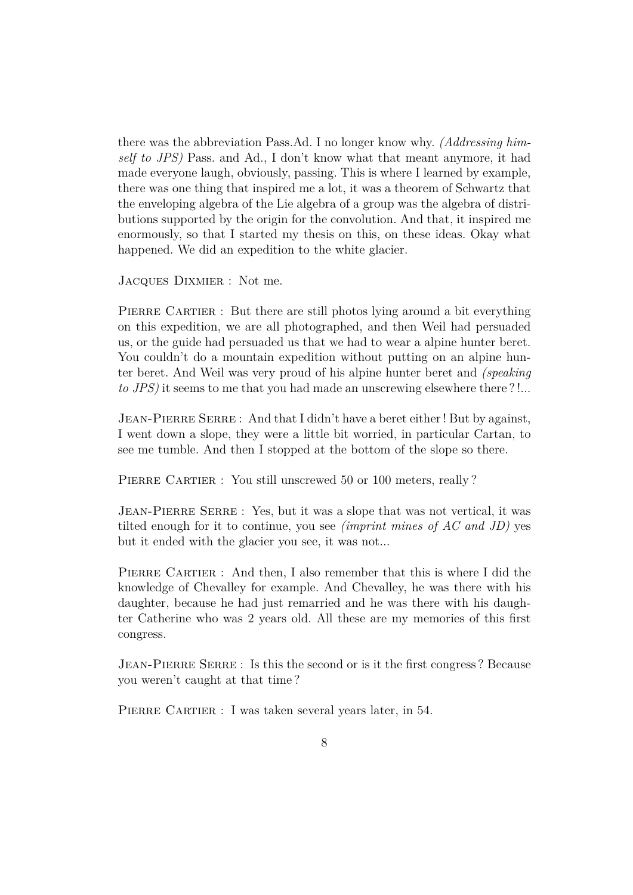there was the abbreviation Pass.Ad. I no longer know why. *(Addressing himself to JPS)* Pass. and Ad., I don't know what that meant anymore, it had made everyone laugh, obviously, passing. This is where I learned by example, there was one thing that inspired me a lot, it was a theorem of Schwartz that the enveloping algebra of the Lie algebra of a group was the algebra of distributions supported by the origin for the convolution. And that, it inspired me enormously, so that I started my thesis on this, on these ideas. Okay what happened. We did an expedition to the white glacier.

Jacques Dixmier : Not me.

Pierre Cartier : But there are still photos lying around a bit everything on this expedition, we are all photographed, and then Weil had persuaded us, or the guide had persuaded us that we had to wear a alpine hunter beret. You couldn't do a mountain expedition without putting on an alpine hunter beret. And Weil was very proud of his alpine hunter beret and *(speaking to JPS)* it seems to me that you had made an unscrewing elsewhere there ?!...

Jean-Pierre Serre : And that I didn't have a beret either ! But by against, I went down a slope, they were a little bit worried, in particular Cartan, to see me tumble. And then I stopped at the bottom of the slope so there.

Pierre Cartier : You still unscrewed 50 or 100 meters, really ?

Jean-Pierre Serre : Yes, but it was a slope that was not vertical, it was tilted enough for it to continue, you see *(imprint mines of AC and JD)* yes but it ended with the glacier you see, it was not...

Pierre Cartier : And then, I also remember that this is where I did the knowledge of Chevalley for example. And Chevalley, he was there with his daughter, because he had just remarried and he was there with his daughter Catherine who was 2 years old. All these are my memories of this first congress.

Jean-Pierre Serre : Is this the second or is it the first congress ? Because you weren't caught at that time ?

Pierre Cartier : I was taken several years later, in 54.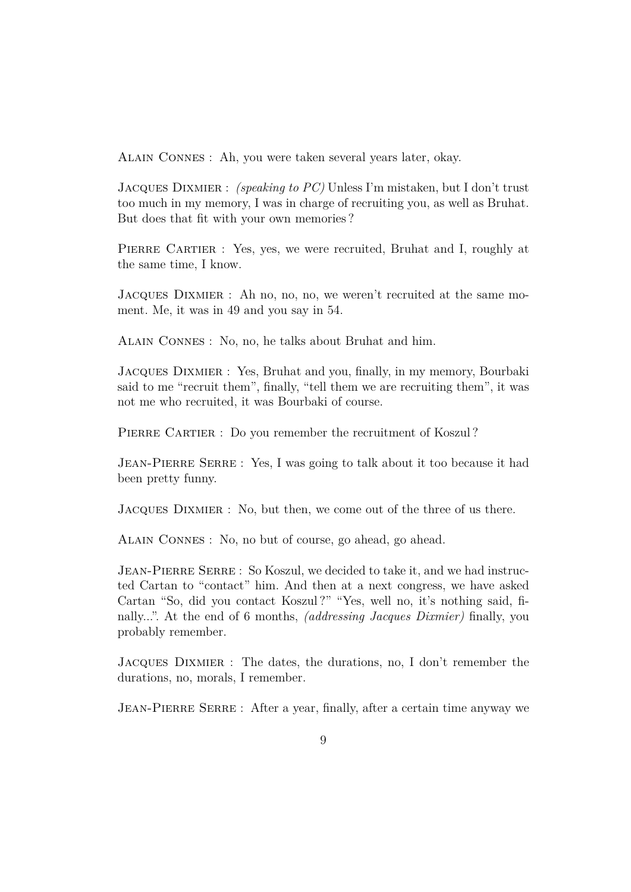Alain Connes : Ah, you were taken several years later, okay.

Jacques Dixmier : *(speaking to PC)* Unless I'm mistaken, but I don't trust too much in my memory, I was in charge of recruiting you, as well as Bruhat. But does that fit with your own memories ?

Pierre Cartier : Yes, yes, we were recruited, Bruhat and I, roughly at the same time, I know.

Jacques Dixmier : Ah no, no, no, we weren't recruited at the same moment. Me, it was in 49 and you say in 54.

Alain Connes : No, no, he talks about Bruhat and him.

Jacques Dixmier : Yes, Bruhat and you, finally, in my memory, Bourbaki said to me "recruit them", finally, "tell them we are recruiting them", it was not me who recruited, it was Bourbaki of course.

Pierre Cartier : Do you remember the recruitment of Koszul ?

Jean-Pierre Serre : Yes, I was going to talk about it too because it had been pretty funny.

Jacques Dixmier : No, but then, we come out of the three of us there.

Alain Connes : No, no but of course, go ahead, go ahead.

Jean-Pierre Serre : So Koszul, we decided to take it, and we had instructed Cartan to "contact" him. And then at a next congress, we have asked Cartan "So, did you contact Koszul ?" "Yes, well no, it's nothing said, finally...". At the end of 6 months, *(addressing Jacques Dixmier)* finally, you probably remember.

Jacques Dixmier : The dates, the durations, no, I don't remember the durations, no, morals, I remember.

Jean-Pierre Serre : After a year, finally, after a certain time anyway we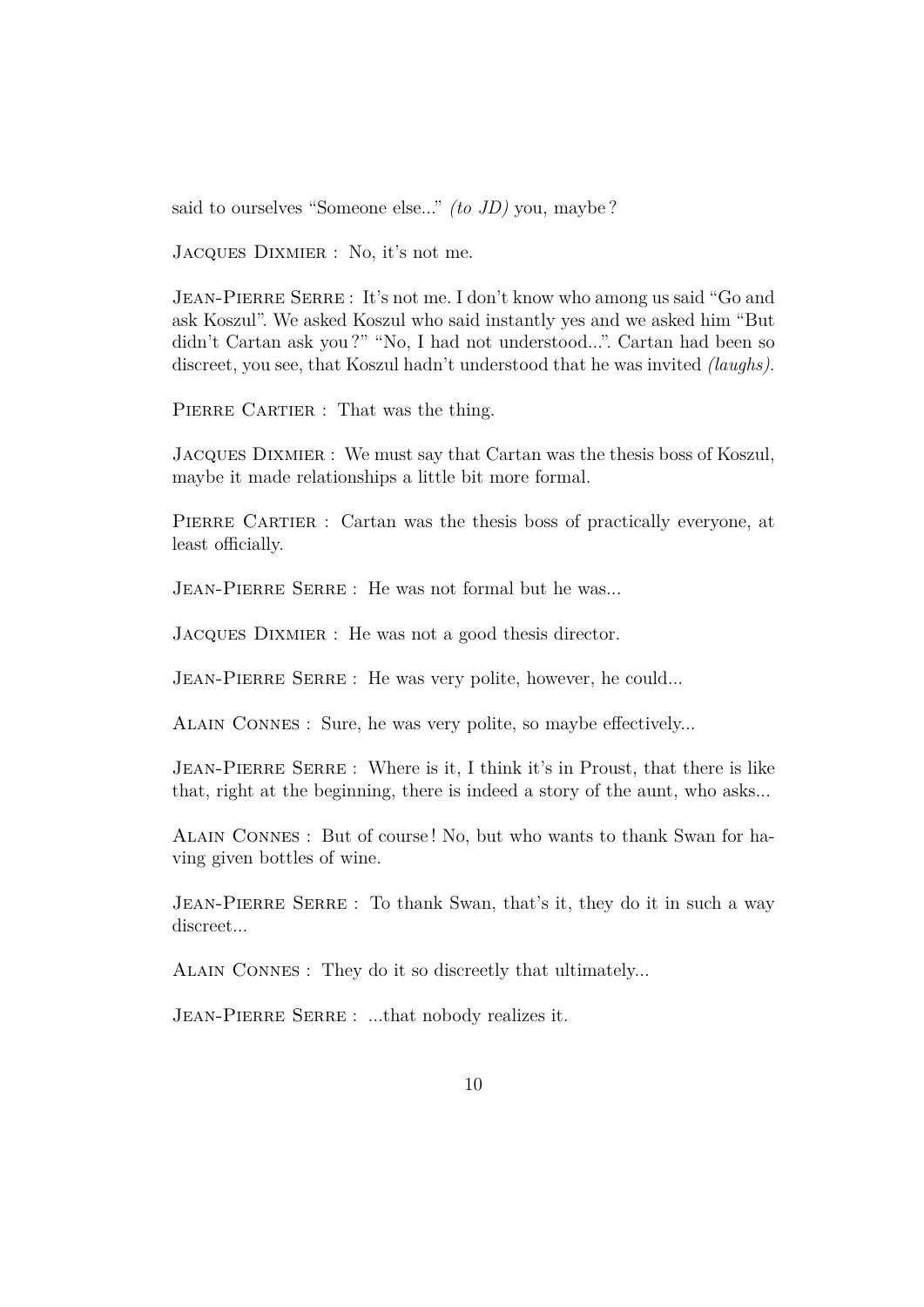said to ourselves "Someone else..." *(to JD)* you, maybe ?

Jacques Dixmier : No, it's not me.

Jean-Pierre Serre : It's not me. I don't know who among us said "Go and ask Koszul". We asked Koszul who said instantly yes and we asked him "But didn't Cartan ask you ?" "No, I had not understood...". Cartan had been so discreet, you see, that Koszul hadn't understood that he was invited *(laughs)*.

Pierre Cartier : That was the thing.

Jacques Dixmier : We must say that Cartan was the thesis boss of Koszul, maybe it made relationships a little bit more formal.

Pierre Cartier : Cartan was the thesis boss of practically everyone, at least officially.

Jean-Pierre Serre : He was not formal but he was...

Jacques Dixmier : He was not a good thesis director.

Jean-Pierre Serre : He was very polite, however, he could...

Alain Connes : Sure, he was very polite, so maybe effectively...

Jean-Pierre Serre : Where is it, I think it's in Proust, that there is like that, right at the beginning, there is indeed a story of the aunt, who asks...

Alain Connes : But of course ! No, but who wants to thank Swan for having given bottles of wine.

Jean-Pierre Serre : To thank Swan, that's it, they do it in such a way discreet...

Alain Connes : They do it so discreetly that ultimately...

Jean-Pierre Serre : ...that nobody realizes it.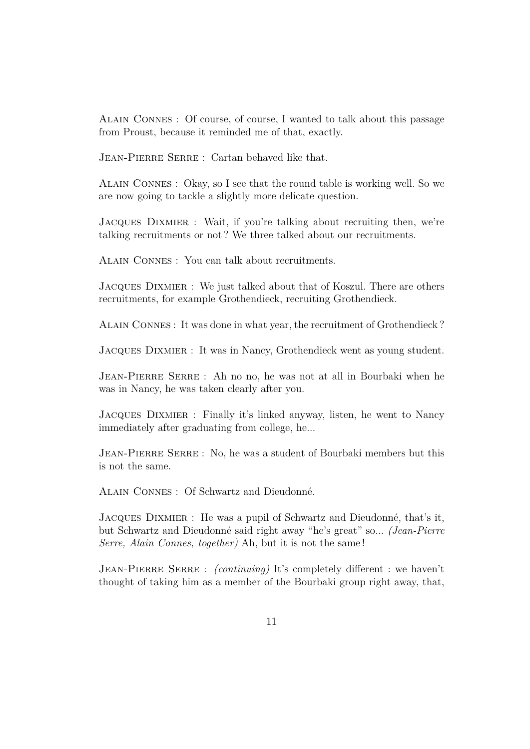Alain Connes : Of course, of course, I wanted to talk about this passage from Proust, because it reminded me of that, exactly.

Jean-Pierre Serre : Cartan behaved like that.

Alain Connes : Okay, so I see that the round table is working well. So we are now going to tackle a slightly more delicate question.

Jacques Dixmier : Wait, if you're talking about recruiting then, we're talking recruitments or not ? We three talked about our recruitments.

Alain Connes : You can talk about recruitments.

Jacques Dixmier : We just talked about that of Koszul. There are others recruitments, for example Grothendieck, recruiting Grothendieck.

Alain Connes : It was done in what year, the recruitment of Grothendieck ?

Jacques Dixmier : It was in Nancy, Grothendieck went as young student.

Jean-Pierre Serre : Ah no no, he was not at all in Bourbaki when he was in Nancy, he was taken clearly after you.

Jacques Dixmier : Finally it's linked anyway, listen, he went to Nancy immediately after graduating from college, he...

Jean-Pierre Serre : No, he was a student of Bourbaki members but this is not the same.

Alain Connes : Of Schwartz and Dieudonné.

Jacques Dixmier : He was a pupil of Schwartz and Dieudonné, that's it, but Schwartz and Dieudonné said right away "he's great" so... *(Jean-Pierre Serre, Alain Connes, together)* Ah, but it is not the same !

Jean-Pierre Serre : *(continuing)* It's completely different : we haven't thought of taking him as a member of the Bourbaki group right away, that,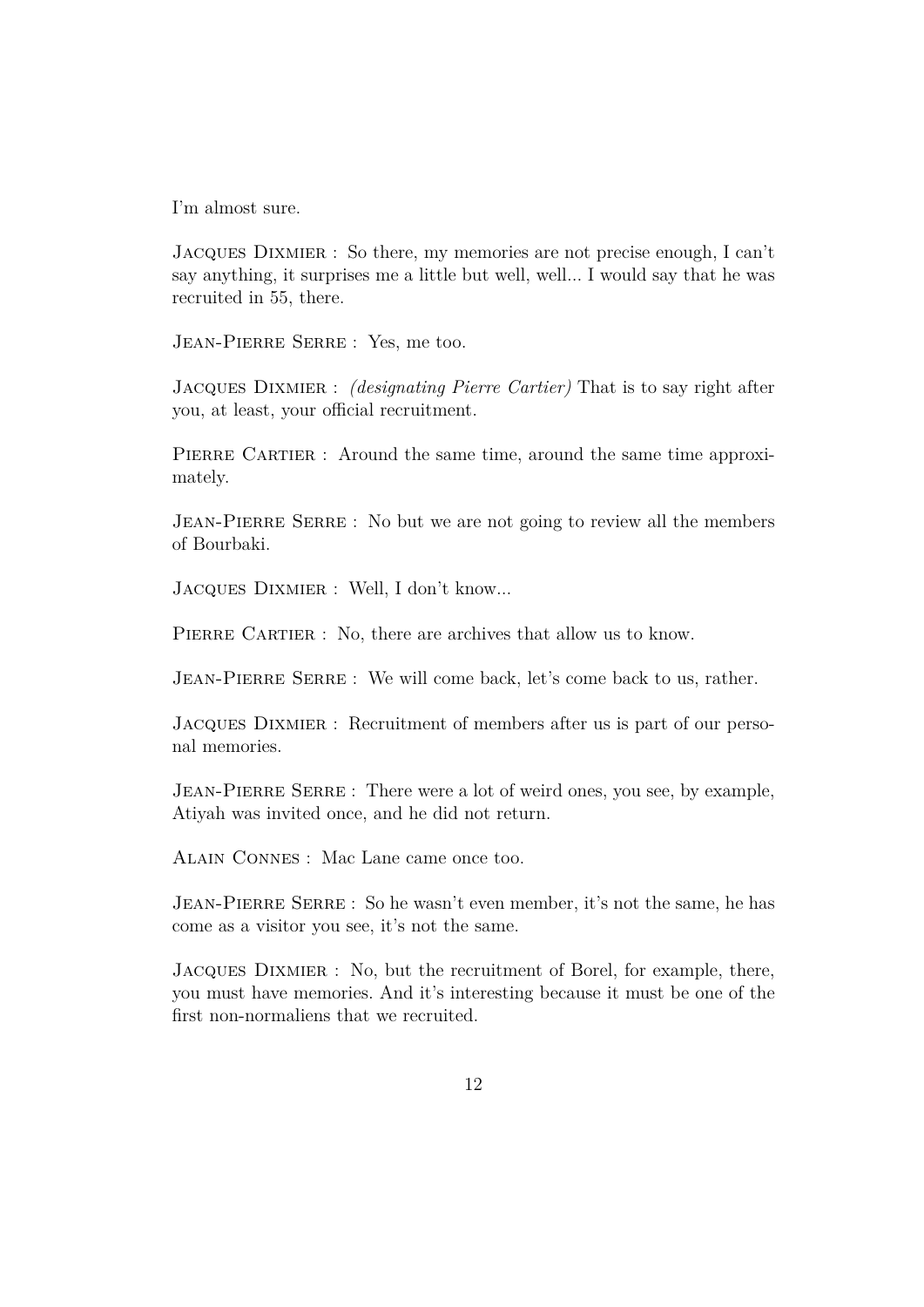I'm almost sure.

Jacques Dixmier : So there, my memories are not precise enough, I can't say anything, it surprises me a little but well, well... I would say that he was recruited in 55, there.

Jean-Pierre Serre : Yes, me too.

Jacques Dixmier : *(designating Pierre Cartier)* That is to say right after you, at least, your official recruitment.

Pierre Cartier : Around the same time, around the same time approximately.

Jean-Pierre Serre : No but we are not going to review all the members of Bourbaki.

Jacques Dixmier : Well, I don't know...

Pierre Cartier : No, there are archives that allow us to know.

Jean-Pierre Serre : We will come back, let's come back to us, rather.

Jacques Dixmier : Recruitment of members after us is part of our personal memories.

Jean-Pierre Serre : There were a lot of weird ones, you see, by example, Atiyah was invited once, and he did not return.

Alain Connes : Mac Lane came once too.

Jean-Pierre Serre : So he wasn't even member, it's not the same, he has come as a visitor you see, it's not the same.

Jacques Dixmier : No, but the recruitment of Borel, for example, there, you must have memories. And it's interesting because it must be one of the first non-normaliens that we recruited.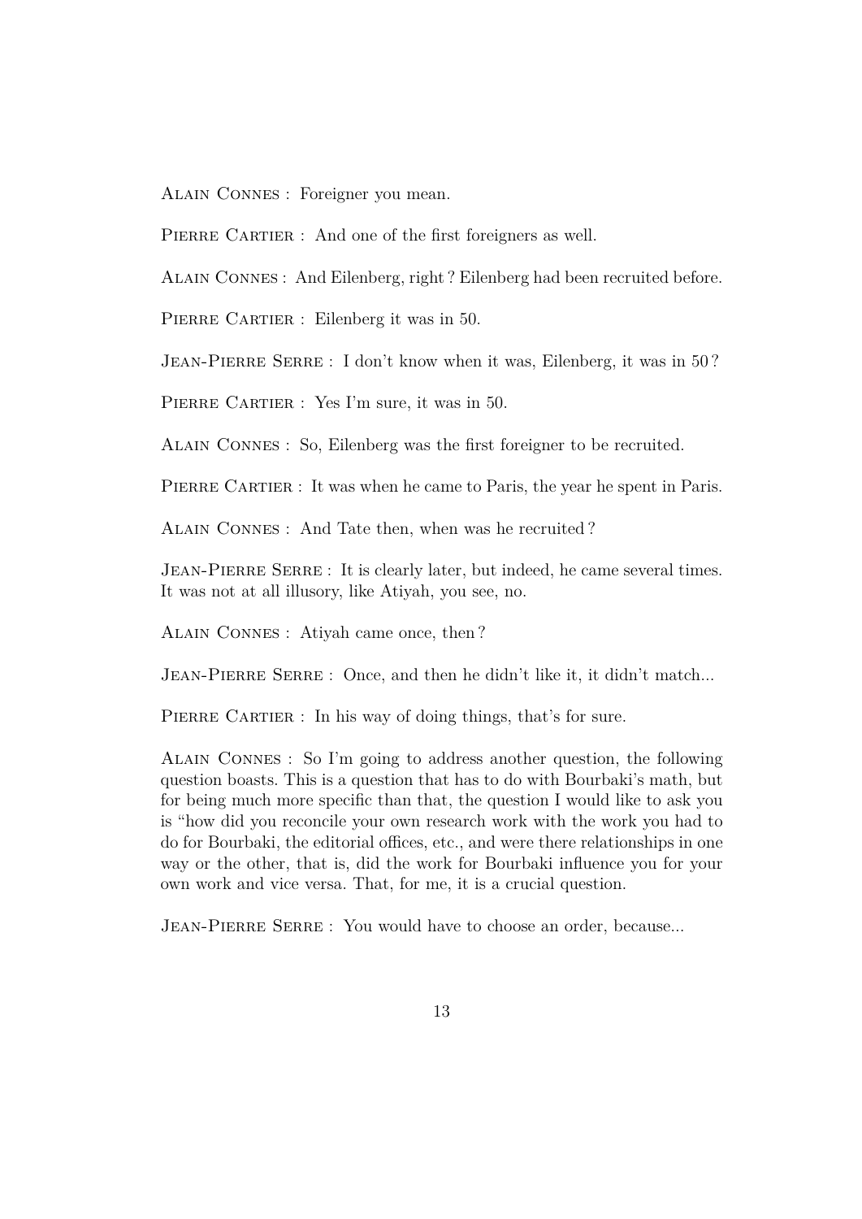Alain Connes : Foreigner you mean.

Pierre Cartier : And one of the first foreigners as well.

Alain Connes : And Eilenberg, right ? Eilenberg had been recruited before.

Pierre Cartier : Eilenberg it was in 50.

Jean-Pierre Serre : I don't know when it was, Eilenberg, it was in 50 ?

Pierre Cartier : Yes I'm sure, it was in 50.

Alain Connes : So, Eilenberg was the first foreigner to be recruited.

Pierre Cartier : It was when he came to Paris, the year he spent in Paris.

Alain Connes : And Tate then, when was he recruited ?

Jean-Pierre Serre : It is clearly later, but indeed, he came several times. It was not at all illusory, like Atiyah, you see, no.

Alain Connes : Atiyah came once, then ?

Jean-Pierre Serre : Once, and then he didn't like it, it didn't match...

Pierre Cartier : In his way of doing things, that's for sure.

Alain Connes : So I'm going to address another question, the following question boasts. This is a question that has to do with Bourbaki's math, but for being much more specific than that, the question I would like to ask you is "how did you reconcile your own research work with the work you had to do for Bourbaki, the editorial offices, etc., and were there relationships in one way or the other, that is, did the work for Bourbaki influence you for your own work and vice versa. That, for me, it is a crucial question.

Jean-Pierre Serre : You would have to choose an order, because...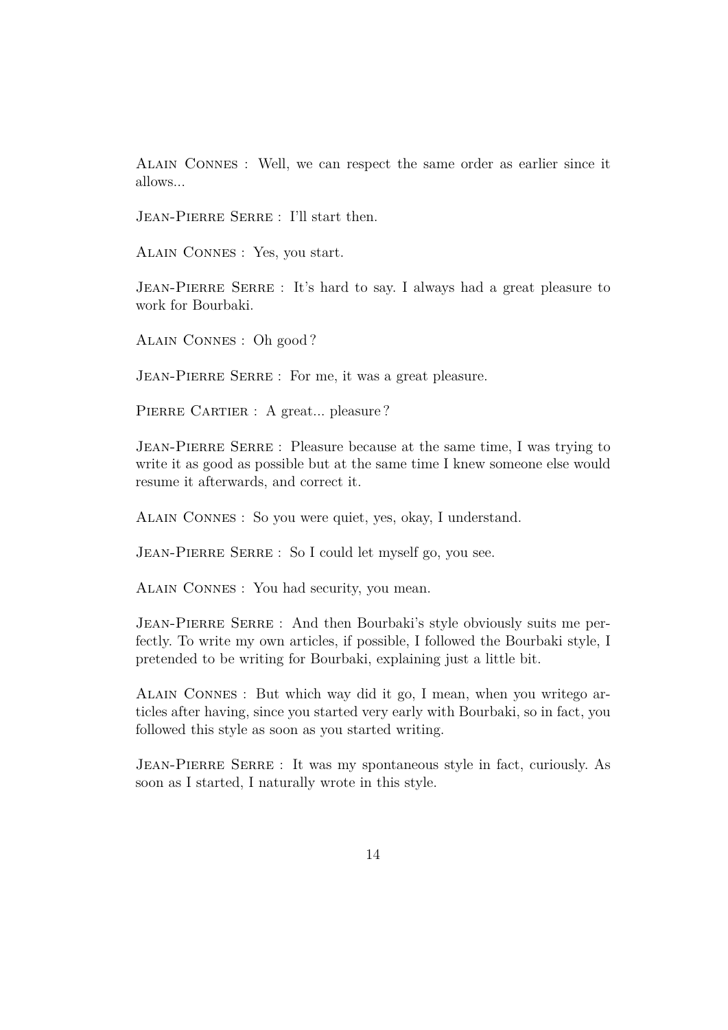Alain Connes : Well, we can respect the same order as earlier since it allows...

Jean-Pierre Serre : I'll start then.

Alain Connes : Yes, you start.

Jean-Pierre Serre : It's hard to say. I always had a great pleasure to work for Bourbaki.

Alain Connes : Oh good ?

Jean-Pierre Serre : For me, it was a great pleasure.

Pierre Cartier : A great... pleasure ?

Jean-Pierre Serre : Pleasure because at the same time, I was trying to write it as good as possible but at the same time I knew someone else would resume it afterwards, and correct it.

Alain Connes : So you were quiet, yes, okay, I understand.

Jean-Pierre Serre : So I could let myself go, you see.

Alain Connes : You had security, you mean.

Jean-Pierre Serre : And then Bourbaki's style obviously suits me perfectly. To write my own articles, if possible, I followed the Bourbaki style, I pretended to be writing for Bourbaki, explaining just a little bit.

Alain Connes : But which way did it go, I mean, when you writego articles after having, since you started very early with Bourbaki, so in fact, you followed this style as soon as you started writing.

Jean-Pierre Serre : It was my spontaneous style in fact, curiously. As soon as I started, I naturally wrote in this style.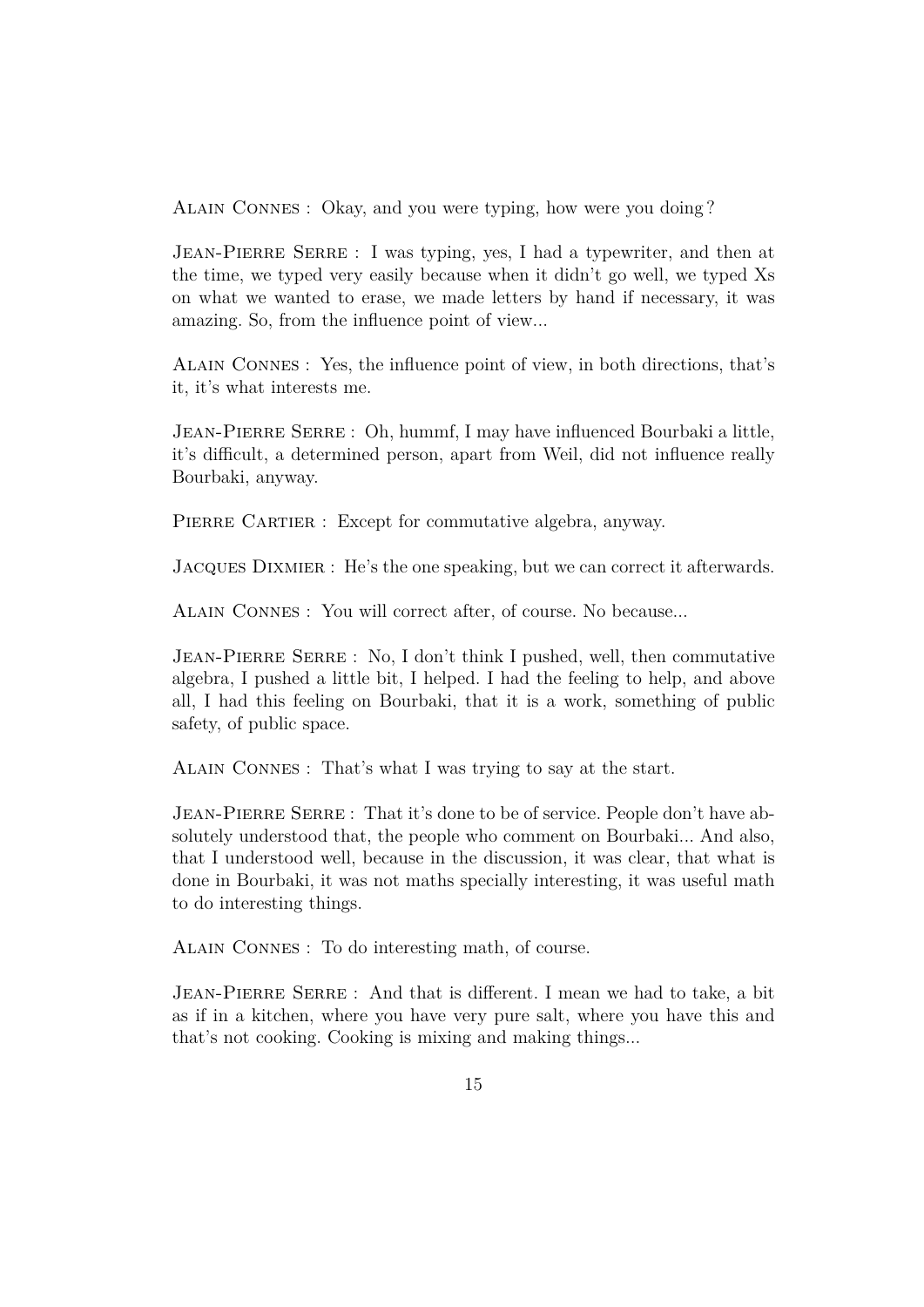Alain Connes : Okay, and you were typing, how were you doing ?

Jean-Pierre Serre : I was typing, yes, I had a typewriter, and then at the time, we typed very easily because when it didn't go well, we typed Xs on what we wanted to erase, we made letters by hand if necessary, it was amazing. So, from the influence point of view...

Alain Connes : Yes, the influence point of view, in both directions, that's it, it's what interests me.

Jean-Pierre Serre : Oh, hummf, I may have influenced Bourbaki a little, it's difficult, a determined person, apart from Weil, did not influence really Bourbaki, anyway.

Pierre Cartier : Except for commutative algebra, anyway.

Jacques Dixmier : He's the one speaking, but we can correct it afterwards.

Alain Connes : You will correct after, of course. No because...

Jean-Pierre Serre : No, I don't think I pushed, well, then commutative algebra, I pushed a little bit, I helped. I had the feeling to help, and above all, I had this feeling on Bourbaki, that it is a work, something of public safety, of public space.

Alain Connes : That's what I was trying to say at the start.

Jean-Pierre Serre : That it's done to be of service. People don't have absolutely understood that, the people who comment on Bourbaki... And also, that I understood well, because in the discussion, it was clear, that what is done in Bourbaki, it was not maths specially interesting, it was useful math to do interesting things.

Alain Connes : To do interesting math, of course.

Jean-Pierre Serre : And that is different. I mean we had to take, a bit as if in a kitchen, where you have very pure salt, where you have this and that's not cooking. Cooking is mixing and making things...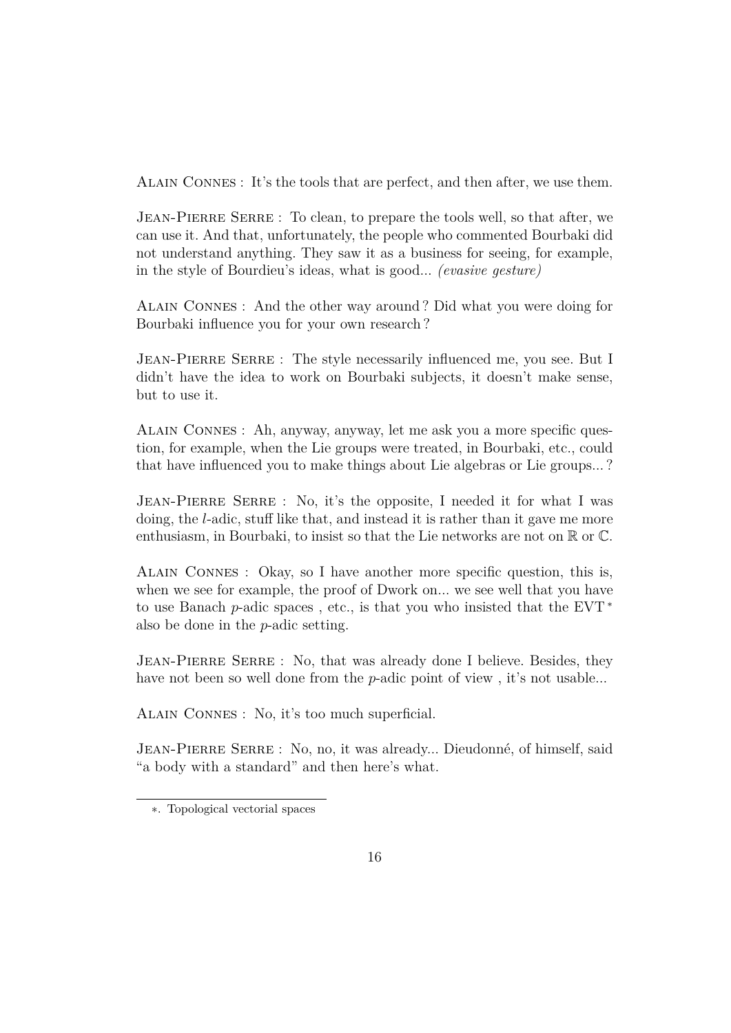Alain Connes : It's the tools that are perfect, and then after, we use them.

Jean-Pierre Serre : To clean, to prepare the tools well, so that after, we can use it. And that, unfortunately, the people who commented Bourbaki did not understand anything. They saw it as a business for seeing, for example, in the style of Bourdieu's ideas, what is good... *(evasive gesture)*

Alain Connes : And the other way around ? Did what you were doing for Bourbaki influence you for your own research ?

Jean-Pierre Serre : The style necessarily influenced me, you see. But I didn't have the idea to work on Bourbaki subjects, it doesn't make sense, but to use it.

Alain Connes : Ah, anyway, anyway, let me ask you a more specific question, for example, when the Lie groups were treated, in Bourbaki, etc., could that have influenced you to make things about Lie algebras or Lie groups... ?

Jean-Pierre Serre : No, it's the opposite, I needed it for what I was doing, the $l$-adic, stuff like that, and instead it is rather than it gave me more enthusiasm, in Bourbaki, to insist so that the Lie networks are not on $\mathbb{R}$ or $\mathbb{C}$.

Alain Connes : Okay, so I have another more specific question, this is, when we see for example, the proof of Dwork on... we see well that you have to use Banach $p$-adic spaces , etc., is that you who insisted that the EVT [*] also be done in the $p$-adic setting.

Jean-Pierre Serre : No, that was already done I believe. Besides, they have not been so well done from the $p$-adic point of view , it's not usable...

Alain Connes : No, it's too much superficial.

Jean-Pierre Serre : No, no, it was already... Dieudonné, of himself, said "a body with a standard" and then here's what.

---

*. Topological vectorial spaces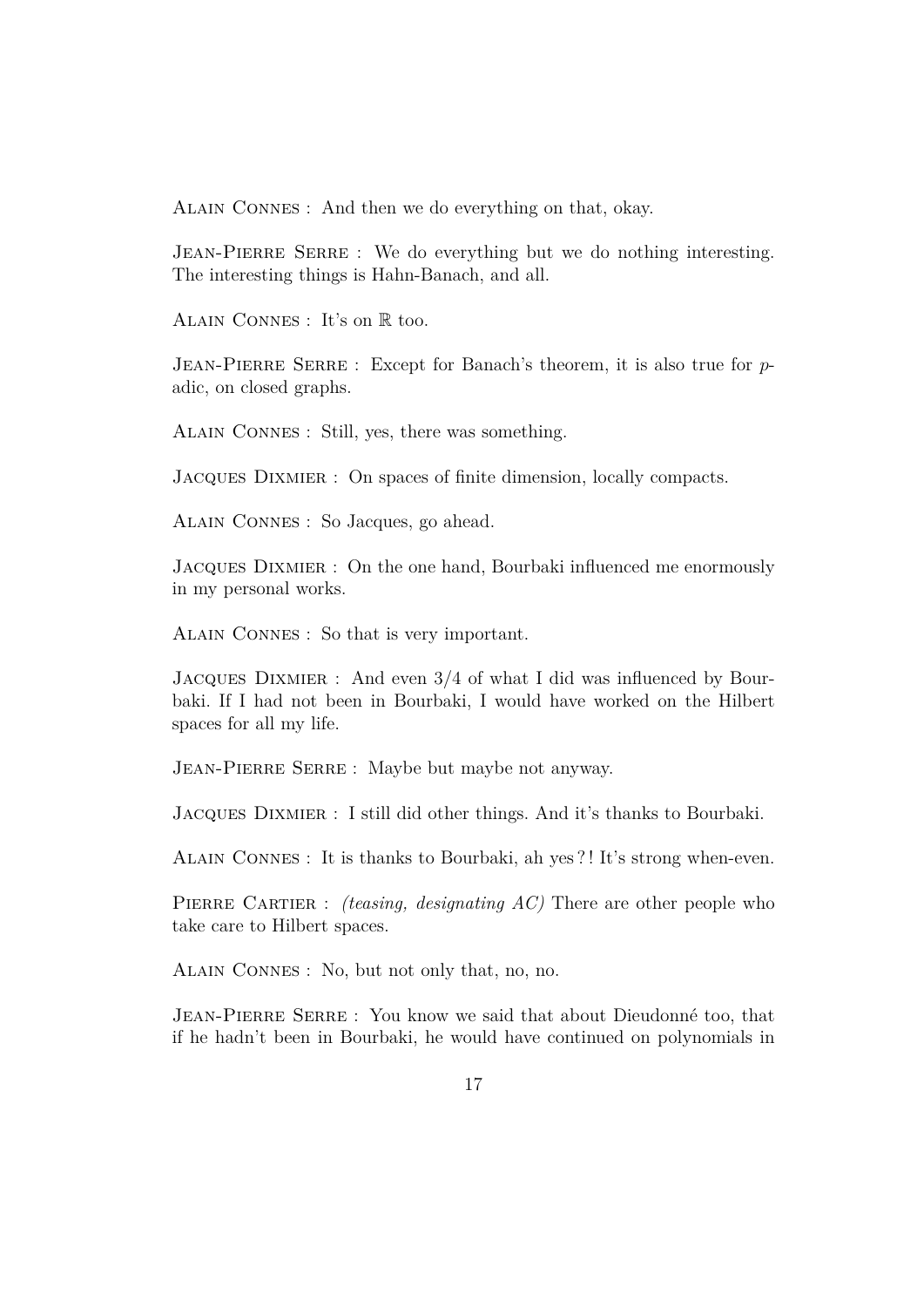Alain Connes : And then we do everything on that, okay.

Jean-Pierre Serre : We do everything but we do nothing interesting. The interesting things is Hahn-Banach, and all.

Alain Connes : It's on $\mathbb{R}$ too.

Jean-Pierre Serre : Except for Banach's theorem, it is also true for $p$-adic, on closed graphs.

Alain Connes : Still, yes, there was something.

Jacques Dixmier : On spaces of finite dimension, locally compacts.

Alain Connes : So Jacques, go ahead.

Jacques Dixmier : On the one hand, Bourbaki influenced me enormously in my personal works.

Alain Connes : So that is very important.

Jacques Dixmier : And even 3/4 of what I did was influenced by Bourbaki. If I had not been in Bourbaki, I would have worked on the Hilbert spaces for all my life.

Jean-Pierre Serre : Maybe but maybe not anyway.

Jacques Dixmier : I still did other things. And it's thanks to Bourbaki.

Alain Connes : It is thanks to Bourbaki, ah yes ? ! It's strong when-even.

Pierre Cartier : *(teasing, designating AC)* There are other people who take care to Hilbert spaces.

Alain Connes : No, but not only that, no, no.

Jean-Pierre Serre : You know we said that about Dieudonné too, that if he hadn't been in Bourbaki, he would have continued on polynomials in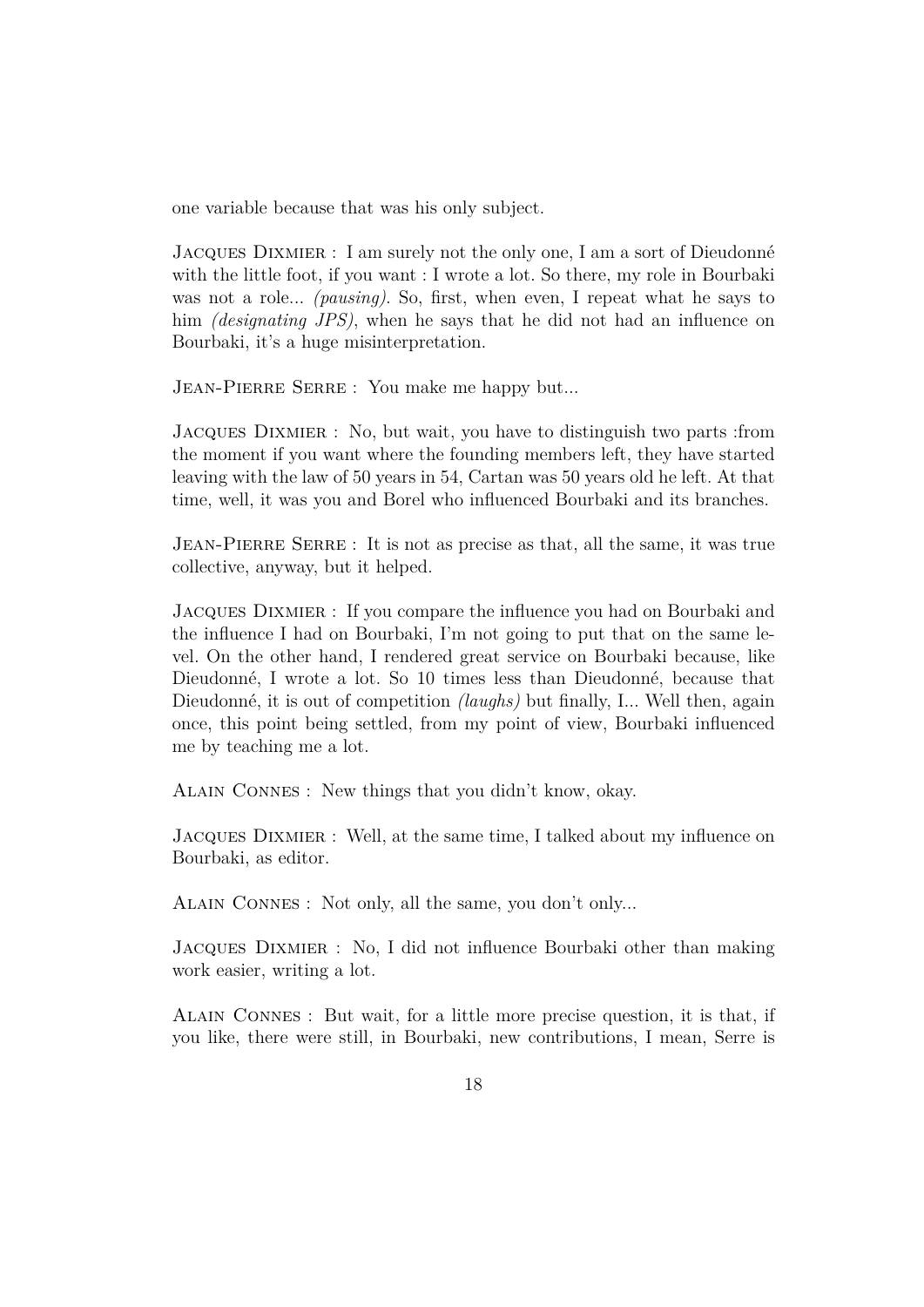one variable because that was his only subject.

Jacques Dixmier : I am surely not the only one, I am a sort of Dieudonné with the little foot, if you want : I wrote a lot. So there, my role in Bourbaki was not a role... *(pausing)*. So, first, when even, I repeat what he says to him *(designating JPS)*, when he says that he did not had an influence on Bourbaki, it's a huge misinterpretation.

Jean-Pierre Serre : You make me happy but...

Jacques Dixmier : No, but wait, you have to distinguish two parts :from the moment if you want where the founding members left, they have started leaving with the law of 50 years in 54, Cartan was 50 years old he left. At that time, well, it was you and Borel who influenced Bourbaki and its branches.

Jean-Pierre Serre : It is not as precise as that, all the same, it was true collective, anyway, but it helped.

Jacques Dixmier : If you compare the influence you had on Bourbaki and the influence I had on Bourbaki, I'm not going to put that on the same level. On the other hand, I rendered great service on Bourbaki because, like Dieudonné, I wrote a lot. So 10 times less than Dieudonné, because that Dieudonné, it is out of competition *(laughs)* but finally, I... Well then, again once, this point being settled, from my point of view, Bourbaki influenced me by teaching me a lot.

Alain Connes : New things that you didn't know, okay.

Jacques Dixmier : Well, at the same time, I talked about my influence on Bourbaki, as editor.

Alain Connes : Not only, all the same, you don't only...

Jacques Dixmier : No, I did not influence Bourbaki other than making work easier, writing a lot.

Alain Connes : But wait, for a little more precise question, it is that, if you like, there were still, in Bourbaki, new contributions, I mean, Serre is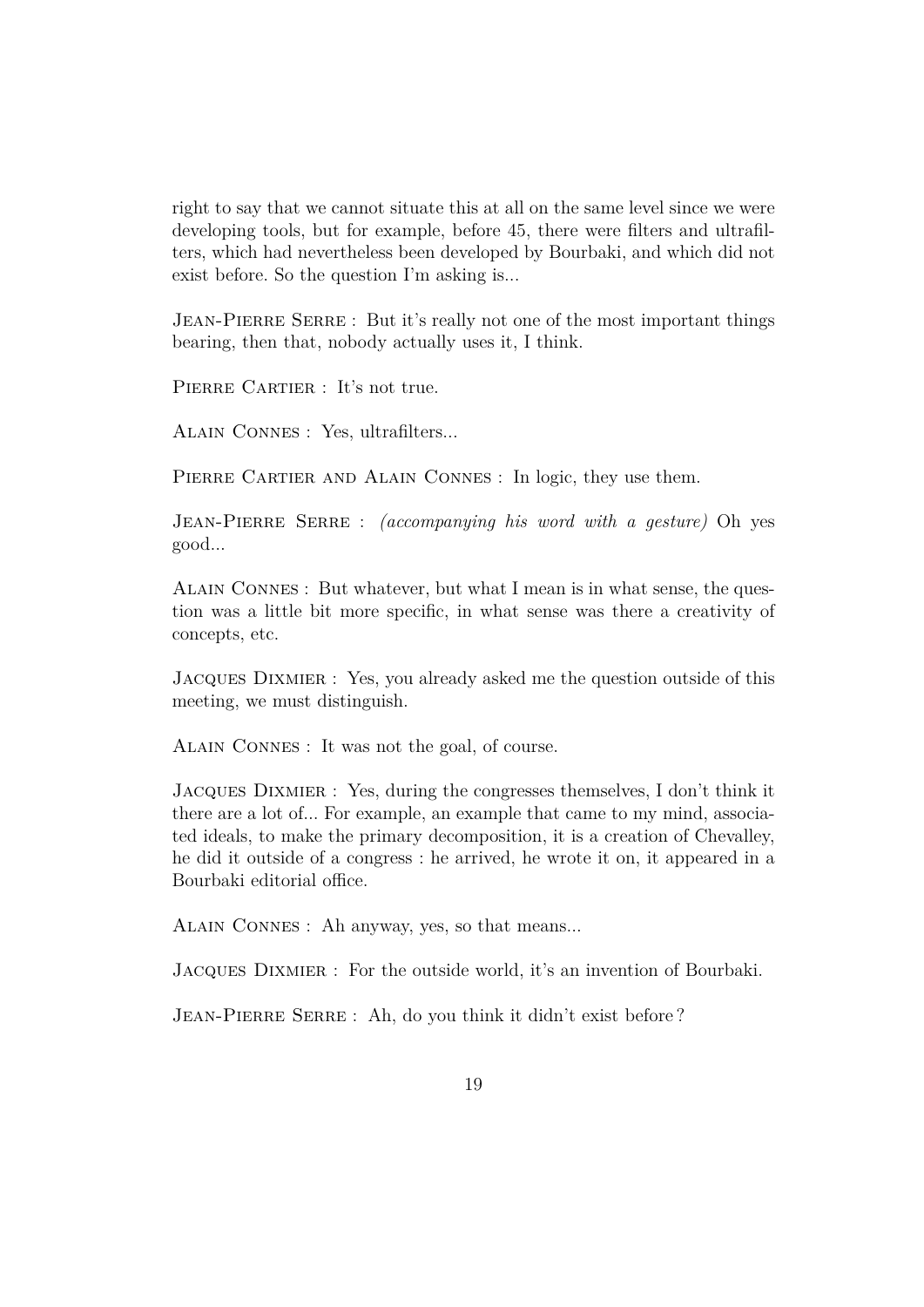right to say that we cannot situate this at all on the same level since we were developing tools, but for example, before 45, there were filters and ultrafilters, which had nevertheless been developed by Bourbaki, and which did not exist before. So the question I'm asking is...

Jean-Pierre Serre : But it's really not one of the most important things bearing, then that, nobody actually uses it, I think.

Pierre Cartier : It's not true.

Alain Connes : Yes, ultrafilters...

Pierre Cartier and Alain Connes : In logic, they use them.

Jean-Pierre Serre : *(accompanying his word with a gesture)* Oh yes good...

Alain Connes : But whatever, but what I mean is in what sense, the question was a little bit more specific, in what sense was there a creativity of concepts, etc.

Jacques Dixmier : Yes, you already asked me the question outside of this meeting, we must distinguish.

Alain Connes : It was not the goal, of course.

Jacques Dixmier : Yes, during the congresses themselves, I don't think it there are a lot of... For example, an example that came to my mind, associated ideals, to make the primary decomposition, it is a creation of Chevalley, he did it outside of a congress : he arrived, he wrote it on, it appeared in a Bourbaki editorial office.

Alain Connes : Ah anyway, yes, so that means...

Jacques Dixmier : For the outside world, it's an invention of Bourbaki.

Jean-Pierre Serre : Ah, do you think it didn't exist before ?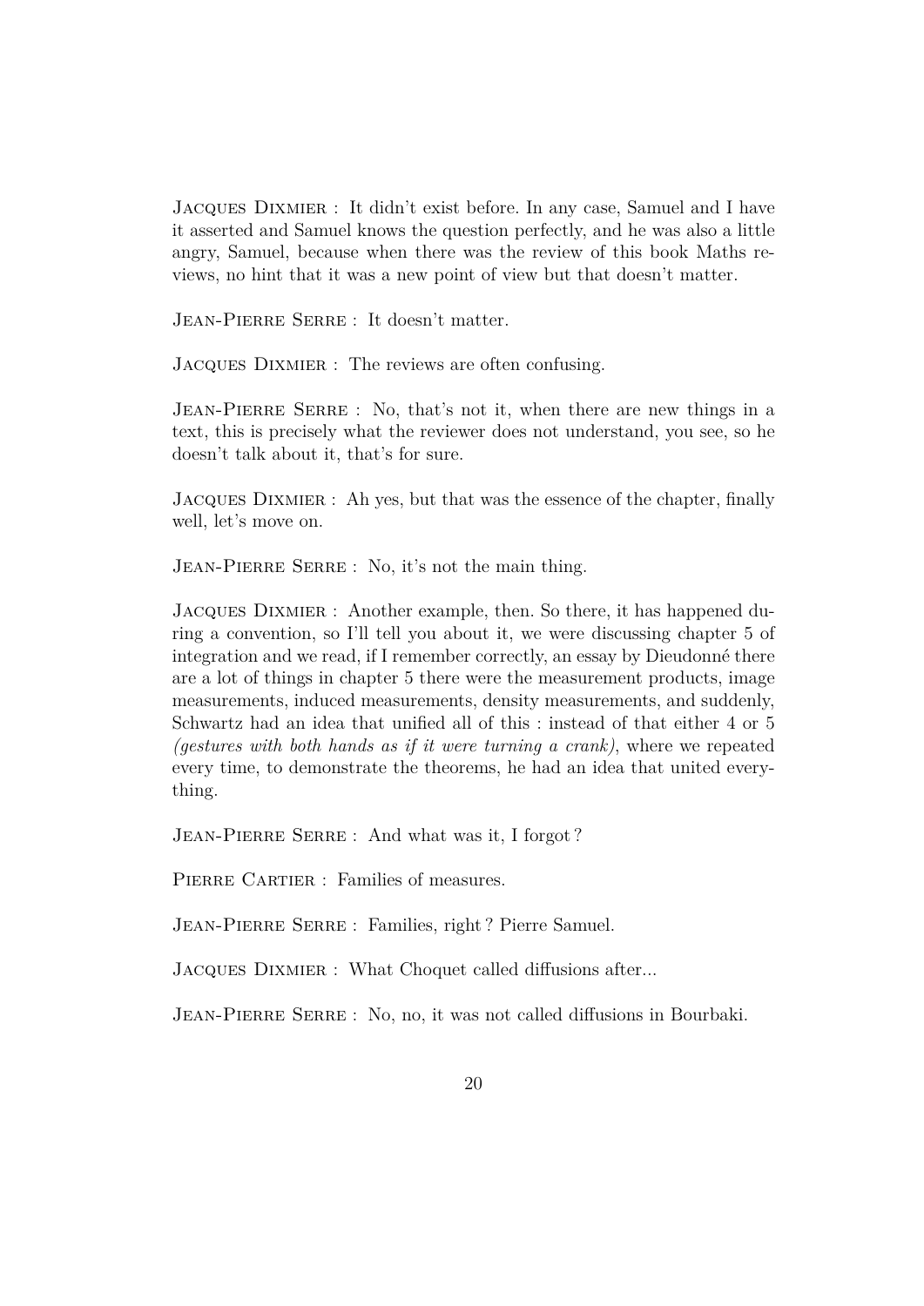Jacques Dixmier : It didn't exist before. In any case, Samuel and I have it asserted and Samuel knows the question perfectly, and he was also a little angry, Samuel, because when there was the review of this book Maths reviews, no hint that it was a new point of view but that doesn't matter.

Jean-Pierre Serre : It doesn't matter.

Jacques Dixmier : The reviews are often confusing.

Jean-Pierre Serre : No, that's not it, when there are new things in a text, this is precisely what the reviewer does not understand, you see, so he doesn't talk about it, that's for sure.

Jacques Dixmier : Ah yes, but that was the essence of the chapter, finally well, let's move on.

Jean-Pierre Serre : No, it's not the main thing.

Jacques Dixmier : Another example, then. So there, it has happened during a convention, so I'll tell you about it, we were discussing chapter 5 of integration and we read, if I remember correctly, an essay by Dieudonné there are a lot of things in chapter 5 there were the measurement products, image measurements, induced measurements, density measurements, and suddenly, Schwartz had an idea that unified all of this : instead of that either 4 or 5 *(gestures with both hands as if it were turning a crank)*, where we repeated every time, to demonstrate the theorems, he had an idea that united everything.

Jean-Pierre Serre : And what was it, I forgot ?

Pierre Cartier : Families of measures.

Jean-Pierre Serre : Families, right ? Pierre Samuel.

Jacques Dixmier : What Choquet called diffusions after...

Jean-Pierre Serre : No, no, it was not called diffusions in Bourbaki.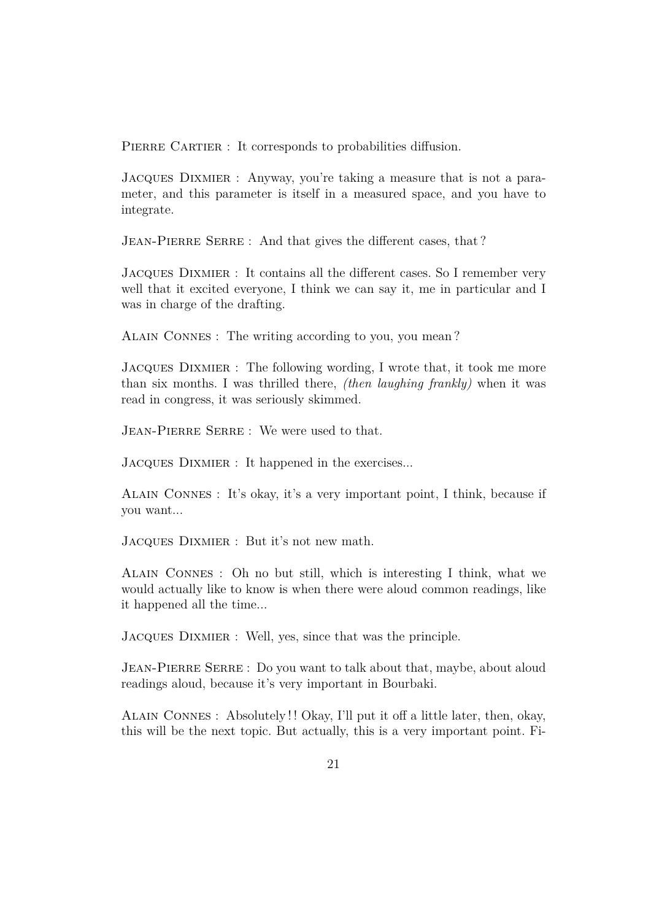Pierre Cartier : It corresponds to probabilities diffusion.

Jacques Dixmier : Anyway, you're taking a measure that is not a parameter, and this parameter is itself in a measured space, and you have to integrate.

Jean-Pierre Serre : And that gives the different cases, that ?

Jacques Dixmier : It contains all the different cases. So I remember very well that it excited everyone, I think we can say it, me in particular and I was in charge of the drafting.

Alain Connes : The writing according to you, you mean ?

Jacques Dixmier : The following wording, I wrote that, it took me more than six months. I was thrilled there, *(then laughing frankly)* when it was read in congress, it was seriously skimmed.

Jean-Pierre Serre : We were used to that.

Jacques Dixmier : It happened in the exercises...

Alain Connes : It's okay, it's a very important point, I think, because if you want...

Jacques Dixmier : But it's not new math.

Alain Connes : Oh no but still, which is interesting I think, what we would actually like to know is when there were aloud common readings, like it happened all the time...

Jacques Dixmier : Well, yes, since that was the principle.

Jean-Pierre Serre : Do you want to talk about that, maybe, about aloud readings aloud, because it's very important in Bourbaki.

Alain Connes : Absolutely ! ! Okay, I'll put it off a little later, then, okay, this will be the next topic. But actually, this is a very important point. Fi-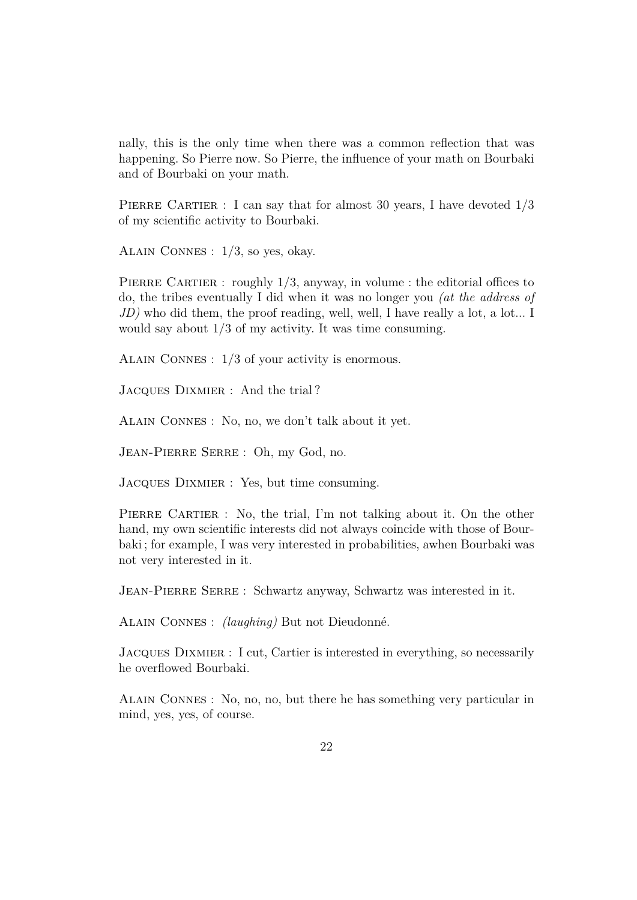nally, this is the only time when there was a common reflection that was happening. So Pierre now. So Pierre, the influence of your math on Bourbaki and of Bourbaki on your math.

Pierre Cartier : I can say that for almost 30 years, I have devoted 1/3 of my scientific activity to Bourbaki.

Alain Connes : 1/3, so yes, okay.

Pierre Cartier : roughly 1/3, anyway, in volume : the editorial offices to do, the tribes eventually I did when it was no longer you *(at the address of JD)* who did them, the proof reading, well, well, I have really a lot, a lot... I would say about 1/3 of my activity. It was time consuming.

Alain Connes : 1/3 of your activity is enormous.

Jacques Dixmier : And the trial ?

Alain Connes : No, no, we don't talk about it yet.

Jean-Pierre Serre : Oh, my God, no.

Jacques Dixmier : Yes, but time consuming.

Pierre Cartier : No, the trial, I'm not talking about it. On the other hand, my own scientific interests did not always coincide with those of Bourbaki ; for example, I was very interested in probabilities, awhen Bourbaki was not very interested in it.

Jean-Pierre Serre : Schwartz anyway, Schwartz was interested in it.

Alain Connes : *(laughing)* But not Dieudonné.

Jacques Dixmier : I cut, Cartier is interested in everything, so necessarily he overflowed Bourbaki.

Alain Connes : No, no, no, but there he has something very particular in mind, yes, yes, of course.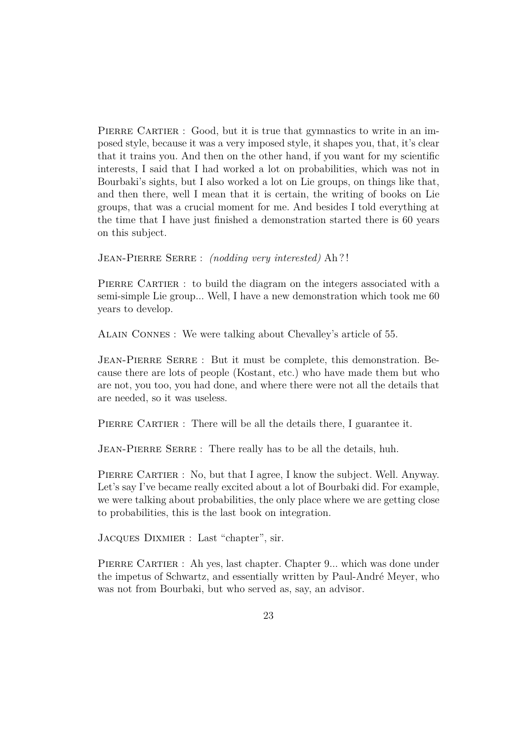Pierre Cartier : Good, but it is true that gymnastics to write in an imposed style, because it was a very imposed style, it shapes you, that, it's clear that it trains you. And then on the other hand, if you want for my scientific interests, I said that I had worked a lot on probabilities, which was not in Bourbaki's sights, but I also worked a lot on Lie groups, on things like that, and then there, well I mean that it is certain, the writing of books on Lie groups, that was a crucial moment for me. And besides I told everything at the time that I have just finished a demonstration started there is 60 years on this subject.

Jean-Pierre Serre : *(nodding very interested)* Ah ? !

Pierre Cartier : to build the diagram on the integers associated with a semi-simple Lie group... Well, I have a new demonstration which took me 60 years to develop.

Alain Connes : We were talking about Chevalley's article of 55.

Jean-Pierre Serre : But it must be complete, this demonstration. Because there are lots of people (Kostant, etc.) who have made them but who are not, you too, you had done, and where there were not all the details that are needed, so it was useless.

Pierre Cartier : There will be all the details there, I guarantee it.

Jean-Pierre Serre : There really has to be all the details, huh.

Pierre Cartier : No, but that I agree, I know the subject. Well. Anyway. Let's say I've became really excited about a lot of Bourbaki did. For example, we were talking about probabilities, the only place where we are getting close to probabilities, this is the last book on integration.

Jacques Dixmier : Last "chapter", sir.

Pierre Cartier : Ah yes, last chapter. Chapter 9... which was done under the impetus of Schwartz, and essentially written by Paul-André Meyer, who was not from Bourbaki, but who served as, say, an advisor.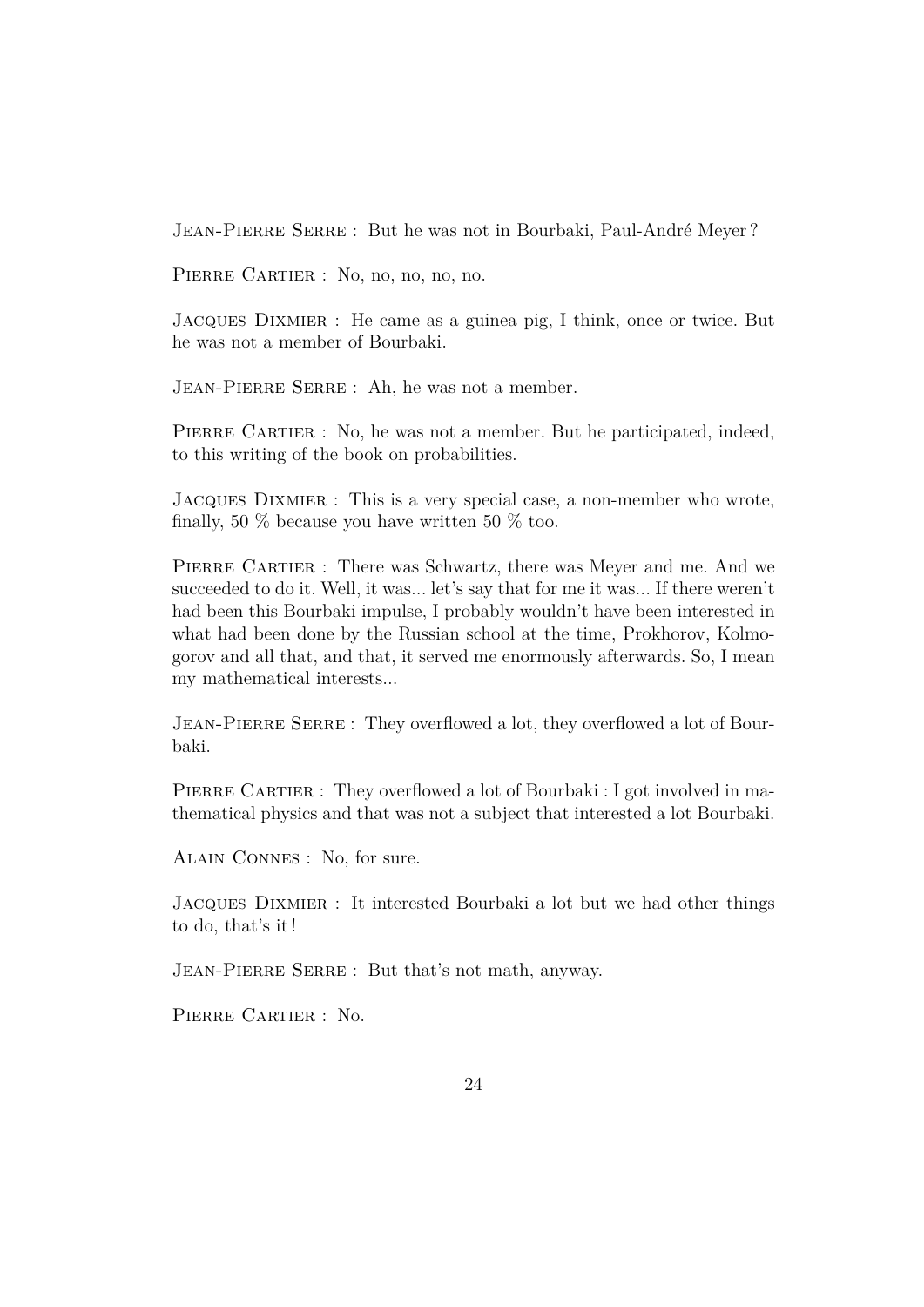Jean-Pierre Serre : But he was not in Bourbaki, Paul-André Meyer ?

Pierre Cartier : No, no, no, no, no.

Jacques Dixmier : He came as a guinea pig, I think, once or twice. But he was not a member of Bourbaki.

Jean-Pierre Serre : Ah, he was not a member.

Pierre Cartier : No, he was not a member. But he participated, indeed, to this writing of the book on probabilities.

Jacques Dixmier : This is a very special case, a non-member who wrote, finally, 50 % because you have written 50 % too.

Pierre Cartier : There was Schwartz, there was Meyer and me. And we succeeded to do it. Well, it was... let's say that for me it was... If there weren't had been this Bourbaki impulse, I probably wouldn't have been interested in what had been done by the Russian school at the time, Prokhorov, Kolmogorov and all that, and that, it served me enormously afterwards. So, I mean my mathematical interests...

Jean-Pierre Serre : They overflowed a lot, they overflowed a lot of Bourbaki.

Pierre Cartier : They overflowed a lot of Bourbaki : I got involved in mathematical physics and that was not a subject that interested a lot Bourbaki.

Alain Connes : No, for sure.

Jacques Dixmier : It interested Bourbaki a lot but we had other things to do, that's it !

Jean-Pierre Serre : But that's not math, anyway.

Pierre Cartier : No.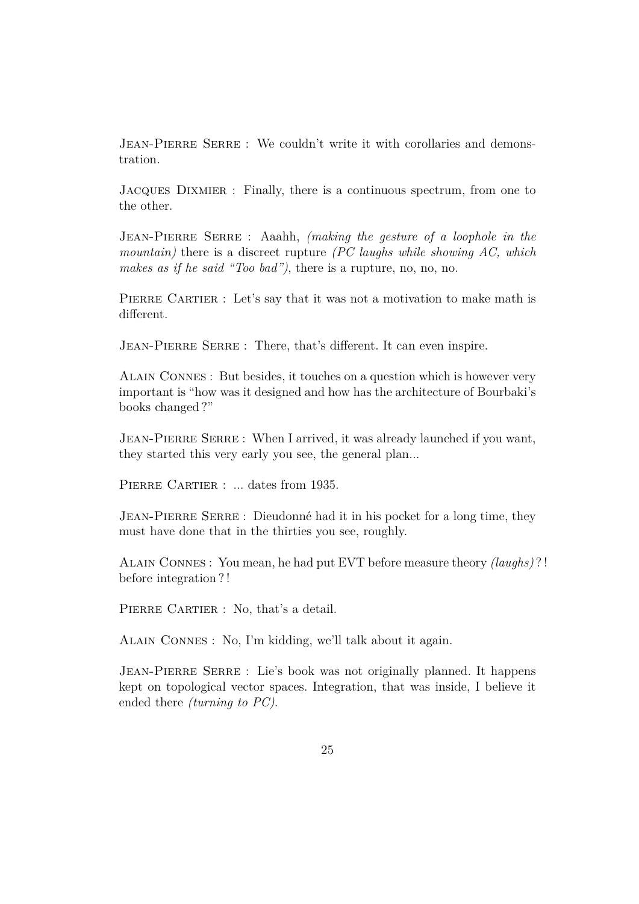Jean-Pierre Serre : We couldn't write it with corollaries and demonstration.

Jacques Dixmier : Finally, there is a continuous spectrum, from one to the other.

Jean-Pierre Serre : Aaahh, *(making the gesture of a loophole in the mountain)* there is a discreet rupture *(PC laughs while showing AC, which makes as if he said "Too bad")*, there is a rupture, no, no, no.

Pierre Cartier : Let's say that it was not a motivation to make math is different.

Jean-Pierre Serre : There, that's different. It can even inspire.

Alain Connes : But besides, it touches on a question which is however very important is "how was it designed and how has the architecture of Bourbaki's books changed ?"

Jean-Pierre Serre : When I arrived, it was already launched if you want, they started this very early you see, the general plan...

Pierre Cartier : ... dates from 1935.

Jean-Pierre Serre : Dieudonné had it in his pocket for a long time, they must have done that in the thirties you see, roughly.

Alain Connes : You mean, he had put EVT before measure theory *(laughs)* ?! before integration ?!

Pierre Cartier : No, that's a detail.

Alain Connes : No, I'm kidding, we'll talk about it again.

Jean-Pierre Serre : Lie's book was not originally planned. It happens kept on topological vector spaces. Integration, that was inside, I believe it ended there *(turning to PC)*.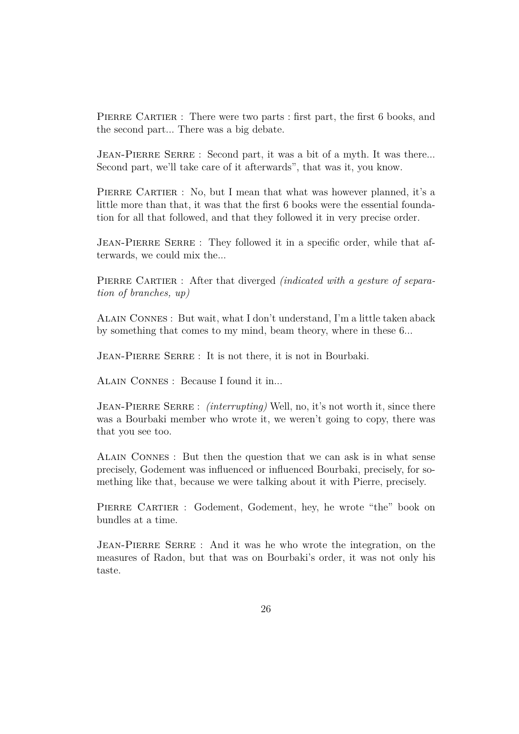Pierre Cartier : There were two parts : first part, the first 6 books, and the second part... There was a big debate.

Jean-Pierre Serre : Second part, it was a bit of a myth. It was there... Second part, we'll take care of it afterwards", that was it, you know.

Pierre Cartier : No, but I mean that what was however planned, it's a little more than that, it was that the first 6 books were the essential foundation for all that followed, and that they followed it in very precise order.

Jean-Pierre Serre : They followed it in a specific order, while that afterwards, we could mix the...

Pierre Cartier : After that diverged *(indicated with a gesture of separation of branches, up)*

Alain Connes : But wait, what I don't understand, I'm a little taken aback by something that comes to my mind, beam theory, where in these 6...

Jean-Pierre Serre : It is not there, it is not in Bourbaki.

Alain Connes : Because I found it in...

Jean-Pierre Serre : *(interrupting)* Well, no, it's not worth it, since there was a Bourbaki member who wrote it, we weren't going to copy, there was that you see too.

Alain Connes : But then the question that we can ask is in what sense precisely, Godement was influenced or influenced Bourbaki, precisely, for something like that, because we were talking about it with Pierre, precisely.

Pierre Cartier : Godement, Godement, hey, he wrote "the" book on bundles at a time.

Jean-Pierre Serre : And it was he who wrote the integration, on the measures of Radon, but that was on Bourbaki's order, it was not only his taste.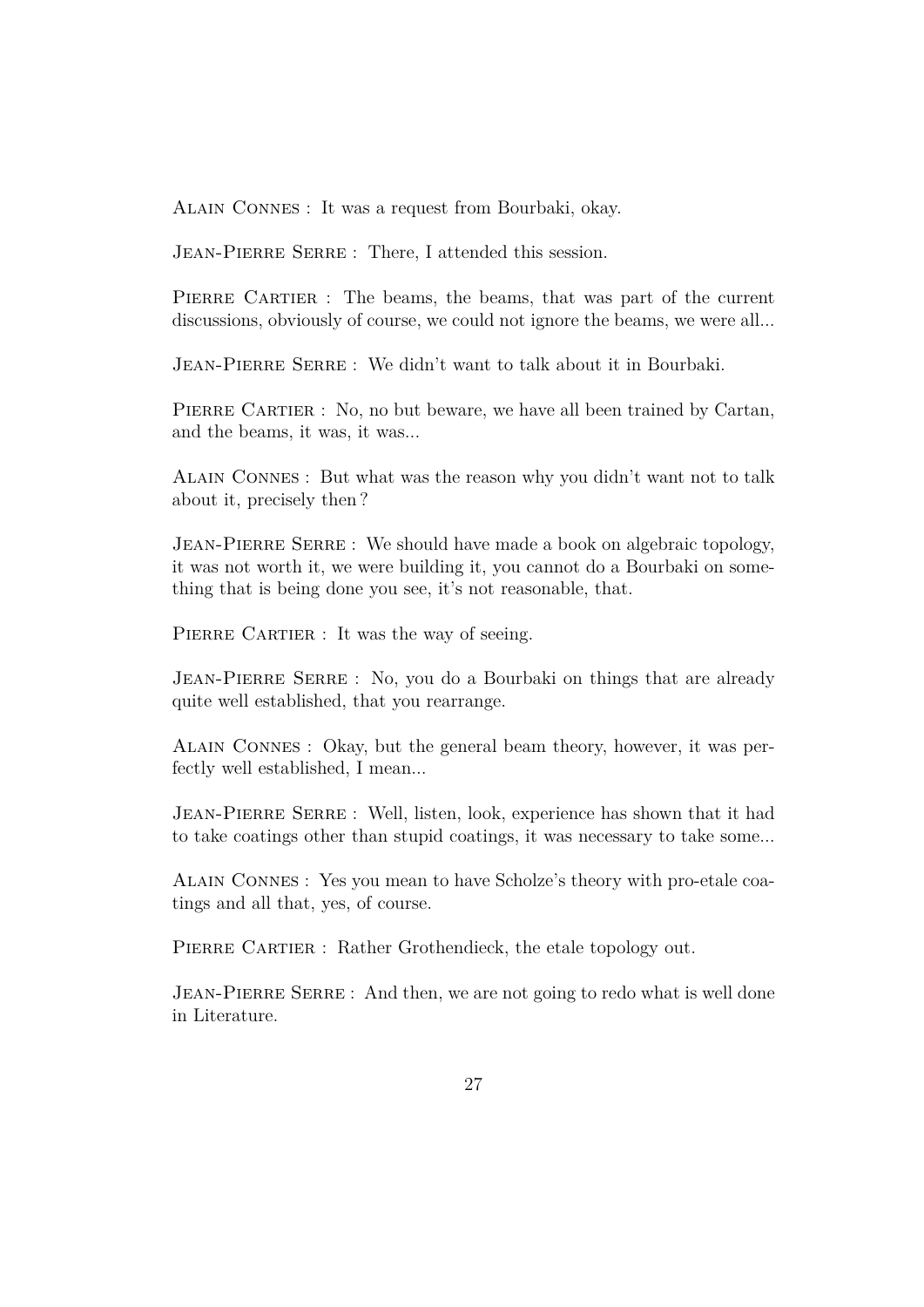Alain Connes : It was a request from Bourbaki, okay.

Jean-Pierre Serre : There, I attended this session.

Pierre Cartier : The beams, the beams, that was part of the current discussions, obviously of course, we could not ignore the beams, we were all...

Jean-Pierre Serre : We didn't want to talk about it in Bourbaki.

Pierre Cartier : No, no but beware, we have all been trained by Cartan, and the beams, it was, it was...

Alain Connes : But what was the reason why you didn't want not to talk about it, precisely then ?

Jean-Pierre Serre : We should have made a book on algebraic topology, it was not worth it, we were building it, you cannot do a Bourbaki on something that is being done you see, it's not reasonable, that.

Pierre Cartier : It was the way of seeing.

Jean-Pierre Serre : No, you do a Bourbaki on things that are already quite well established, that you rearrange.

Alain Connes : Okay, but the general beam theory, however, it was perfectly well established, I mean...

Jean-Pierre Serre : Well, listen, look, experience has shown that it had to take coatings other than stupid coatings, it was necessary to take some...

Alain Connes : Yes you mean to have Scholze's theory with pro-etale coatings and all that, yes, of course.

Pierre Cartier : Rather Grothendieck, the etale topology out.

Jean-Pierre Serre : And then, we are not going to redo what is well done in Literature.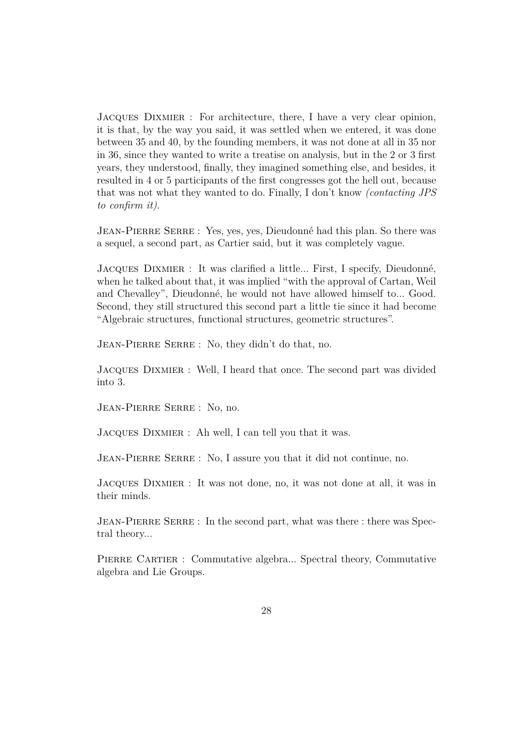Jacques Dixmier : For architecture, there, I have a very clear opinion, it is that, by the way you said, it was settled when we entered, it was done between 35 and 40, by the founding members, it was not done at all in 35 nor in 36, since they wanted to write a treatise on analysis, but in the 2 or 3 first years, they understood, finally, they imagined something else, and besides, it resulted in 4 or 5 participants of the first congresses got the hell out, because that was not what they wanted to do. Finally, I don't know *(contacting JPS to confirm it)*.

Jean-Pierre Serre : Yes, yes, yes, Dieudonné had this plan. So there was a sequel, a second part, as Cartier said, but it was completely vague.

Jacques Dixmier : It was clarified a little... First, I specify, Dieudonné, when he talked about that, it was implied "with the approval of Cartan, Weil and Chevalley", Dieudonné, he would not have allowed himself to... Good. Second, they still structured this second part a little tie since it had become "Algebraic structures, functional structures, geometric structures".

Jean-Pierre Serre : No, they didn't do that, no.

Jacques Dixmier : Well, I heard that once. The second part was divided into 3.

Jean-Pierre Serre : No, no.

Jacques Dixmier : Ah well, I can tell you that it was.

Jean-Pierre Serre : No, I assure you that it did not continue, no.

Jacques Dixmier : It was not done, no, it was not done at all, it was in their minds.

Jean-Pierre Serre : In the second part, what was there : there was Spectral theory...

Pierre Cartier : Commutative algebra... Spectral theory, Commutative algebra and Lie Groups.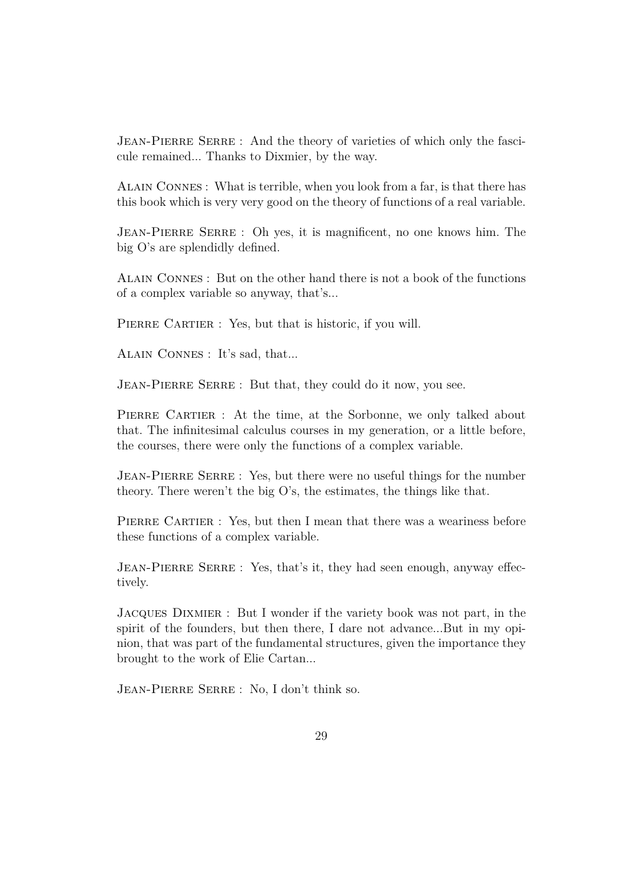Jean-Pierre Serre : And the theory of varieties of which only the fascicule remained... Thanks to Dixmier, by the way.

Alain Connes : What is terrible, when you look from a far, is that there has this book which is very very good on the theory of functions of a real variable.

Jean-Pierre Serre : Oh yes, it is magnificent, no one knows him. The big O's are splendidly defined.

Alain Connes : But on the other hand there is not a book of the functions of a complex variable so anyway, that's...

Pierre Cartier : Yes, but that is historic, if you will.

Alain Connes : It's sad, that...

Jean-Pierre Serre : But that, they could do it now, you see.

Pierre Cartier : At the time, at the Sorbonne, we only talked about that. The infinitesimal calculus courses in my generation, or a little before, the courses, there were only the functions of a complex variable.

Jean-Pierre Serre : Yes, but there were no useful things for the number theory. There weren't the big O's, the estimates, the things like that.

Pierre Cartier : Yes, but then I mean that there was a weariness before these functions of a complex variable.

Jean-Pierre Serre : Yes, that's it, they had seen enough, anyway effectively.

Jacques Dixmier : But I wonder if the variety book was not part, in the spirit of the founders, but then there, I dare not advance...But in my opinion, that was part of the fundamental structures, given the importance they brought to the work of Elie Cartan...

Jean-Pierre Serre : No, I don't think so.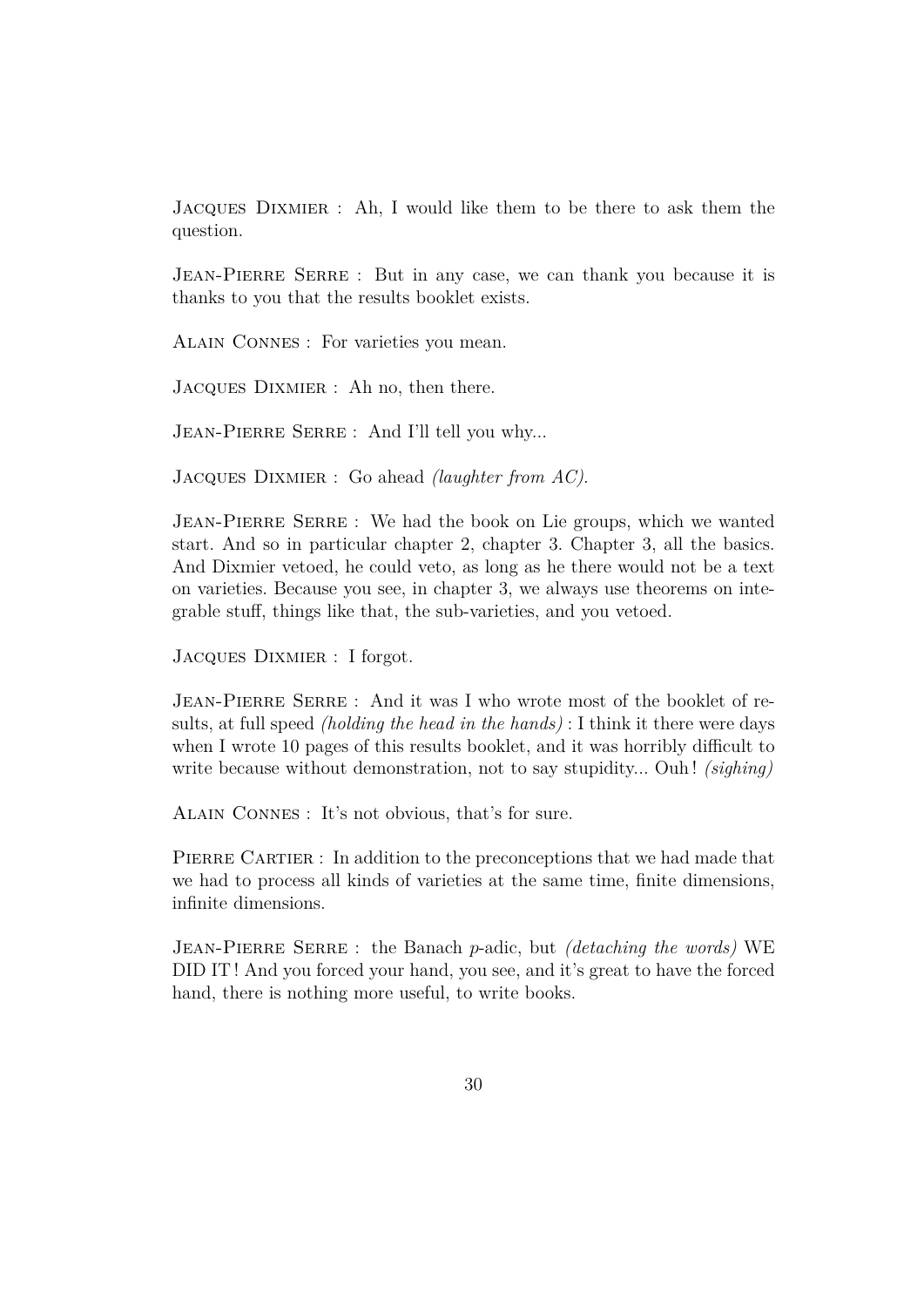Jacques Dixmier : Ah, I would like them to be there to ask them the question.

Jean-Pierre Serre : But in any case, we can thank you because it is thanks to you that the results booklet exists.

Alain Connes : For varieties you mean.

Jacques Dixmier : Ah no, then there.

Jean-Pierre Serre : And I'll tell you why...

Jacques Dixmier : Go ahead *(laughter from AC)*.

Jean-Pierre Serre : We had the book on Lie groups, which we wanted start. And so in particular chapter 2, chapter 3. Chapter 3, all the basics. And Dixmier vetoed, he could veto, as long as he there would not be a text on varieties. Because you see, in chapter 3, we always use theorems on integrable stuff, things like that, the sub-varieties, and you vetoed.

Jacques Dixmier : I forgot.

Jean-Pierre Serre : And it was I who wrote most of the booklet of results, at full speed *(holding the head in the hands)* : I think it there were days when I wrote 10 pages of this results booklet, and it was horribly difficult to write because without demonstration, not to say stupidity... Ouh ! *(sighing)*

Alain Connes : It's not obvious, that's for sure.

Pierre Cartier : In addition to the preconceptions that we had made that we had to process all kinds of varieties at the same time, finite dimensions, infinite dimensions.

Jean-Pierre Serre : the Banach $p$-adic, but *(detaching the words)* WE DID IT ! And you forced your hand, you see, and it's great to have the forced hand, there is nothing more useful, to write books.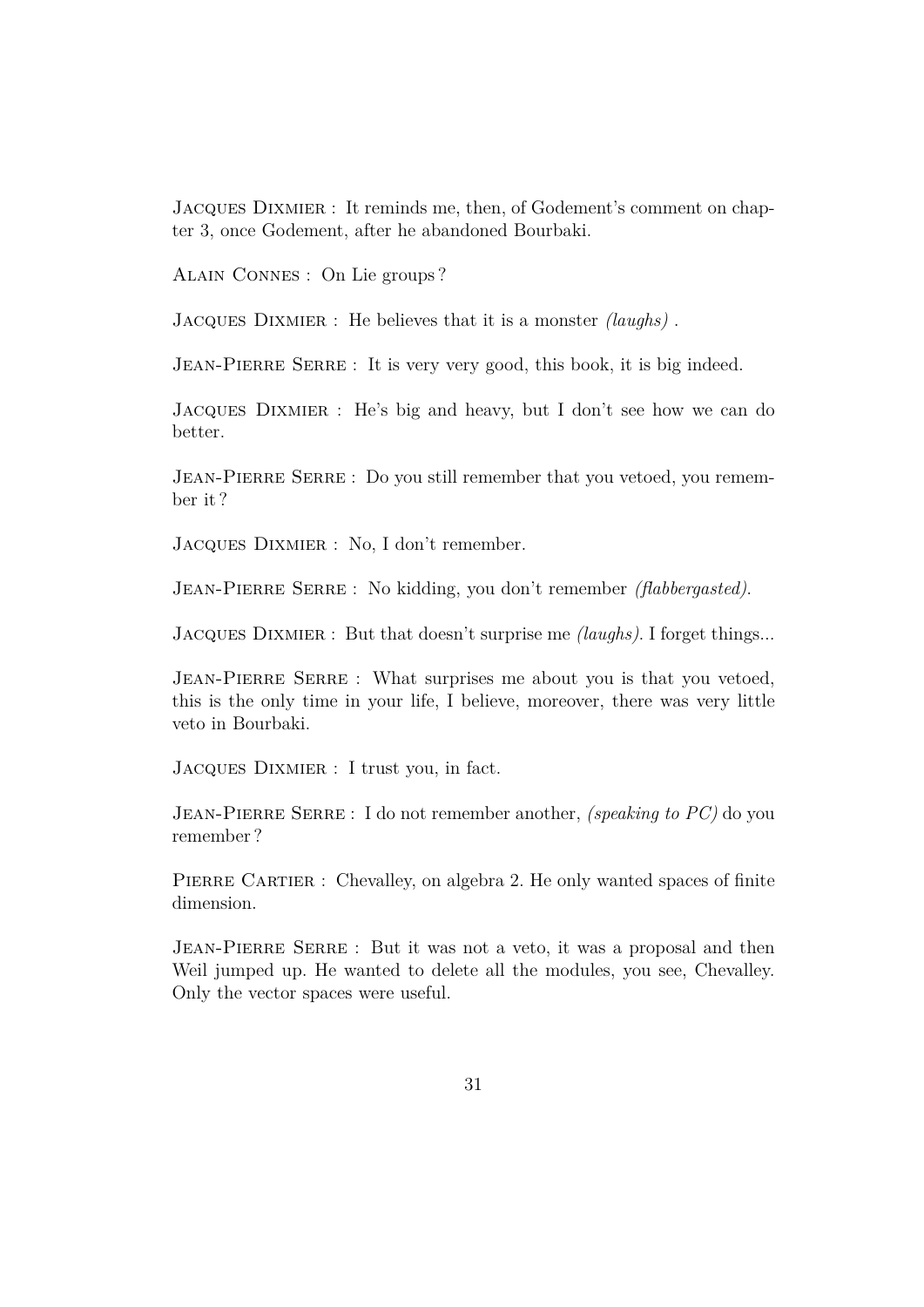Jacques Dixmier : It reminds me, then, of Godement's comment on chapter 3, once Godement, after he abandoned Bourbaki.

Alain Connes : On Lie groups ?

Jacques Dixmier : He believes that it is a monster *(laughs)* .

Jean-Pierre Serre : It is very very good, this book, it is big indeed.

Jacques Dixmier : He's big and heavy, but I don't see how we can do better.

Jean-Pierre Serre : Do you still remember that you vetoed, you remember it ?

Jacques Dixmier : No, I don't remember.

Jean-Pierre Serre : No kidding, you don't remember *(flabbergasted)*.

Jacques Dixmier : But that doesn't surprise me *(laughs)*. I forget things...

Jean-Pierre Serre : What surprises me about you is that you vetoed, this is the only time in your life, I believe, moreover, there was very little veto in Bourbaki.

Jacques Dixmier : I trust you, in fact.

Jean-Pierre Serre : I do not remember another, *(speaking to PC)* do you remember ?

Pierre Cartier : Chevalley, on algebra 2. He only wanted spaces of finite dimension.

Jean-Pierre Serre : But it was not a veto, it was a proposal and then Weil jumped up. He wanted to delete all the modules, you see, Chevalley. Only the vector spaces were useful.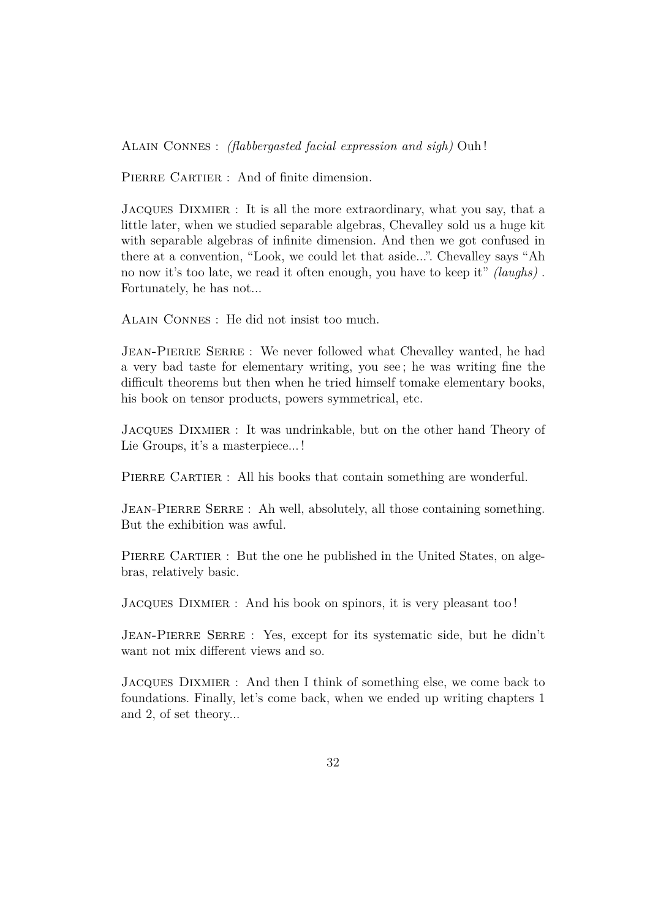Alain Connes : *(flabbergasted facial expression and sigh)* Ouh !

Pierre Cartier : And of finite dimension.

Jacques Dixmier : It is all the more extraordinary, what you say, that a little later, when we studied separable algebras, Chevalley sold us a huge kit with separable algebras of infinite dimension. And then we got confused in there at a convention, "Look, we could let that aside...". Chevalley says "Ah no now it's too late, we read it often enough, you have to keep it" *(laughs)* . Fortunately, he has not...

Alain Connes : He did not insist too much.

Jean-Pierre Serre : We never followed what Chevalley wanted, he had a very bad taste for elementary writing, you see ; he was writing fine the difficult theorems but then when he tried himself tomake elementary books, his book on tensor products, powers symmetrical, etc.

Jacques Dixmier : It was undrinkable, but on the other hand Theory of Lie Groups, it's a masterpiece... !

Pierre Cartier : All his books that contain something are wonderful.

Jean-Pierre Serre : Ah well, absolutely, all those containing something. But the exhibition was awful.

Pierre Cartier : But the one he published in the United States, on algebras, relatively basic.

Jacques Dixmier : And his book on spinors, it is very pleasant too !

Jean-Pierre Serre : Yes, except for its systematic side, but he didn't want not mix different views and so.

Jacques Dixmier : And then I think of something else, we come back to foundations. Finally, let's come back, when we ended up writing chapters 1 and 2, of set theory...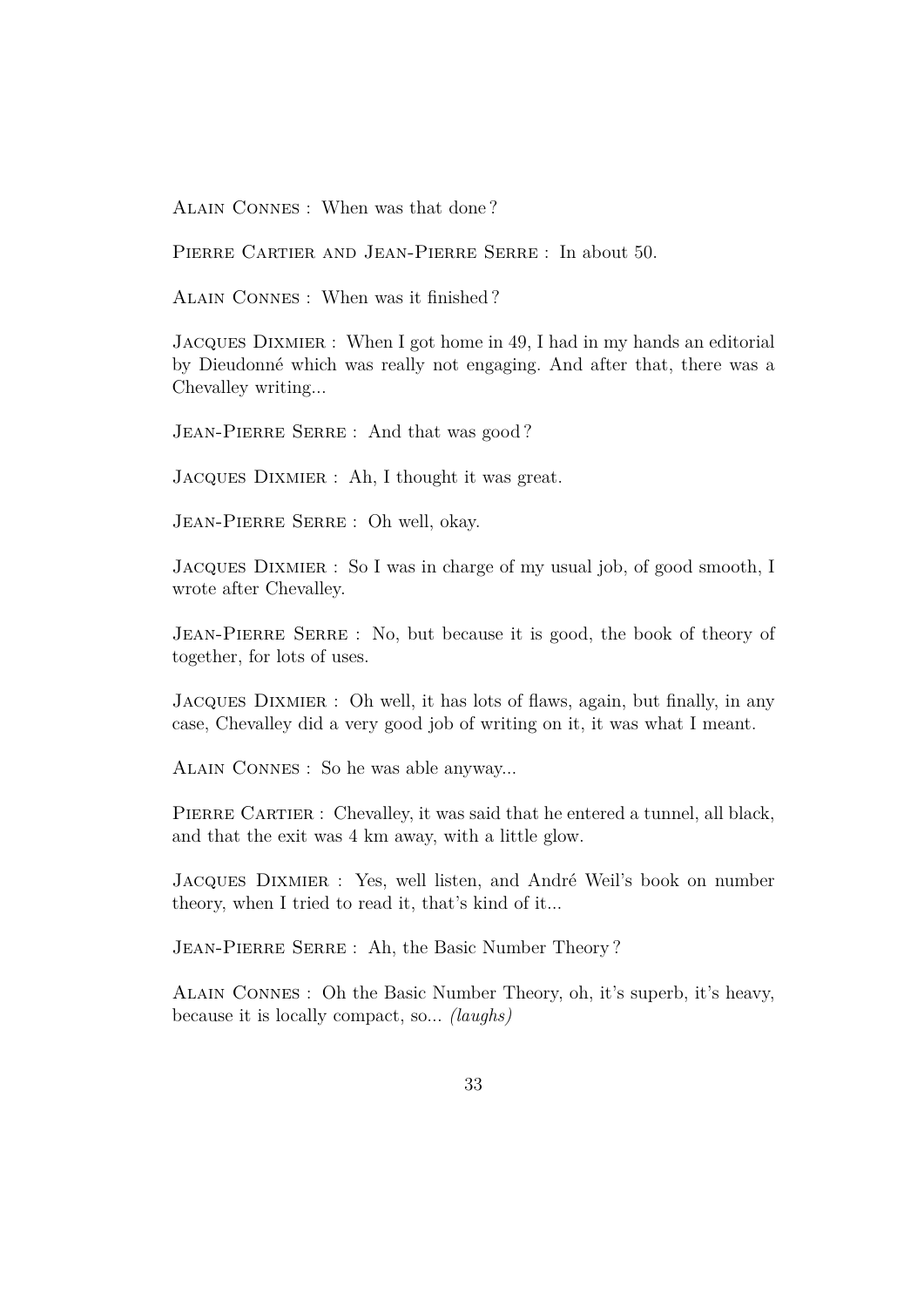Alain Connes : When was that done ?

Pierre Cartier and Jean-Pierre Serre : In about 50.

Alain Connes : When was it finished ?

Jacques Dixmier : When I got home in 49, I had in my hands an editorial by Dieudonné which was really not engaging. And after that, there was a Chevalley writing...

Jean-Pierre Serre : And that was good ?

Jacques Dixmier : Ah, I thought it was great.

Jean-Pierre Serre : Oh well, okay.

Jacques Dixmier : So I was in charge of my usual job, of good smooth, I wrote after Chevalley.

Jean-Pierre Serre : No, but because it is good, the book of theory of together, for lots of uses.

Jacques Dixmier : Oh well, it has lots of flaws, again, but finally, in any case, Chevalley did a very good job of writing on it, it was what I meant.

Alain Connes : So he was able anyway...

Pierre Cartier : Chevalley, it was said that he entered a tunnel, all black, and that the exit was 4 km away, with a little glow.

Jacques Dixmier : Yes, well listen, and André Weil's book on number theory, when I tried to read it, that's kind of it...

Jean-Pierre Serre : Ah, the Basic Number Theory ?

Alain Connes : Oh the Basic Number Theory, oh, it's superb, it's heavy, because it is locally compact, so... *(laughs)*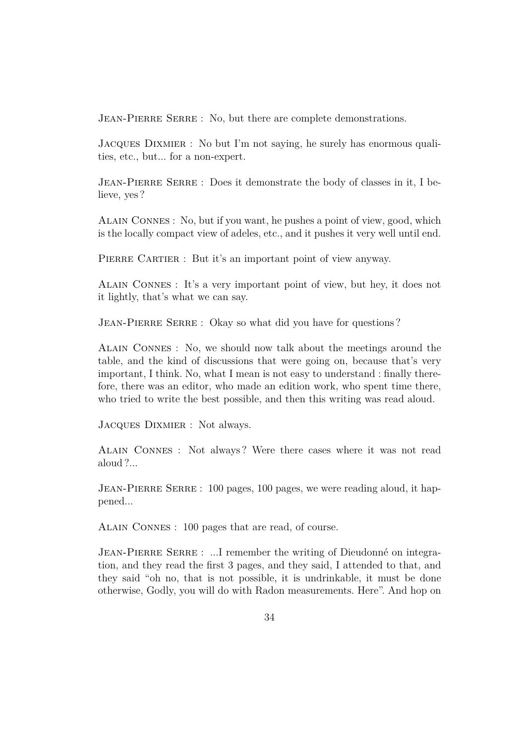Jean-Pierre Serre : No, but there are complete demonstrations.

Jacques Dixmier : No but I'm not saying, he surely has enormous qualities, etc., but... for a non-expert.

Jean-Pierre Serre : Does it demonstrate the body of classes in it, I believe, yes ?

Alain Connes : No, but if you want, he pushes a point of view, good, which is the locally compact view of adeles, etc., and it pushes it very well until end.

Pierre Cartier : But it's an important point of view anyway.

Alain Connes : It's a very important point of view, but hey, it does not it lightly, that's what we can say.

Jean-Pierre Serre : Okay so what did you have for questions ?

Alain Connes : No, we should now talk about the meetings around the table, and the kind of discussions that were going on, because that's very important, I think. No, what I mean is not easy to understand : finally therefore, there was an editor, who made an edition work, who spent time there, who tried to write the best possible, and then this writing was read aloud.

Jacques Dixmier : Not always.

Alain Connes : Not always ? Were there cases where it was not read aloud ?...

Jean-Pierre Serre : 100 pages, 100 pages, we were reading aloud, it happened...

Alain Connes : 100 pages that are read, of course.

Jean-Pierre Serre : ...I remember the writing of Dieudonné on integration, and they read the first 3 pages, and they said, I attended to that, and they said "oh no, that is not possible, it is undrinkable, it must be done otherwise, Godly, you will do with Radon measurements. Here". And hop on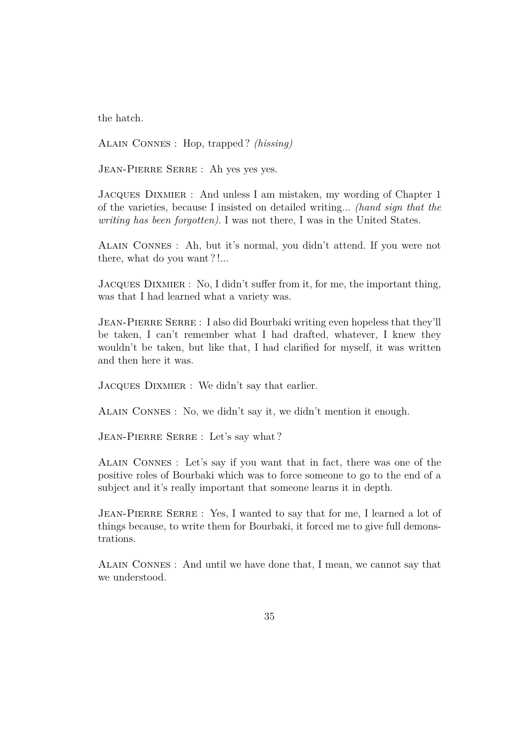the hatch.

Alain Connes : Hop, trapped ? *(hissing)*

Jean-Pierre Serre : Ah yes yes yes.

Jacques Dixmier : And unless I am mistaken, my wording of Chapter 1 of the varieties, because I insisted on detailed writing... *(hand sign that the writing has been forgotten)*. I was not there, I was in the United States.

Alain Connes : Ah, but it's normal, you didn't attend. If you were not there, what do you want ? !...

Jacques Dixmier : No, I didn't suffer from it, for me, the important thing, was that I had learned what a variety was.

Jean-Pierre Serre : I also did Bourbaki writing even hopeless that they'll be taken, I can't remember what I had drafted, whatever, I knew they wouldn't be taken, but like that, I had clarified for myself, it was written and then here it was.

Jacques Dixmier : We didn't say that earlier.

Alain Connes : No, we didn't say it, we didn't mention it enough.

Jean-Pierre Serre : Let's say what ?

Alain Connes : Let's say if you want that in fact, there was one of the positive roles of Bourbaki which was to force someone to go to the end of a subject and it's really important that someone learns it in depth.

Jean-Pierre Serre : Yes, I wanted to say that for me, I learned a lot of things because, to write them for Bourbaki, it forced me to give full demonstrations.

Alain Connes : And until we have done that, I mean, we cannot say that we understood.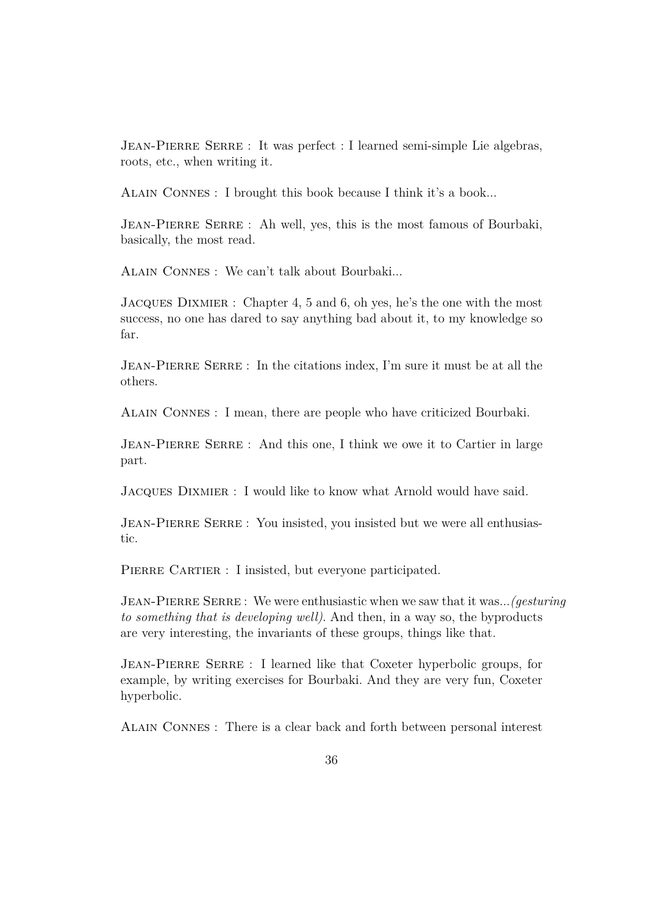Jean-Pierre Serre : It was perfect : I learned semi-simple Lie algebras, roots, etc., when writing it.

Alain Connes : I brought this book because I think it's a book...

Jean-Pierre Serre : Ah well, yes, this is the most famous of Bourbaki, basically, the most read.

Alain Connes : We can't talk about Bourbaki...

Jacques Dixmier : Chapter 4, 5 and 6, oh yes, he's the one with the most success, no one has dared to say anything bad about it, to my knowledge so far.

Jean-Pierre Serre : In the citations index, I'm sure it must be at all the others.

Alain Connes : I mean, there are people who have criticized Bourbaki.

Jean-Pierre Serre : And this one, I think we owe it to Cartier in large part.

Jacques Dixmier : I would like to know what Arnold would have said.

Jean-Pierre Serre : You insisted, you insisted but we were all enthusiastic.

Pierre Cartier : I insisted, but everyone participated.

Jean-Pierre Serre : We were enthusiastic when we saw that it was...*(gesturing to something that is developing well)*. And then, in a way so, the byproducts are very interesting, the invariants of these groups, things like that.

Jean-Pierre Serre : I learned like that Coxeter hyperbolic groups, for example, by writing exercises for Bourbaki. And they are very fun, Coxeter hyperbolic.

Alain Connes : There is a clear back and forth between personal interest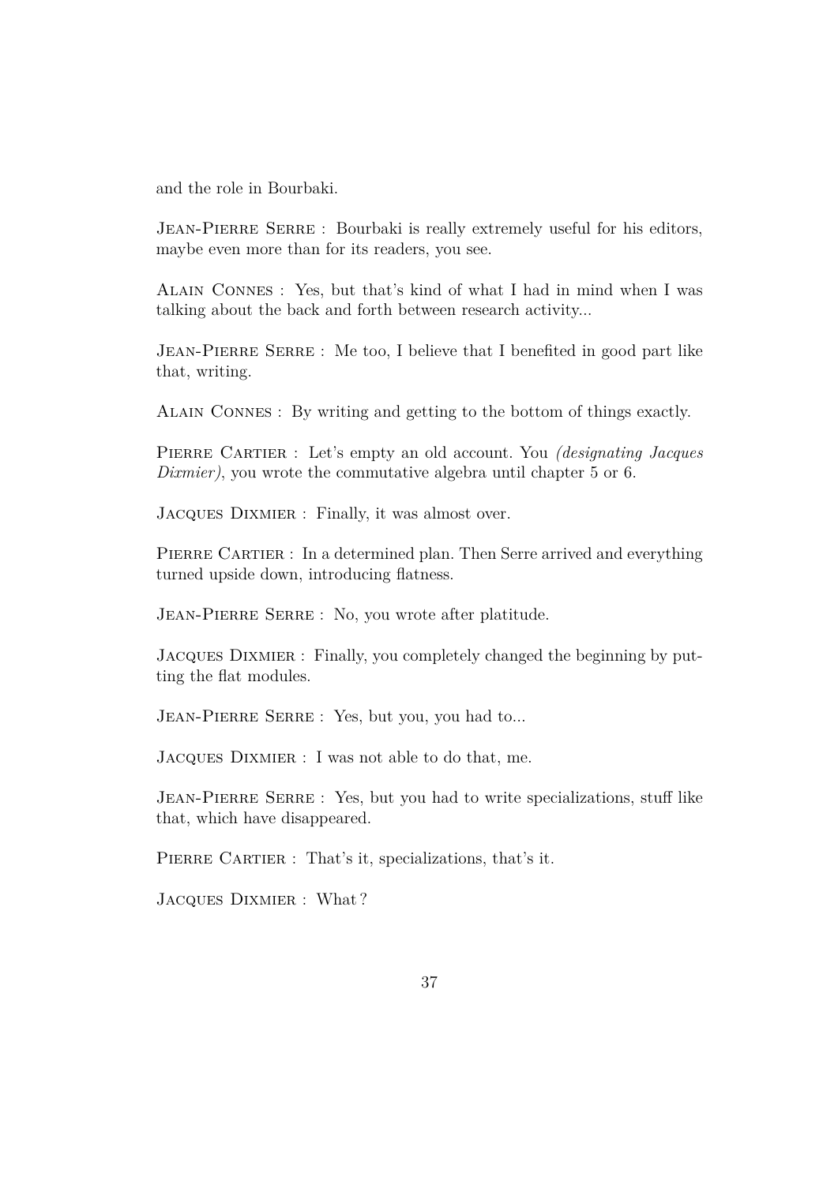and the role in Bourbaki.

Jean-Pierre Serre : Bourbaki is really extremely useful for his editors, maybe even more than for its readers, you see.

Alain Connes : Yes, but that's kind of what I had in mind when I was talking about the back and forth between research activity...

Jean-Pierre Serre : Me too, I believe that I benefited in good part like that, writing.

Alain Connes : By writing and getting to the bottom of things exactly.

Pierre Cartier : Let's empty an old account. You *(designating Jacques Dixmier)*, you wrote the commutative algebra until chapter 5 or 6.

Jacques Dixmier : Finally, it was almost over.

Pierre Cartier : In a determined plan. Then Serre arrived and everything turned upside down, introducing flatness.

Jean-Pierre Serre : No, you wrote after platitude.

Jacques Dixmier : Finally, you completely changed the beginning by putting the flat modules.

Jean-Pierre Serre : Yes, but you, you had to...

Jacques Dixmier : I was not able to do that, me.

Jean-Pierre Serre : Yes, but you had to write specializations, stuff like that, which have disappeared.

Pierre Cartier : That's it, specializations, that's it.

Jacques Dixmier : What ?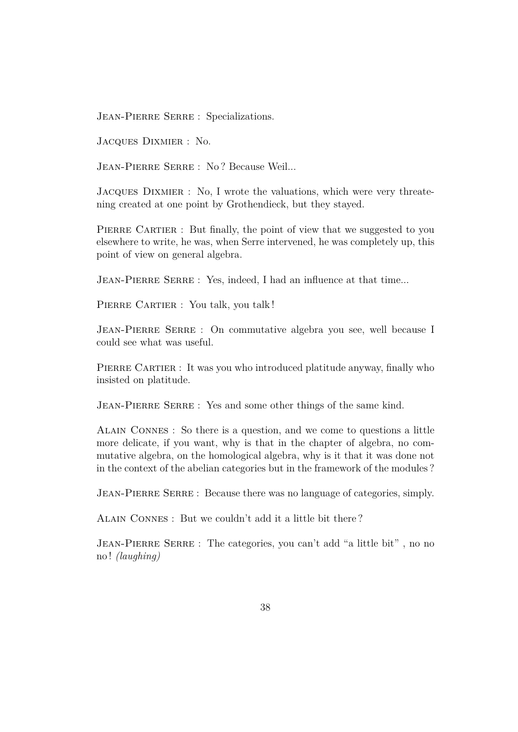Jean-Pierre Serre : Specializations.

Jacques Dixmier : No.

Jean-Pierre Serre : No ? Because Weil...

Jacques Dixmier : No, I wrote the valuations, which were very threatening created at one point by Grothendieck, but they stayed.

Pierre Cartier : But finally, the point of view that we suggested to you elsewhere to write, he was, when Serre intervened, he was completely up, this point of view on general algebra.

Jean-Pierre Serre : Yes, indeed, I had an influence at that time...

Pierre Cartier : You talk, you talk !

Jean-Pierre Serre : On commutative algebra you see, well because I could see what was useful.

Pierre Cartier : It was you who introduced platitude anyway, finally who insisted on platitude.

Jean-Pierre Serre : Yes and some other things of the same kind.

Alain Connes : So there is a question, and we come to questions a little more delicate, if you want, why is that in the chapter of algebra, no commutative algebra, on the homological algebra, why is it that it was done not in the context of the abelian categories but in the framework of the modules ?

Jean-Pierre Serre : Because there was no language of categories, simply.

Alain Connes : But we couldn't add it a little bit there ?

Jean-Pierre Serre : The categories, you can't add "a little bit" , no no no ! *(laughing)*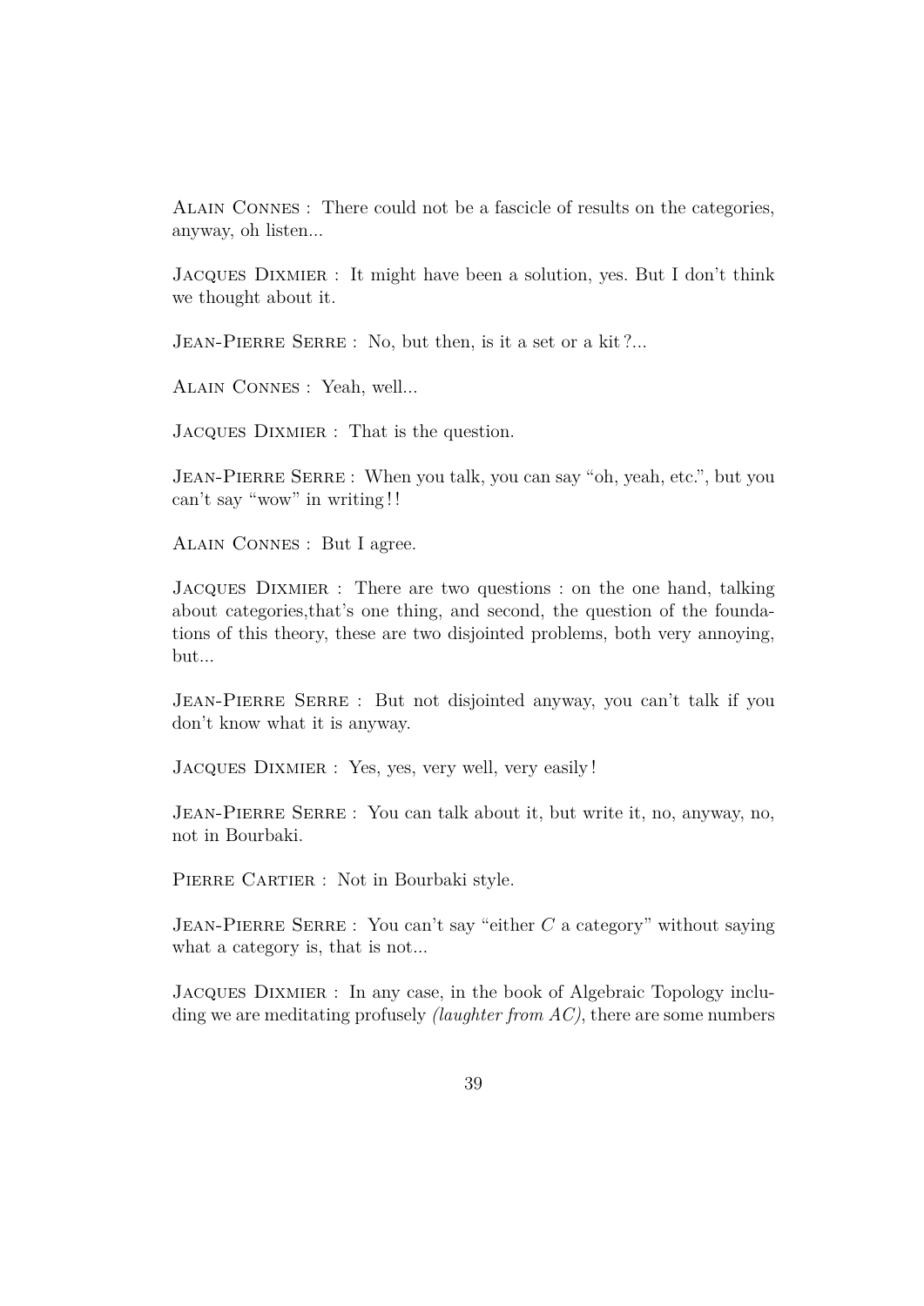Alain Connes : There could not be a fascicle of results on the categories, anyway, oh listen...

Jacques Dixmier : It might have been a solution, yes. But I don't think we thought about it.

Jean-Pierre Serre : No, but then, is it a set or a kit ?...

Alain Connes : Yeah, well...

Jacques Dixmier : That is the question.

Jean-Pierre Serre : When you talk, you can say "oh, yeah, etc.", but you can't say "wow" in writing !!

Alain Connes : But I agree.

Jacques Dixmier : There are two questions : on the one hand, talking about categories,that's one thing, and second, the question of the foundations of this theory, these are two disjointed problems, both very annoying, but...

Jean-Pierre Serre : But not disjointed anyway, you can't talk if you don't know what it is anyway.

Jacques Dixmier : Yes, yes, very well, very easily !

Jean-Pierre Serre : You can talk about it, but write it, no, anyway, no, not in Bourbaki.

Pierre Cartier : Not in Bourbaki style.

Jean-Pierre Serre : You can't say "either $C$ a category" without saying what a category is, that is not...

Jacques Dixmier : In any case, in the book of Algebraic Topology including we are meditating profusely *(laughter from AC)*, there are some numbers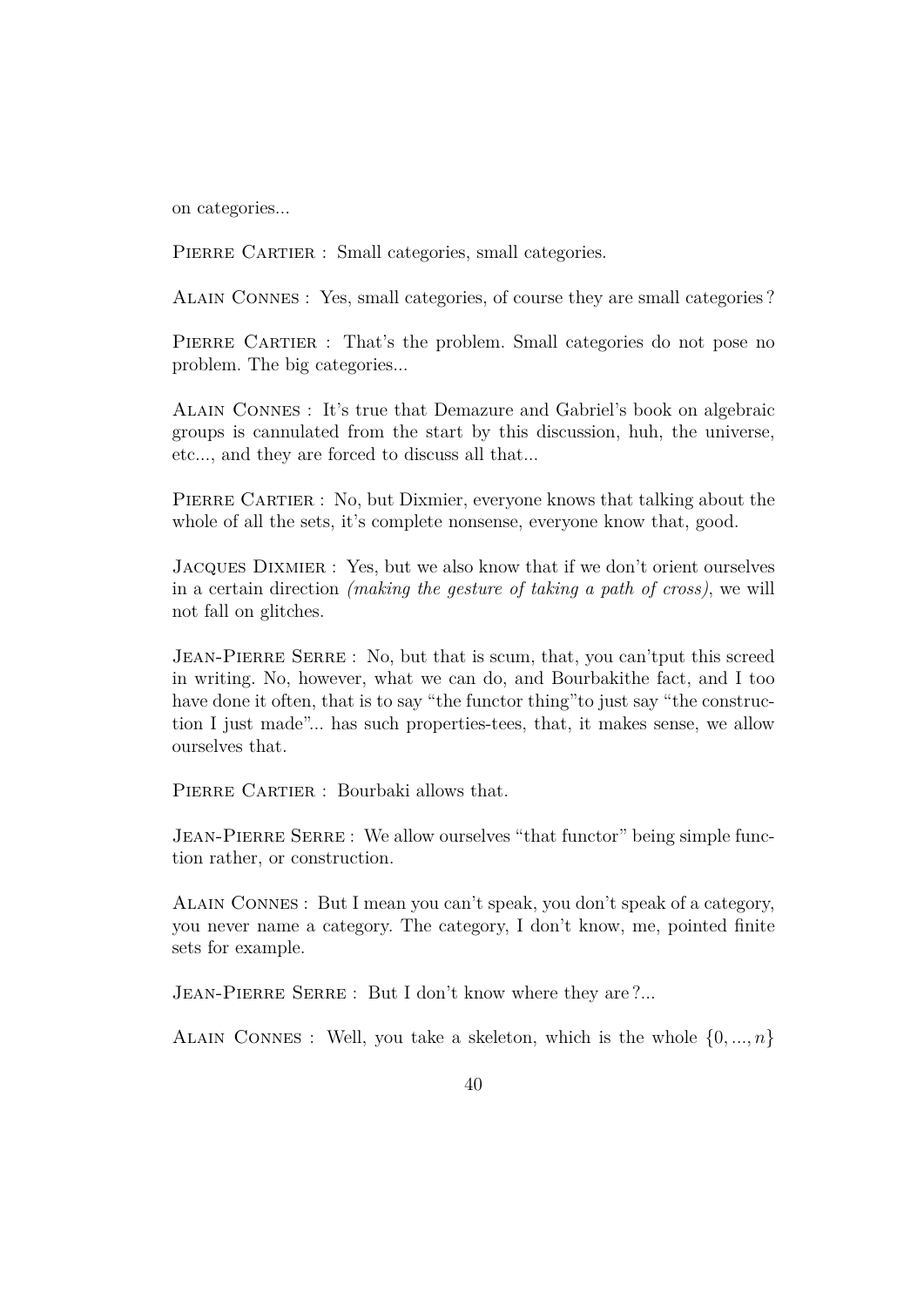on categories...

Pierre Cartier : Small categories, small categories.

Alain Connes : Yes, small categories, of course they are small categories ?

Pierre Cartier : That's the problem. Small categories do not pose no problem. The big categories...

Alain Connes : It's true that Demazure and Gabriel's book on algebraic groups is cannulated from the start by this discussion, huh, the universe, etc..., and they are forced to discuss all that...

Pierre Cartier : No, but Dixmier, everyone knows that talking about the whole of all the sets, it's complete nonsense, everyone know that, good.

Jacques Dixmier : Yes, but we also know that if we don't orient ourselves in a certain direction *(making the gesture of taking a path of cross)*, we will not fall on glitches.

Jean-Pierre Serre : No, but that is scum, that, you can'tput this screed in writing. No, however, what we can do, and Bourbakithe fact, and I too have done it often, that is to say "the functor thing"to just say "the construction I just made"... has such properties-tees, that, it makes sense, we allow ourselves that.

Pierre Cartier : Bourbaki allows that.

Jean-Pierre Serre : We allow ourselves "that functor" being simple function rather, or construction.

Alain Connes : But I mean you can't speak, you don't speak of a category, you never name a category. The category, I don't know, me, pointed finite sets for example.

Jean-Pierre Serre : But I don't know where they are ?...

Alain Connes : Well, you take a skeleton, which is the whole $\{0, ..., n\}$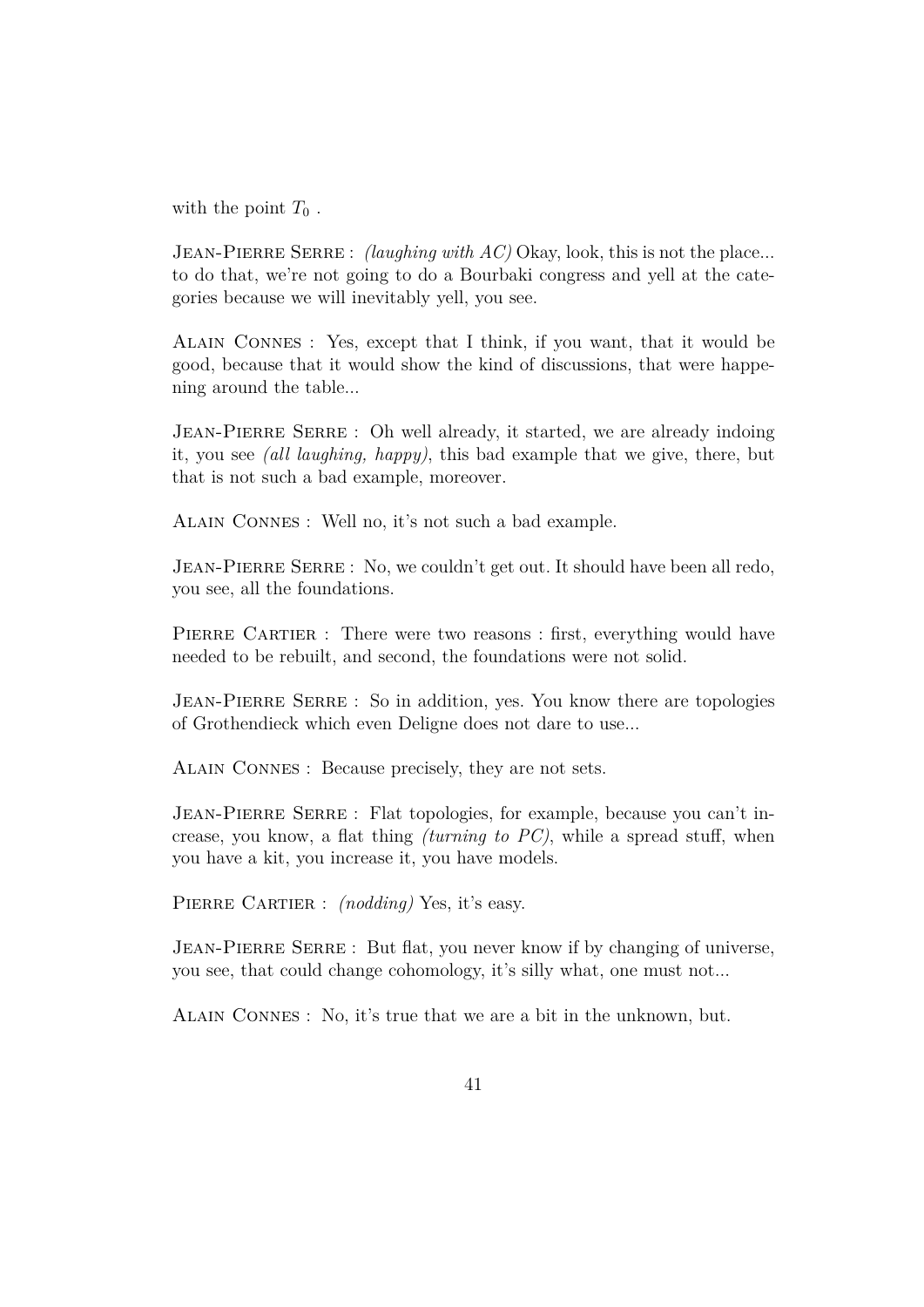with the point $T_0$ .

Jean-Pierre Serre : *(laughing with AC)* Okay, look, this is not the place... to do that, we're not going to do a Bourbaki congress and yell at the categories because we will inevitably yell, you see.

Alain Connes : Yes, except that I think, if you want, that it would be good, because that it would show the kind of discussions, that were happening around the table...

Jean-Pierre Serre : Oh well already, it started, we are already indoing it, you see *(all laughing, happy)*, this bad example that we give, there, but that is not such a bad example, moreover.

Alain Connes : Well no, it's not such a bad example.

Jean-Pierre Serre : No, we couldn't get out. It should have been all redo, you see, all the foundations.

Pierre Cartier : There were two reasons : first, everything would have needed to be rebuilt, and second, the foundations were not solid.

Jean-Pierre Serre : So in addition, yes. You know there are topologies of Grothendieck which even Deligne does not dare to use...

Alain Connes : Because precisely, they are not sets.

Jean-Pierre Serre : Flat topologies, for example, because you can't increase, you know, a flat thing *(turning to PC)*, while a spread stuff, when you have a kit, you increase it, you have models.

Pierre Cartier : *(nodding)* Yes, it's easy.

Jean-Pierre Serre : But flat, you never know if by changing of universe, you see, that could change cohomology, it's silly what, one must not...

Alain Connes : No, it's true that we are a bit in the unknown, but.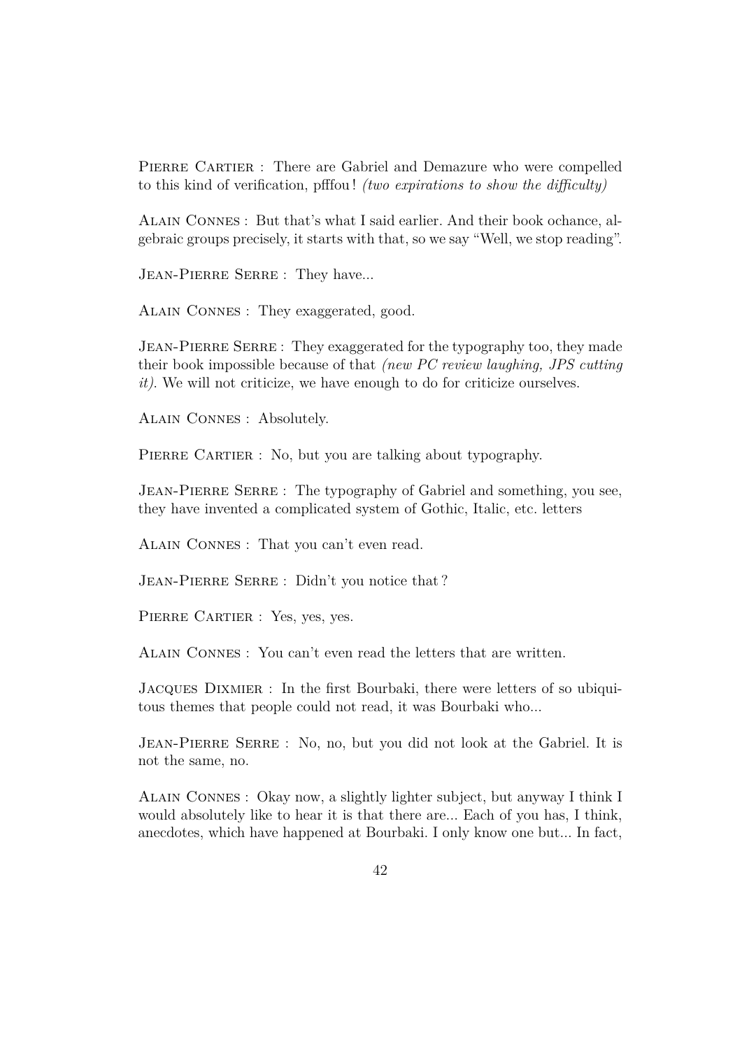Pierre Cartier : There are Gabriel and Demazure who were compelled to this kind of verification, pfffou ! *(two expirations to show the difficulty)*

Alain Connes : But that's what I said earlier. And their book ochance, algebraic groups precisely, it starts with that, so we say "Well, we stop reading".

Jean-Pierre Serre : They have...

Alain Connes : They exaggerated, good.

Jean-Pierre Serre : They exaggerated for the typography too, they made their book impossible because of that *(new PC review laughing, JPS cutting it)*. We will not criticize, we have enough to do for criticize ourselves.

Alain Connes : Absolutely.

Pierre Cartier : No, but you are talking about typography.

Jean-Pierre Serre : The typography of Gabriel and something, you see, they have invented a complicated system of Gothic, Italic, etc. letters

Alain Connes : That you can't even read.

Jean-Pierre Serre : Didn't you notice that ?

Pierre Cartier : Yes, yes, yes.

Alain Connes : You can't even read the letters that are written.

Jacques Dixmier : In the first Bourbaki, there were letters of so ubiquitous themes that people could not read, it was Bourbaki who...

Jean-Pierre Serre : No, no, but you did not look at the Gabriel. It is not the same, no.

Alain Connes : Okay now, a slightly lighter subject, but anyway I think I would absolutely like to hear it is that there are... Each of you has, I think, anecdotes, which have happened at Bourbaki. I only know one but... In fact,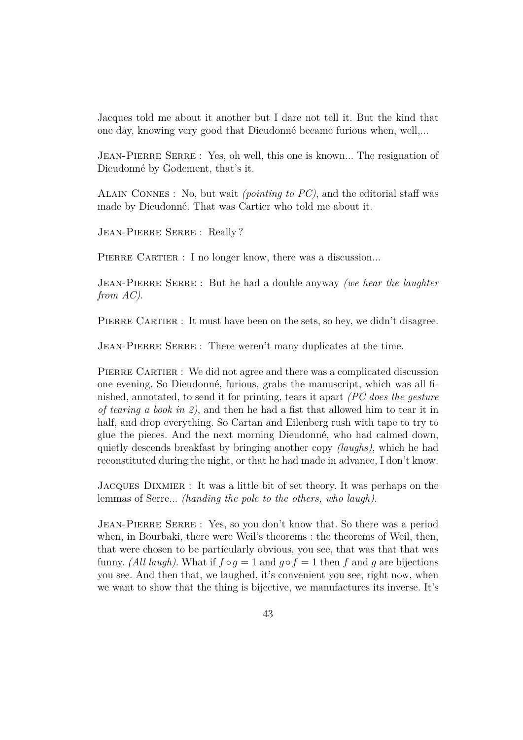Jacques told me about it another but I dare not tell it. But the kind that one day, knowing very good that Dieudonné became furious when, well,...

Jean-Pierre Serre : Yes, oh well, this one is known... The resignation of Dieudonné by Godement, that's it.

Alain Connes : No, but wait *(pointing to PC)*, and the editorial staff was made by Dieudonné. That was Cartier who told me about it.

Jean-Pierre Serre : Really ?

Pierre Cartier : I no longer know, there was a discussion...

Jean-Pierre Serre : But he had a double anyway *(we hear the laughter from AC)*.

Pierre Cartier : It must have been on the sets, so hey, we didn't disagree.

Jean-Pierre Serre : There weren't many duplicates at the time.

Pierre Cartier : We did not agree and there was a complicated discussion one evening. So Dieudonné, furious, grabs the manuscript, which was all finished, annotated, to send it for printing, tears it apart *(PC does the gesture of tearing a book in 2)*, and then he had a fist that allowed him to tear it in half, and drop everything. So Cartan and Eilenberg rush with tape to try to glue the pieces. And the next morning Dieudonné, who had calmed down, quietly descends breakfast by bringing another copy *(laughs)*, which he had reconstituted during the night, or that he had made in advance, I don't know.

Jacques Dixmier : It was a little bit of set theory. It was perhaps on the lemmas of Serre... *(handing the pole to the others, who laugh)*.

Jean-Pierre Serre : Yes, so you don't know that. So there was a period when, in Bourbaki, there were Weil's theorems : the theorems of Weil, then, that were chosen to be particularly obvious, you see, that was that that was funny. *(All laugh)*. What if $f \circ g = 1$ and $g \circ f = 1$ then $f$ and $g$ are bijections you see. And then that, we laughed, it's convenient you see, right now, when we want to show that the thing is bijective, we manufactures its inverse. It's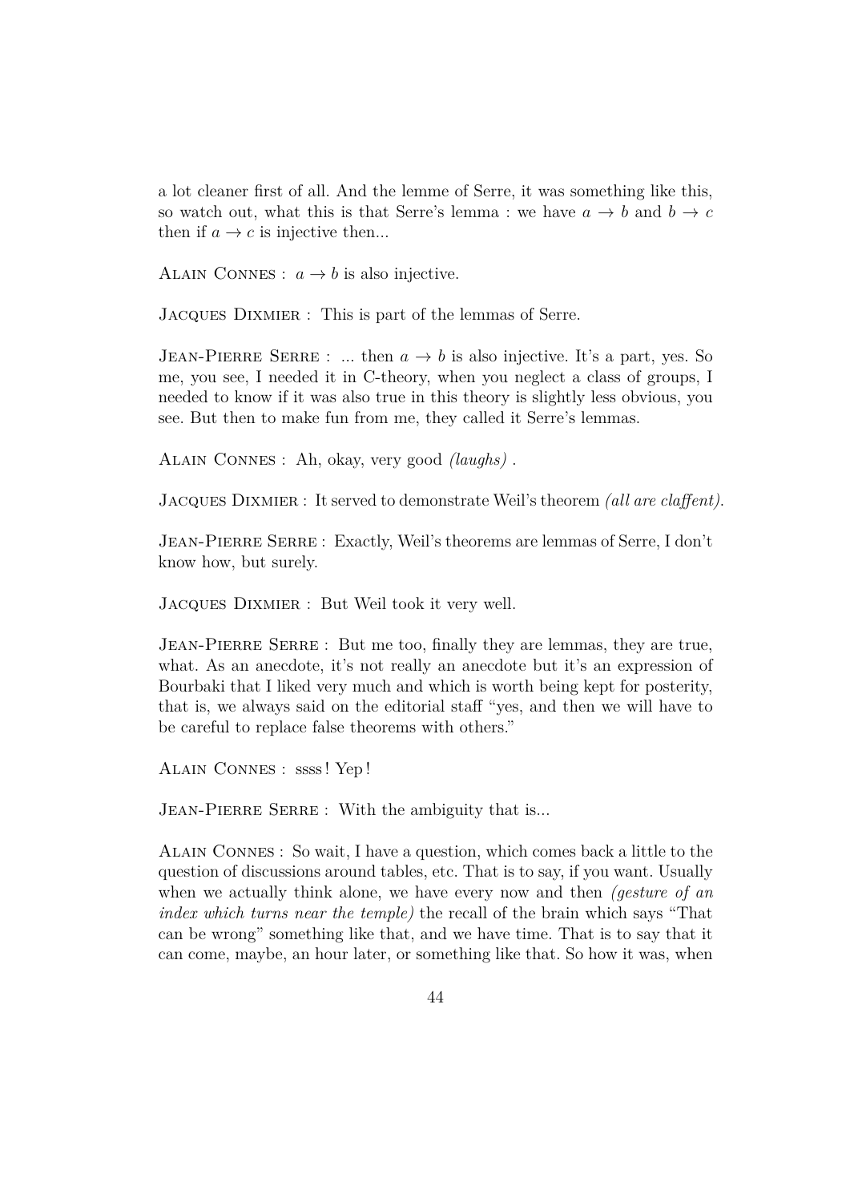a lot cleaner first of all. And the lemme of Serre, it was something like this, so watch out, what this is that Serre's lemma : we have $a \to b$ and $b \to c$ then if $a \to c$ is injective then...

Alain Connes : $a \to b$ is also injective.

Jacques Dixmier : This is part of the lemmas of Serre.

Jean-Pierre Serre : ... then $a \to b$ is also injective. It's a part, yes. So me, you see, I needed it in C-theory, when you neglect a class of groups, I needed to know if it was also true in this theory is slightly less obvious, you see. But then to make fun from me, they called it Serre's lemmas.

Alain Connes : Ah, okay, very good *(laughs)* .

Jacques Dixmier : It served to demonstrate Weil's theorem *(all are claffent)*.

Jean-Pierre Serre : Exactly, Weil's theorems are lemmas of Serre, I don't know how, but surely.

Jacques Dixmier : But Weil took it very well.

Jean-Pierre Serre : But me too, finally they are lemmas, they are true, what. As an anecdote, it's not really an anecdote but it's an expression of Bourbaki that I liked very much and which is worth being kept for posterity, that is, we always said on the editorial staff "yes, and then we will have to be careful to replace false theorems with others."

Alain Connes : ssss ! Yep !

Jean-Pierre Serre : With the ambiguity that is...

Alain Connes : So wait, I have a question, which comes back a little to the question of discussions around tables, etc. That is to say, if you want. Usually when we actually think alone, we have every now and then *(gesture of an index which turns near the temple)* the recall of the brain which says "That can be wrong" something like that, and we have time. That is to say that it can come, maybe, an hour later, or something like that. So how it was, when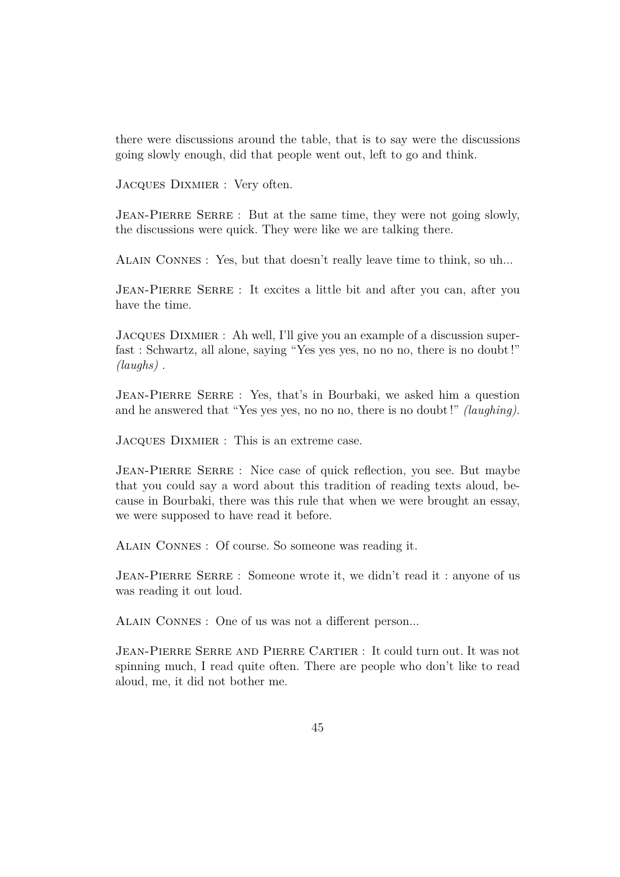there were discussions around the table, that is to say were the discussions going slowly enough, did that people went out, left to go and think.

Jacques Dixmier : Very often.

Jean-Pierre Serre : But at the same time, they were not going slowly, the discussions were quick. They were like we are talking there.

Alain Connes : Yes, but that doesn't really leave time to think, so uh...

Jean-Pierre Serre : It excites a little bit and after you can, after you have the time.

Jacques Dixmier : Ah well, I'll give you an example of a discussion super-fast : Schwartz, all alone, saying "Yes yes yes, no no no, there is no doubt!" *(laughs)* .

Jean-Pierre Serre : Yes, that's in Bourbaki, we asked him a question and he answered that "Yes yes yes, no no no, there is no doubt!" *(laughing).*

Jacques Dixmier : This is an extreme case.

Jean-Pierre Serre : Nice case of quick reflection, you see. But maybe that you could say a word about this tradition of reading texts aloud, because in Bourbaki, there was this rule that when we were brought an essay, we were supposed to have read it before.

Alain Connes : Of course. So someone was reading it.

Jean-Pierre Serre : Someone wrote it, we didn't read it : anyone of us was reading it out loud.

Alain Connes : One of us was not a different person...

Jean-Pierre Serre and Pierre Cartier : It could turn out. It was not spinning much, I read quite often. There are people who don't like to read aloud, me, it did not bother me.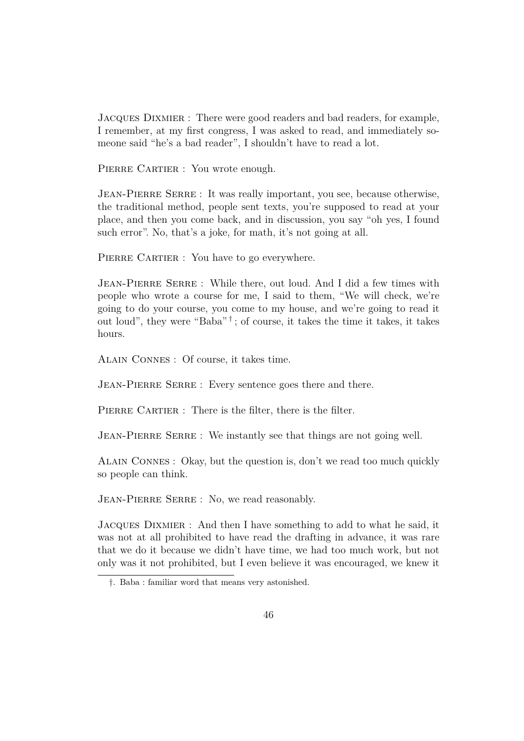Jacques Dixmier : There were good readers and bad readers, for example, I remember, at my first congress, I was asked to read, and immediately someone said "he's a bad reader", I shouldn't have to read a lot.

Pierre Cartier : You wrote enough.

Jean-Pierre Serre : It was really important, you see, because otherwise, the traditional method, people sent texts, you're supposed to read at your place, and then you come back, and in discussion, you say "oh yes, I found such error". No, that's a joke, for math, it's not going at all.

Pierre Cartier : You have to go everywhere.

Jean-Pierre Serre : While there, out loud. And I did a few times with people who wrote a course for me, I said to them, "We will check, we're going to do your course, you come to my house, and we're going to read it out loud", they were "Baba"[†] ; of course, it takes the time it takes, it takes hours.

Alain Connes : Of course, it takes time.

Jean-Pierre Serre : Every sentence goes there and there.

Pierre Cartier : There is the filter, there is the filter.

Jean-Pierre Serre : We instantly see that things are not going well.

Alain Connes : Okay, but the question is, don't we read too much quickly so people can think.

Jean-Pierre Serre : No, we read reasonably.

Jacques Dixmier : And then I have something to add to what he said, it was not at all prohibited to have read the drafting in advance, it was rare that we do it because we didn't have time, we had too much work, but not only was it not prohibited, but I even believe it was encouraged, we knew it

†. Baba : familiar word that means very astonished.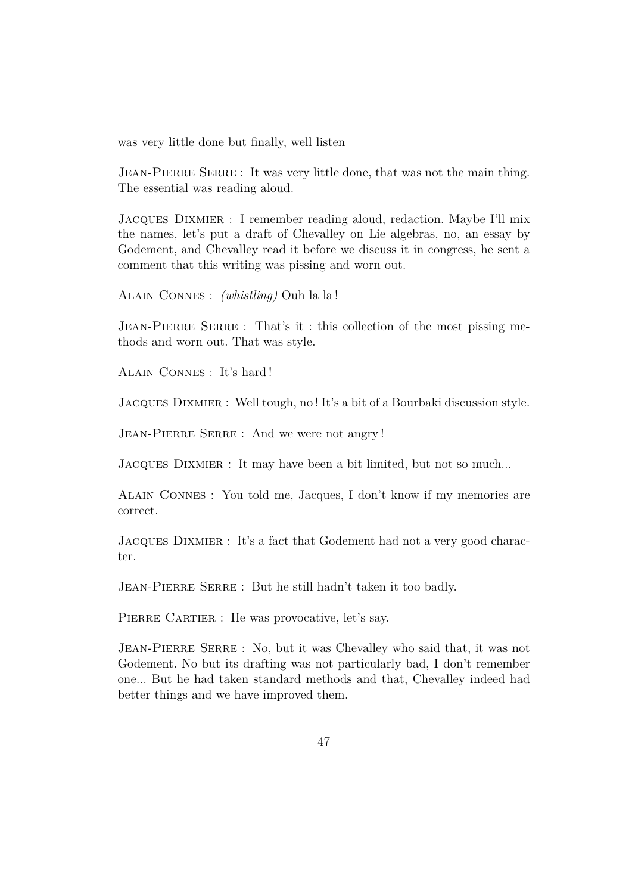was very little done but finally, well listen

Jean-Pierre Serre : It was very little done, that was not the main thing. The essential was reading aloud.

Jacques Dixmier : I remember reading aloud, redaction. Maybe I'll mix the names, let's put a draft of Chevalley on Lie algebras, no, an essay by Godement, and Chevalley read it before we discuss it in congress, he sent a comment that this writing was pissing and worn out.

Alain Connes : *(whistling)* Ouh la la !

Jean-Pierre Serre : That's it : this collection of the most pissing methods and worn out. That was style.

Alain Connes : It's hard !

Jacques Dixmier : Well tough, no ! It's a bit of a Bourbaki discussion style.

Jean-Pierre Serre : And we were not angry !

Jacques Dixmier : It may have been a bit limited, but not so much...

Alain Connes : You told me, Jacques, I don't know if my memories are correct.

Jacques Dixmier : It's a fact that Godement had not a very good character.

Jean-Pierre Serre : But he still hadn't taken it too badly.

Pierre Cartier : He was provocative, let's say.

Jean-Pierre Serre : No, but it was Chevalley who said that, it was not Godement. No but its drafting was not particularly bad, I don't remember one... But he had taken standard methods and that, Chevalley indeed had better things and we have improved them.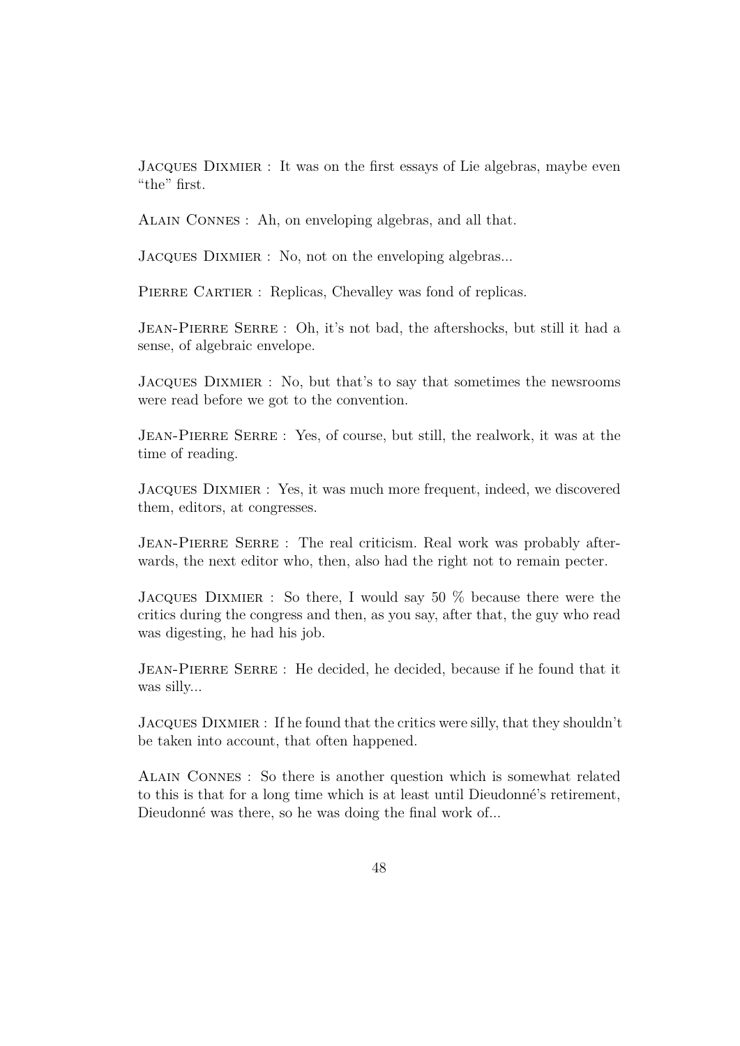Jacques Dixmier : It was on the first essays of Lie algebras, maybe even "the" first.

Alain Connes : Ah, on enveloping algebras, and all that.

Jacques Dixmier : No, not on the enveloping algebras...

Pierre Cartier : Replicas, Chevalley was fond of replicas.

Jean-Pierre Serre : Oh, it's not bad, the aftershocks, but still it had a sense, of algebraic envelope.

Jacques Dixmier : No, but that's to say that sometimes the newsrooms were read before we got to the convention.

Jean-Pierre Serre : Yes, of course, but still, the realwork, it was at the time of reading.

Jacques Dixmier : Yes, it was much more frequent, indeed, we discovered them, editors, at congresses.

Jean-Pierre Serre : The real criticism. Real work was probably afterwards, the next editor who, then, also had the right not to remain pecter.

Jacques Dixmier : So there, I would say 50 % because there were the critics during the congress and then, as you say, after that, the guy who read was digesting, he had his job.

Jean-Pierre Serre : He decided, he decided, because if he found that it was silly...

Jacques Dixmier : If he found that the critics were silly, that they shouldn't be taken into account, that often happened.

Alain Connes : So there is another question which is somewhat related to this is that for a long time which is at least until Dieudonné's retirement, Dieudonné was there, so he was doing the final work of...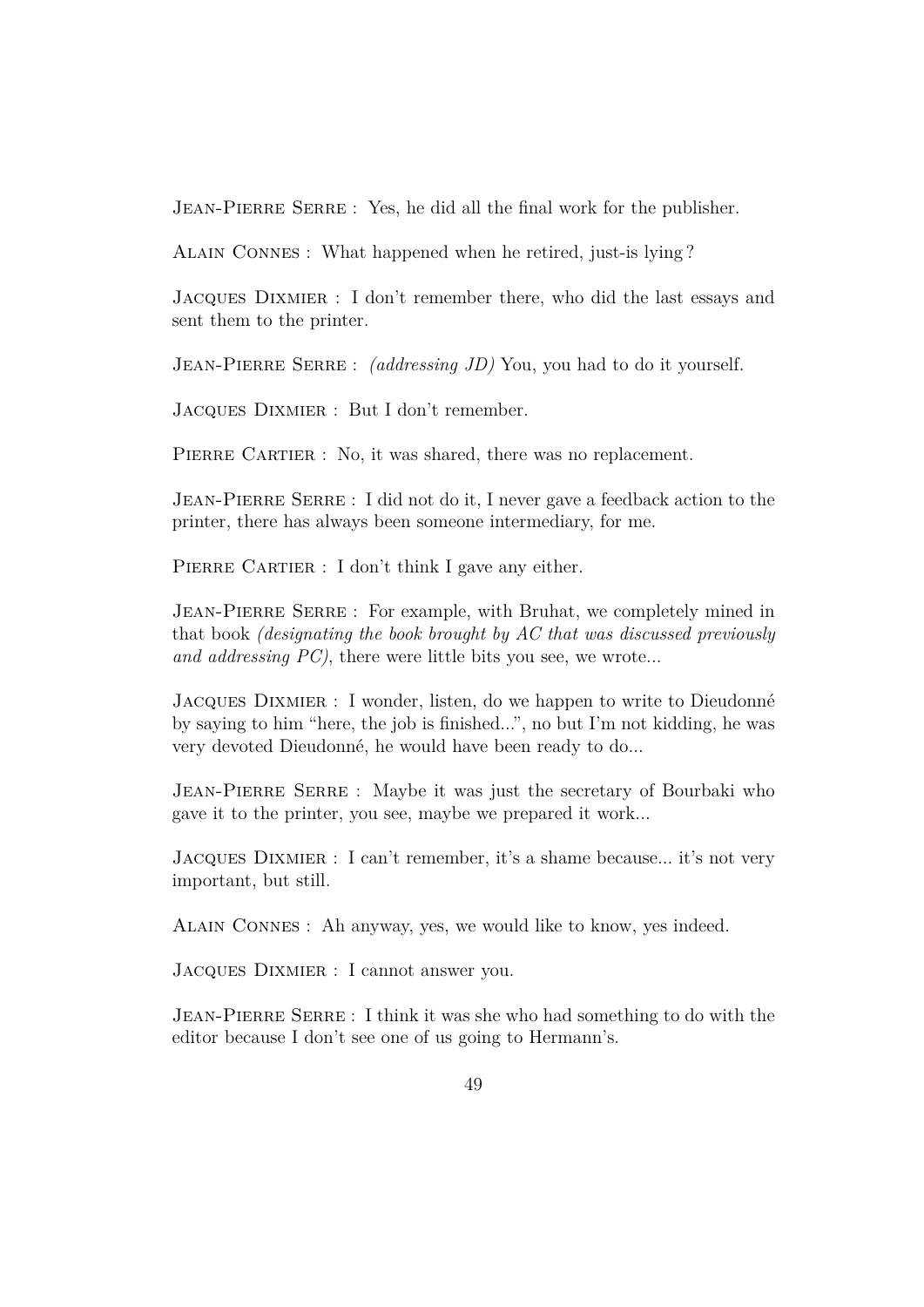Jean-Pierre Serre : Yes, he did all the final work for the publisher.

Alain Connes : What happened when he retired, just-is lying ?

Jacques Dixmier : I don't remember there, who did the last essays and sent them to the printer.

Jean-Pierre Serre : *(addressing JD)* You, you had to do it yourself.

Jacques Dixmier : But I don't remember.

Pierre Cartier : No, it was shared, there was no replacement.

Jean-Pierre Serre : I did not do it, I never gave a feedback action to the printer, there has always been someone intermediary, for me.

Pierre Cartier : I don't think I gave any either.

Jean-Pierre Serre : For example, with Bruhat, we completely mined in that book *(designating the book brought by AC that was discussed previously and addressing PC)*, there were little bits you see, we wrote...

Jacques Dixmier : I wonder, listen, do we happen to write to Dieudonné by saying to him "here, the job is finished...", no but I'm not kidding, he was very devoted Dieudonné, he would have been ready to do...

Jean-Pierre Serre : Maybe it was just the secretary of Bourbaki who gave it to the printer, you see, maybe we prepared it work...

Jacques Dixmier : I can't remember, it's a shame because... it's not very important, but still.

Alain Connes : Ah anyway, yes, we would like to know, yes indeed.

Jacques Dixmier : I cannot answer you.

Jean-Pierre Serre : I think it was she who had something to do with the editor because I don't see one of us going to Hermann's.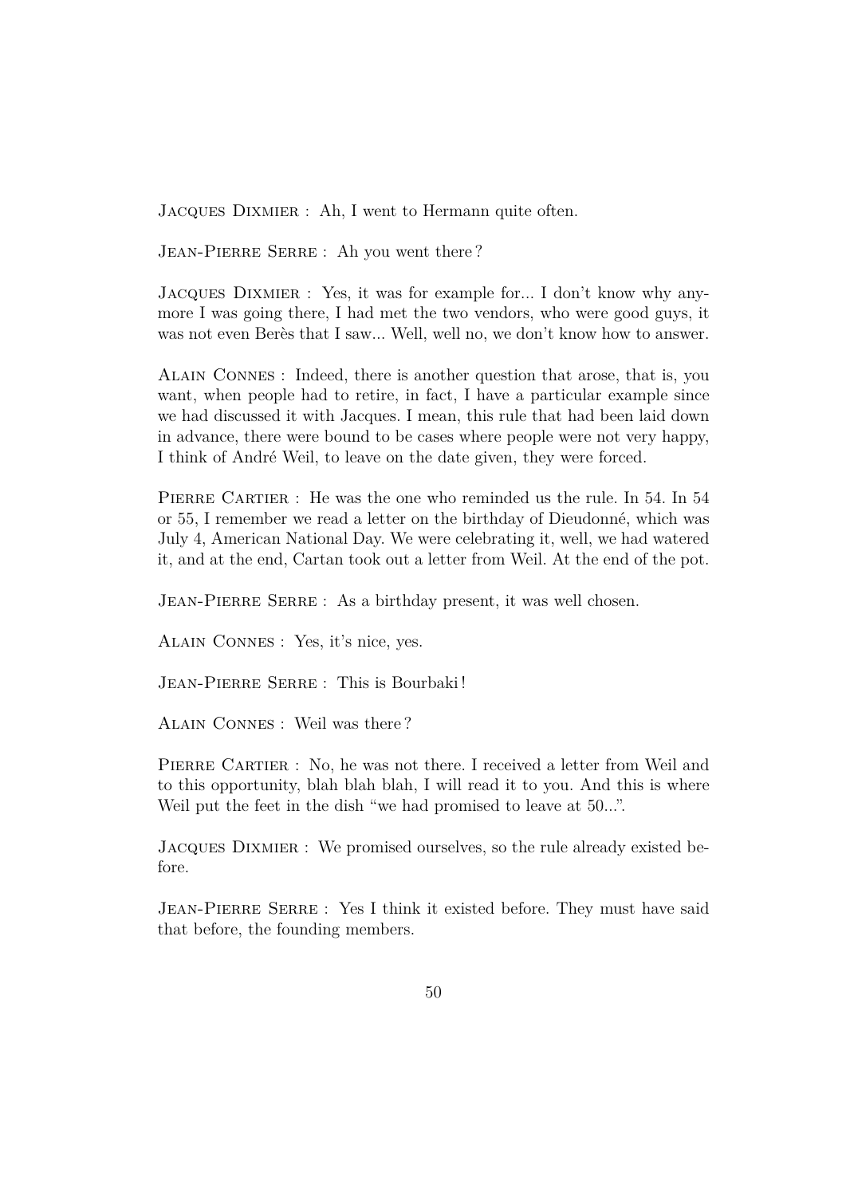Jacques Dixmier : Ah, I went to Hermann quite often.

Jean-Pierre Serre : Ah you went there ?

Jacques Dixmier : Yes, it was for example for... I don't know why anymore I was going there, I had met the two vendors, who were good guys, it was not even Berès that I saw... Well, well no, we don't know how to answer.

Alain Connes : Indeed, there is another question that arose, that is, you want, when people had to retire, in fact, I have a particular example since we had discussed it with Jacques. I mean, this rule that had been laid down in advance, there were bound to be cases where people were not very happy, I think of André Weil, to leave on the date given, they were forced.

Pierre Cartier : He was the one who reminded us the rule. In 54. In 54 or 55, I remember we read a letter on the birthday of Dieudonné, which was July 4, American National Day. We were celebrating it, well, we had watered it, and at the end, Cartan took out a letter from Weil. At the end of the pot.

Jean-Pierre Serre : As a birthday present, it was well chosen.

Alain Connes : Yes, it's nice, yes.

Jean-Pierre Serre : This is Bourbaki !

Alain Connes : Weil was there ?

Pierre Cartier : No, he was not there. I received a letter from Weil and to this opportunity, blah blah blah, I will read it to you. And this is where Weil put the feet in the dish "we had promised to leave at 50...".

Jacques Dixmier : We promised ourselves, so the rule already existed before.

Jean-Pierre Serre : Yes I think it existed before. They must have said that before, the founding members.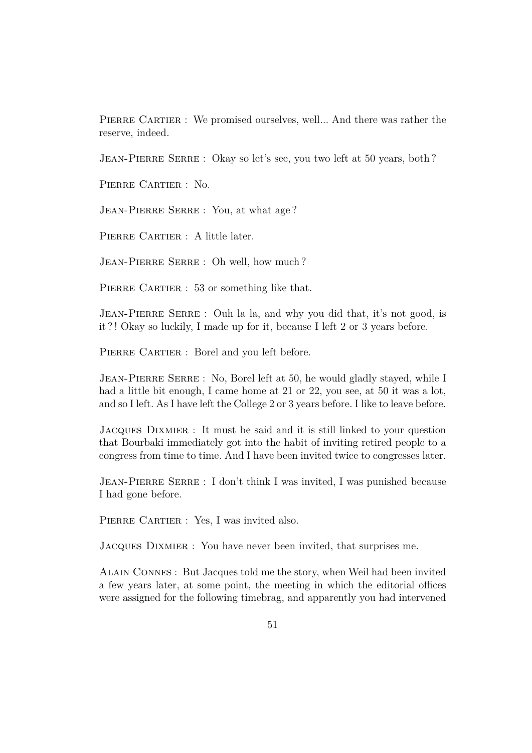Pierre Cartier : We promised ourselves, well... And there was rather the reserve, indeed.

Jean-Pierre Serre : Okay so let's see, you two left at 50 years, both ?

Pierre Cartier : No.

Jean-Pierre Serre : You, at what age ?

Pierre Cartier : A little later.

Jean-Pierre Serre : Oh well, how much ?

Pierre Cartier : 53 or something like that.

Jean-Pierre Serre : Ouh la la, and why you did that, it's not good, is it ?! Okay so luckily, I made up for it, because I left 2 or 3 years before.

Pierre Cartier : Borel and you left before.

Jean-Pierre Serre : No, Borel left at 50, he would gladly stayed, while I had a little bit enough, I came home at 21 or 22, you see, at 50 it was a lot, and so I left. As I have left the College 2 or 3 years before. I like to leave before.

Jacques Dixmier : It must be said and it is still linked to your question that Bourbaki immediately got into the habit of inviting retired people to a congress from time to time. And I have been invited twice to congresses later.

Jean-Pierre Serre : I don't think I was invited, I was punished because I had gone before.

Pierre Cartier : Yes, I was invited also.

Jacques Dixmier : You have never been invited, that surprises me.

Alain Connes : But Jacques told me the story, when Weil had been invited a few years later, at some point, the meeting in which the editorial offices were assigned for the following timebrag, and apparently you had intervened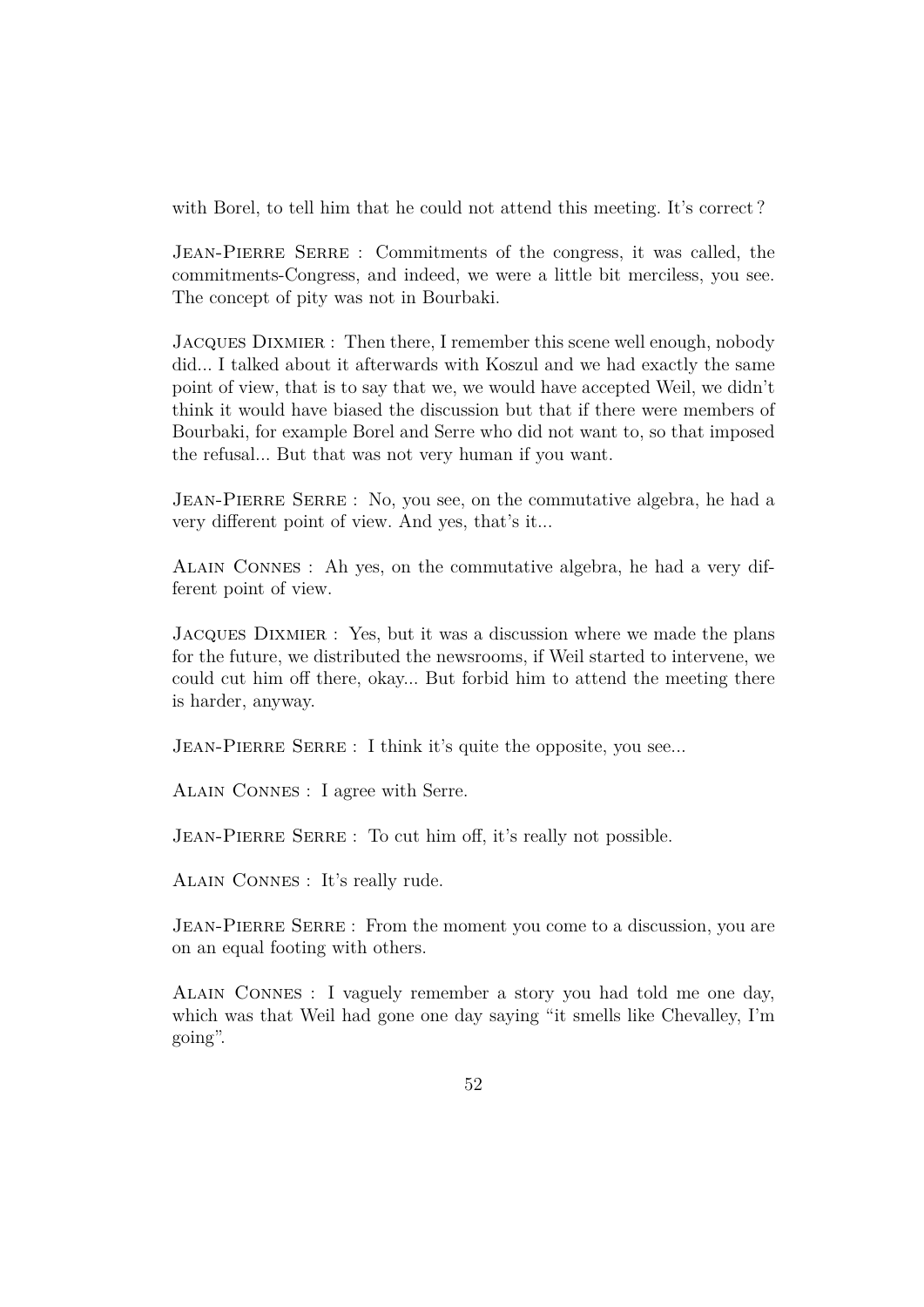with Borel, to tell him that he could not attend this meeting. It's correct ?

Jean-Pierre Serre : Commitments of the congress, it was called, the commitments-Congress, and indeed, we were a little bit merciless, you see. The concept of pity was not in Bourbaki.

Jacques Dixmier : Then there, I remember this scene well enough, nobody did... I talked about it afterwards with Koszul and we had exactly the same point of view, that is to say that we, we would have accepted Weil, we didn't think it would have biased the discussion but that if there were members of Bourbaki, for example Borel and Serre who did not want to, so that imposed the refusal... But that was not very human if you want.

Jean-Pierre Serre : No, you see, on the commutative algebra, he had a very different point of view. And yes, that's it...

Alain Connes : Ah yes, on the commutative algebra, he had a very different point of view.

Jacques Dixmier : Yes, but it was a discussion where we made the plans for the future, we distributed the newsrooms, if Weil started to intervene, we could cut him off there, okay... But forbid him to attend the meeting there is harder, anyway.

Jean-Pierre Serre : I think it's quite the opposite, you see...

Alain Connes : I agree with Serre.

Jean-Pierre Serre : To cut him off, it's really not possible.

Alain Connes : It's really rude.

Jean-Pierre Serre : From the moment you come to a discussion, you are on an equal footing with others.

Alain Connes : I vaguely remember a story you had told me one day, which was that Weil had gone one day saying "it smells like Chevalley, I'm going".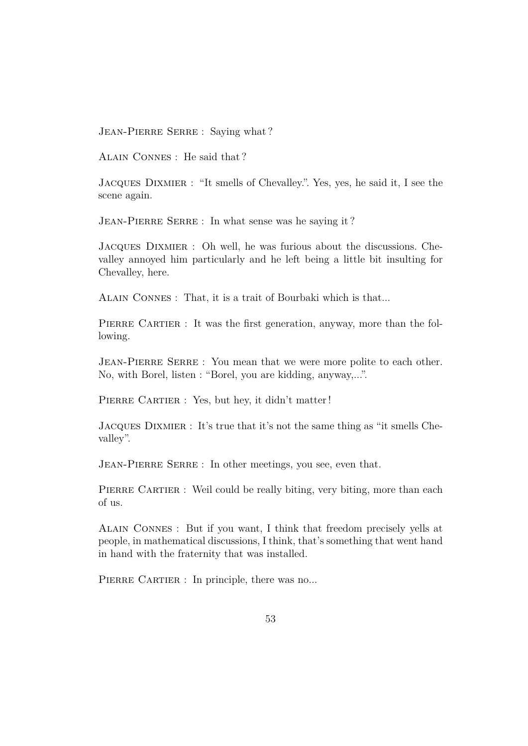Jean-Pierre Serre : Saying what ?

Alain Connes : He said that ?

Jacques Dixmier : "It smells of Chevalley.". Yes, yes, he said it, I see the scene again.

Jean-Pierre Serre : In what sense was he saying it ?

Jacques Dixmier : Oh well, he was furious about the discussions. Chevalley annoyed him particularly and he left being a little bit insulting for Chevalley, here.

Alain Connes : That, it is a trait of Bourbaki which is that...

Pierre Cartier : It was the first generation, anyway, more than the following.

Jean-Pierre Serre : You mean that we were more polite to each other. No, with Borel, listen : "Borel, you are kidding, anyway,...".

Pierre Cartier : Yes, but hey, it didn't matter !

Jacques Dixmier : It's true that it's not the same thing as "it smells Chevalley".

Jean-Pierre Serre : In other meetings, you see, even that.

Pierre Cartier : Weil could be really biting, very biting, more than each of us.

Alain Connes : But if you want, I think that freedom precisely yells at people, in mathematical discussions, I think, that's something that went hand in hand with the fraternity that was installed.

Pierre Cartier : In principle, there was no...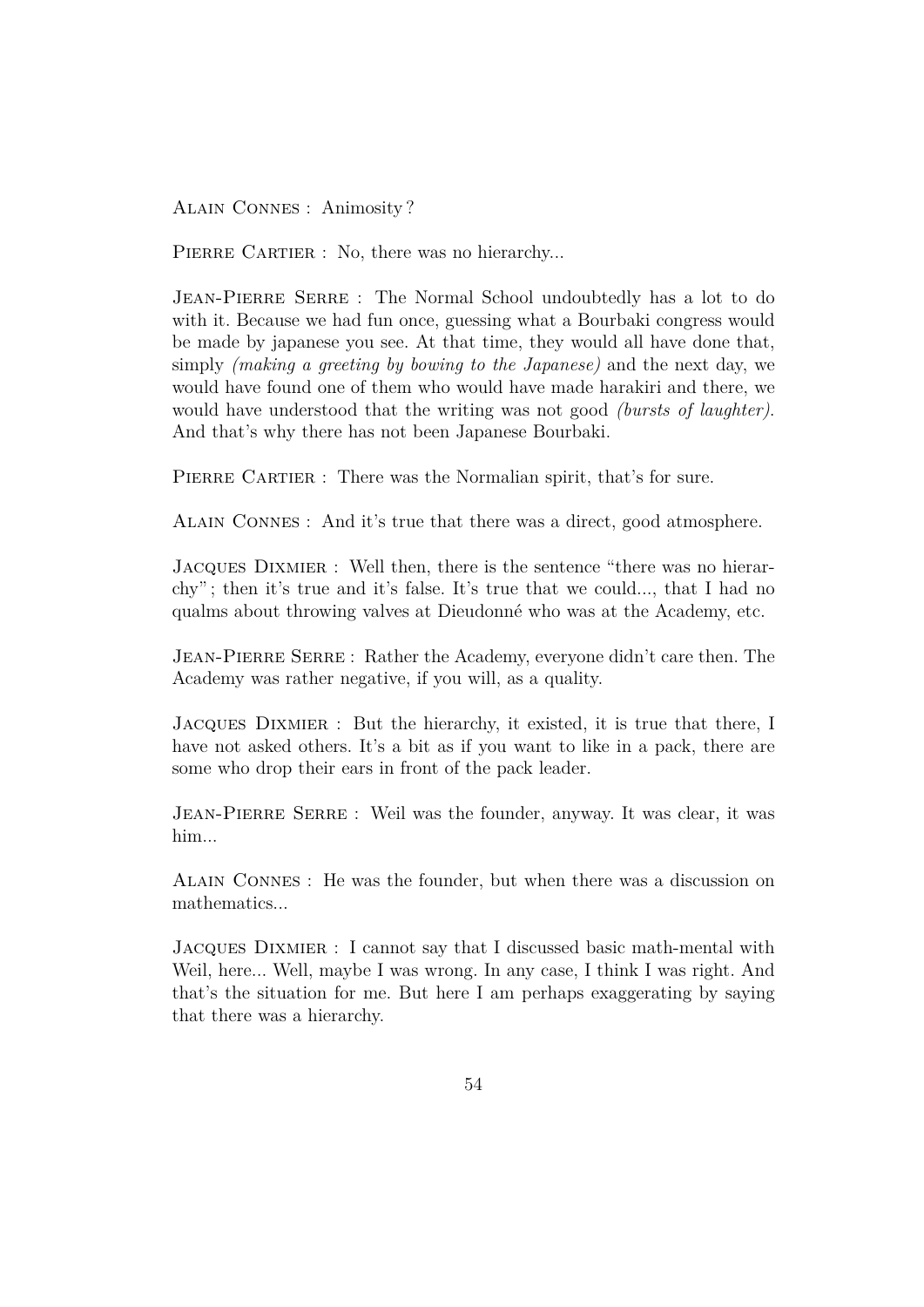Alain Connes : Animosity ?

Pierre Cartier : No, there was no hierarchy...

Jean-Pierre Serre : The Normal School undoubtedly has a lot to do with it. Because we had fun once, guessing what a Bourbaki congress would be made by japanese you see. At that time, they would all have done that, simply *(making a greeting by bowing to the Japanese)* and the next day, we would have found one of them who would have made harakiri and there, we would have understood that the writing was not good *(bursts of laughter)*. And that's why there has not been Japanese Bourbaki.

Pierre Cartier : There was the Normalian spirit, that's for sure.

Alain Connes : And it's true that there was a direct, good atmosphere.

Jacques Dixmier : Well then, there is the sentence "there was no hierarchy" ; then it's true and it's false. It's true that we could..., that I had no qualms about throwing valves at Dieudonné who was at the Academy, etc.

Jean-Pierre Serre : Rather the Academy, everyone didn't care then. The Academy was rather negative, if you will, as a quality.

Jacques Dixmier : But the hierarchy, it existed, it is true that there, I have not asked others. It's a bit as if you want to like in a pack, there are some who drop their ears in front of the pack leader.

Jean-Pierre Serre : Weil was the founder, anyway. It was clear, it was him...

Alain Connes : He was the founder, but when there was a discussion on mathematics...

Jacques Dixmier : I cannot say that I discussed basic math-mental with Weil, here... Well, maybe I was wrong. In any case, I think I was right. And that's the situation for me. But here I am perhaps exaggerating by saying that there was a hierarchy.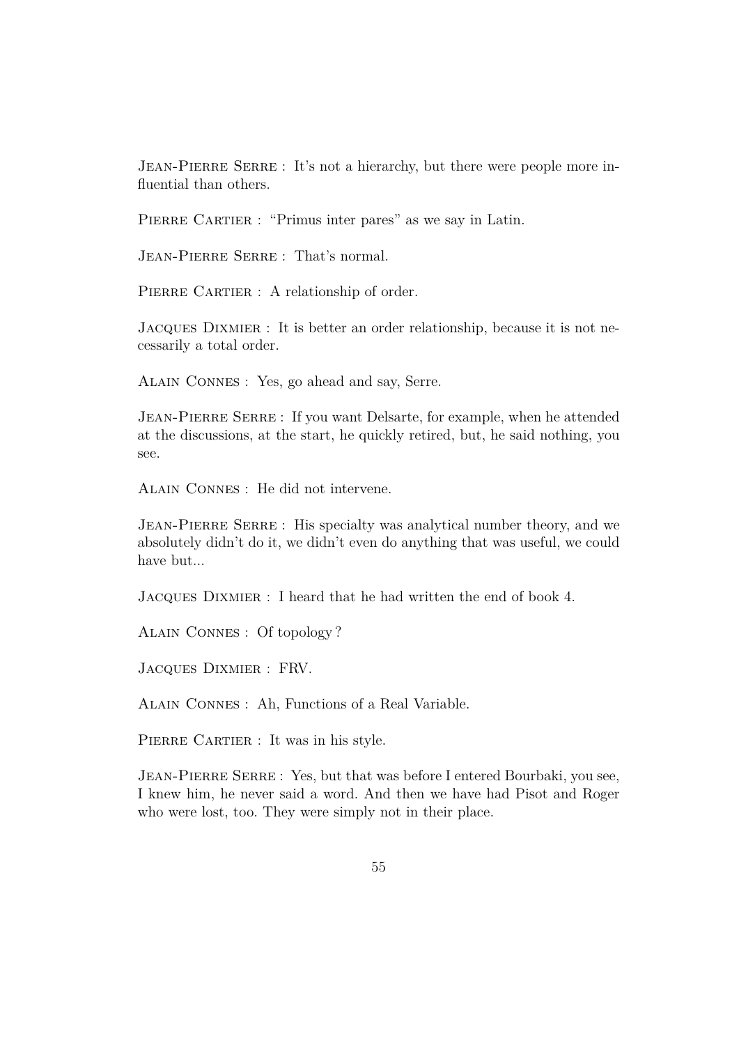Jean-Pierre Serre : It's not a hierarchy, but there were people more influential than others.

Pierre Cartier : "Primus inter pares" as we say in Latin.

Jean-Pierre Serre : That's normal.

Pierre Cartier : A relationship of order.

Jacques Dixmier : It is better an order relationship, because it is not necessarily a total order.

Alain Connes : Yes, go ahead and say, Serre.

Jean-Pierre Serre : If you want Delsarte, for example, when he attended at the discussions, at the start, he quickly retired, but, he said nothing, you see.

Alain Connes : He did not intervene.

Jean-Pierre Serre : His specialty was analytical number theory, and we absolutely didn't do it, we didn't even do anything that was useful, we could have but...

Jacques Dixmier : I heard that he had written the end of book 4.

Alain Connes : Of topology ?

Jacques Dixmier : FRV.

Alain Connes : Ah, Functions of a Real Variable.

Pierre Cartier : It was in his style.

Jean-Pierre Serre : Yes, but that was before I entered Bourbaki, you see, I knew him, he never said a word. And then we have had Pisot and Roger who were lost, too. They were simply not in their place.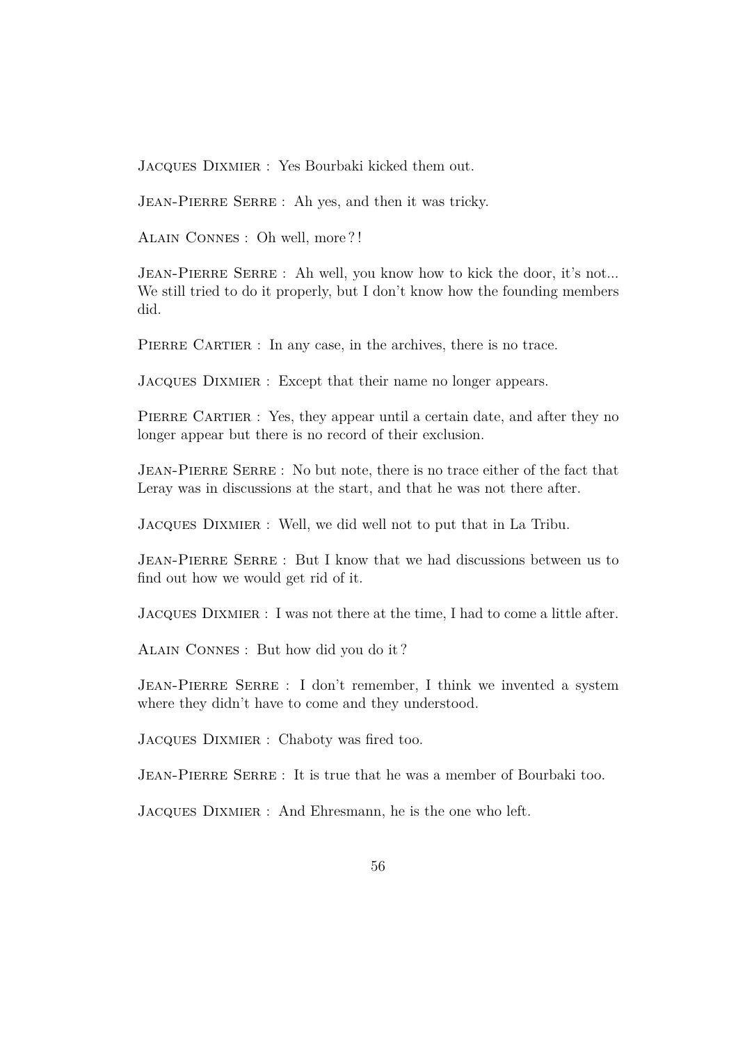Jacques Dixmier : Yes Bourbaki kicked them out.

Jean-Pierre Serre : Ah yes, and then it was tricky.

Alain Connes : Oh well, more ?!

Jean-Pierre Serre : Ah well, you know how to kick the door, it's not... We still tried to do it properly, but I don't know how the founding members did.

Pierre Cartier : In any case, in the archives, there is no trace.

Jacques Dixmier : Except that their name no longer appears.

Pierre Cartier : Yes, they appear until a certain date, and after they no longer appear but there is no record of their exclusion.

Jean-Pierre Serre : No but note, there is no trace either of the fact that Leray was in discussions at the start, and that he was not there after.

Jacques Dixmier : Well, we did well not to put that in La Tribu.

Jean-Pierre Serre : But I know that we had discussions between us to find out how we would get rid of it.

Jacques Dixmier : I was not there at the time, I had to come a little after.

Alain Connes : But how did you do it ?

Jean-Pierre Serre : I don't remember, I think we invented a system where they didn't have to come and they understood.

Jacques Dixmier : Chaboty was fired too.

Jean-Pierre Serre : It is true that he was a member of Bourbaki too.

Jacques Dixmier : And Ehresmann, he is the one who left.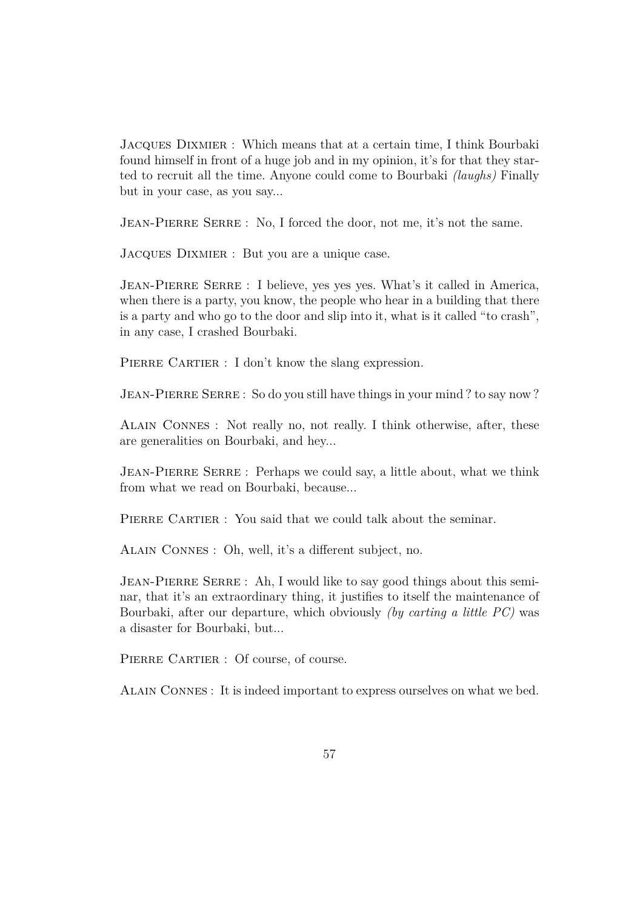Jacques Dixmier : Which means that at a certain time, I think Bourbaki found himself in front of a huge job and in my opinion, it's for that they started to recruit all the time. Anyone could come to Bourbaki *(laughs)* Finally but in your case, as you say...

Jean-Pierre Serre : No, I forced the door, not me, it's not the same.

Jacques Dixmier : But you are a unique case.

Jean-Pierre Serre : I believe, yes yes yes. What's it called in America, when there is a party, you know, the people who hear in a building that there is a party and who go to the door and slip into it, what is it called "to crash", in any case, I crashed Bourbaki.

Pierre Cartier : I don't know the slang expression.

Jean-Pierre Serre : So do you still have things in your mind ? to say now ?

Alain Connes : Not really no, not really. I think otherwise, after, these are generalities on Bourbaki, and hey...

Jean-Pierre Serre : Perhaps we could say, a little about, what we think from what we read on Bourbaki, because...

Pierre Cartier : You said that we could talk about the seminar.

Alain Connes : Oh, well, it's a different subject, no.

Jean-Pierre Serre : Ah, I would like to say good things about this seminar, that it's an extraordinary thing, it justifies to itself the maintenance of Bourbaki, after our departure, which obviously *(by carting a little PC)* was a disaster for Bourbaki, but...

Pierre Cartier : Of course, of course.

Alain Connes : It is indeed important to express ourselves on what we bed.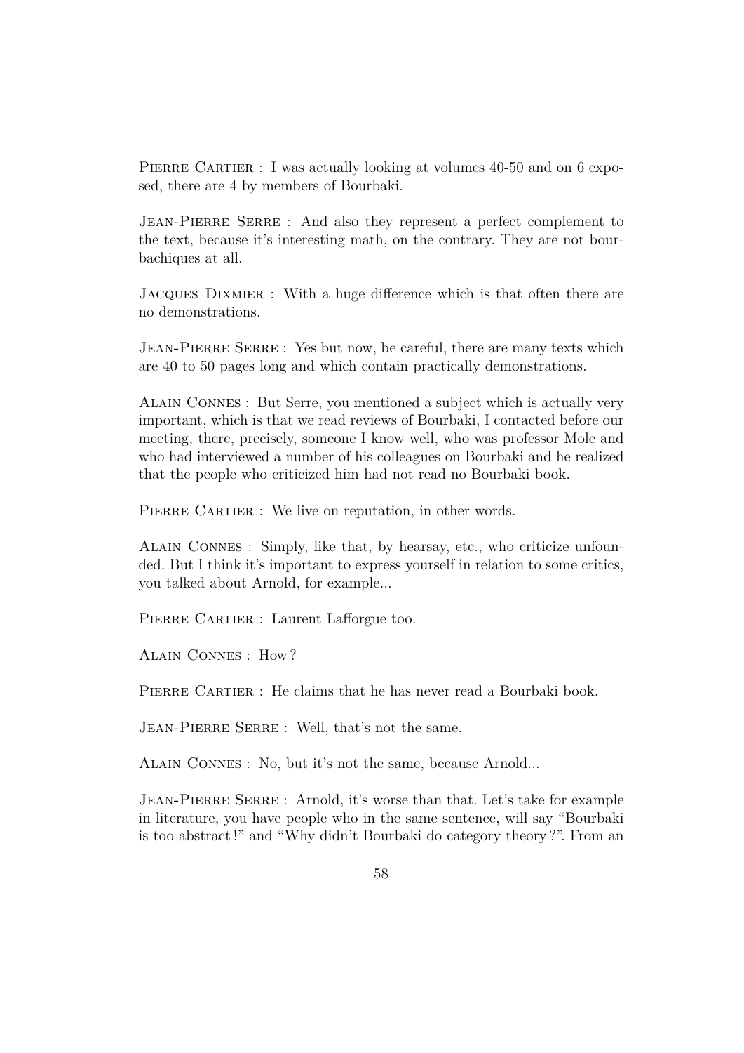Pierre Cartier : I was actually looking at volumes 40-50 and on 6 exposed, there are 4 by members of Bourbaki.

Jean-Pierre Serre : And also they represent a perfect complement to the text, because it's interesting math, on the contrary. They are not bourbachiques at all.

Jacques Dixmier : With a huge difference which is that often there are no demonstrations.

Jean-Pierre Serre : Yes but now, be careful, there are many texts which are 40 to 50 pages long and which contain practically demonstrations.

Alain Connes : But Serre, you mentioned a subject which is actually very important, which is that we read reviews of Bourbaki, I contacted before our meeting, there, precisely, someone I know well, who was professor Mole and who had interviewed a number of his colleagues on Bourbaki and he realized that the people who criticized him had not read no Bourbaki book.

Pierre Cartier : We live on reputation, in other words.

Alain Connes : Simply, like that, by hearsay, etc., who criticize unfounded. But I think it's important to express yourself in relation to some critics, you talked about Arnold, for example...

Pierre Cartier : Laurent Lafforgue too.

Alain Connes : How ?

Pierre Cartier : He claims that he has never read a Bourbaki book.

Jean-Pierre Serre : Well, that's not the same.

Alain Connes : No, but it's not the same, because Arnold...

Jean-Pierre Serre : Arnold, it's worse than that. Let's take for example in literature, you have people who in the same sentence, will say "Bourbaki is too abstract !" and "Why didn't Bourbaki do category theory ?". From an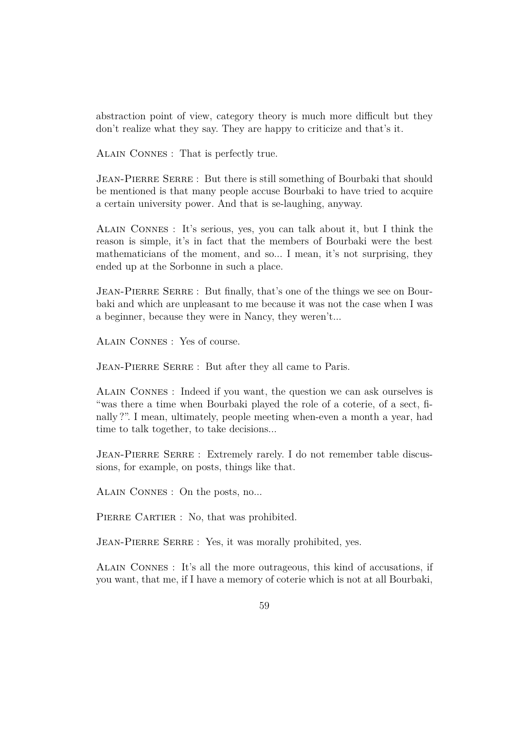abstraction point of view, category theory is much more difficult but they don't realize what they say. They are happy to criticize and that's it.

Alain Connes : That is perfectly true.

Jean-Pierre Serre : But there is still something of Bourbaki that should be mentioned is that many people accuse Bourbaki to have tried to acquire a certain university power. And that is se-laughing, anyway.

Alain Connes : It's serious, yes, you can talk about it, but I think the reason is simple, it's in fact that the members of Bourbaki were the best mathematicians of the moment, and so... I mean, it's not surprising, they ended up at the Sorbonne in such a place.

Jean-Pierre Serre : But finally, that's one of the things we see on Bourbaki and which are unpleasant to me because it was not the case when I was a beginner, because they were in Nancy, they weren't...

Alain Connes : Yes of course.

Jean-Pierre Serre : But after they all came to Paris.

Alain Connes : Indeed if you want, the question we can ask ourselves is "was there a time when Bourbaki played the role of a coterie, of a sect, finally ?". I mean, ultimately, people meeting when-even a month a year, had time to talk together, to take decisions...

Jean-Pierre Serre : Extremely rarely. I do not remember table discussions, for example, on posts, things like that.

Alain Connes : On the posts, no...

Pierre Cartier : No, that was prohibited.

Jean-Pierre Serre : Yes, it was morally prohibited, yes.

Alain Connes : It's all the more outrageous, this kind of accusations, if you want, that me, if I have a memory of coterie which is not at all Bourbaki,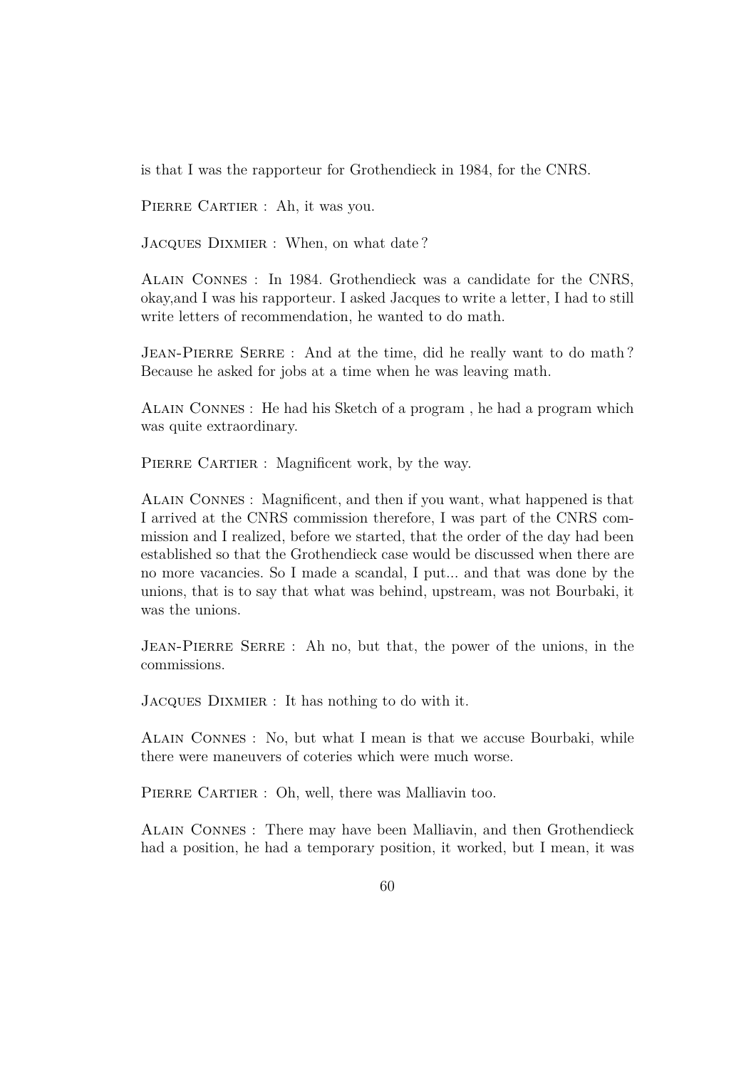is that I was the rapporteur for Grothendieck in 1984, for the CNRS.

Pierre Cartier : Ah, it was you.

Jacques Dixmier : When, on what date ?

Alain Connes : In 1984. Grothendieck was a candidate for the CNRS, okay,and I was his rapporteur. I asked Jacques to write a letter, I had to still write letters of recommendation, he wanted to do math.

Jean-Pierre Serre : And at the time, did he really want to do math ? Because he asked for jobs at a time when he was leaving math.

Alain Connes : He had his Sketch of a program , he had a program which was quite extraordinary.

Pierre Cartier : Magnificent work, by the way.

Alain Connes : Magnificent, and then if you want, what happened is that I arrived at the CNRS commission therefore, I was part of the CNRS commission and I realized, before we started, that the order of the day had been established so that the Grothendieck case would be discussed when there are no more vacancies. So I made a scandal, I put... and that was done by the unions, that is to say that what was behind, upstream, was not Bourbaki, it was the unions.

Jean-Pierre Serre : Ah no, but that, the power of the unions, in the commissions.

Jacques Dixmier : It has nothing to do with it.

Alain Connes : No, but what I mean is that we accuse Bourbaki, while there were maneuvers of coteries which were much worse.

Pierre Cartier : Oh, well, there was Malliavin too.

Alain Connes : There may have been Malliavin, and then Grothendieck had a position, he had a temporary position, it worked, but I mean, it was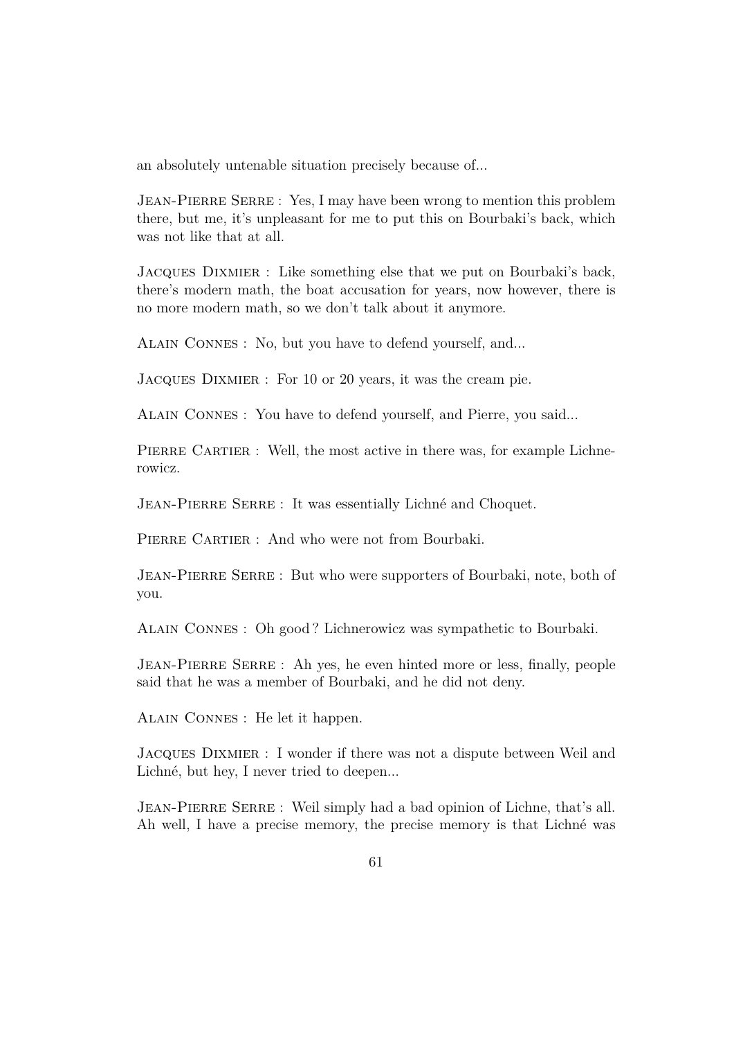an absolutely untenable situation precisely because of...

Jean-Pierre Serre : Yes, I may have been wrong to mention this problem there, but me, it's unpleasant for me to put this on Bourbaki's back, which was not like that at all.

Jacques Dixmier : Like something else that we put on Bourbaki's back, there's modern math, the boat accusation for years, now however, there is no more modern math, so we don't talk about it anymore.

Alain Connes : No, but you have to defend yourself, and...

Jacques Dixmier : For 10 or 20 years, it was the cream pie.

Alain Connes : You have to defend yourself, and Pierre, you said...

Pierre Cartier : Well, the most active in there was, for example Lichnerowicz.

Jean-Pierre Serre : It was essentially Lichné and Choquet.

Pierre Cartier : And who were not from Bourbaki.

Jean-Pierre Serre : But who were supporters of Bourbaki, note, both of you.

Alain Connes : Oh good ? Lichnerowicz was sympathetic to Bourbaki.

Jean-Pierre Serre : Ah yes, he even hinted more or less, finally, people said that he was a member of Bourbaki, and he did not deny.

Alain Connes : He let it happen.

Jacques Dixmier : I wonder if there was not a dispute between Weil and Lichné, but hey, I never tried to deepen...

Jean-Pierre Serre : Weil simply had a bad opinion of Lichne, that's all. Ah well, I have a precise memory, the precise memory is that Lichné was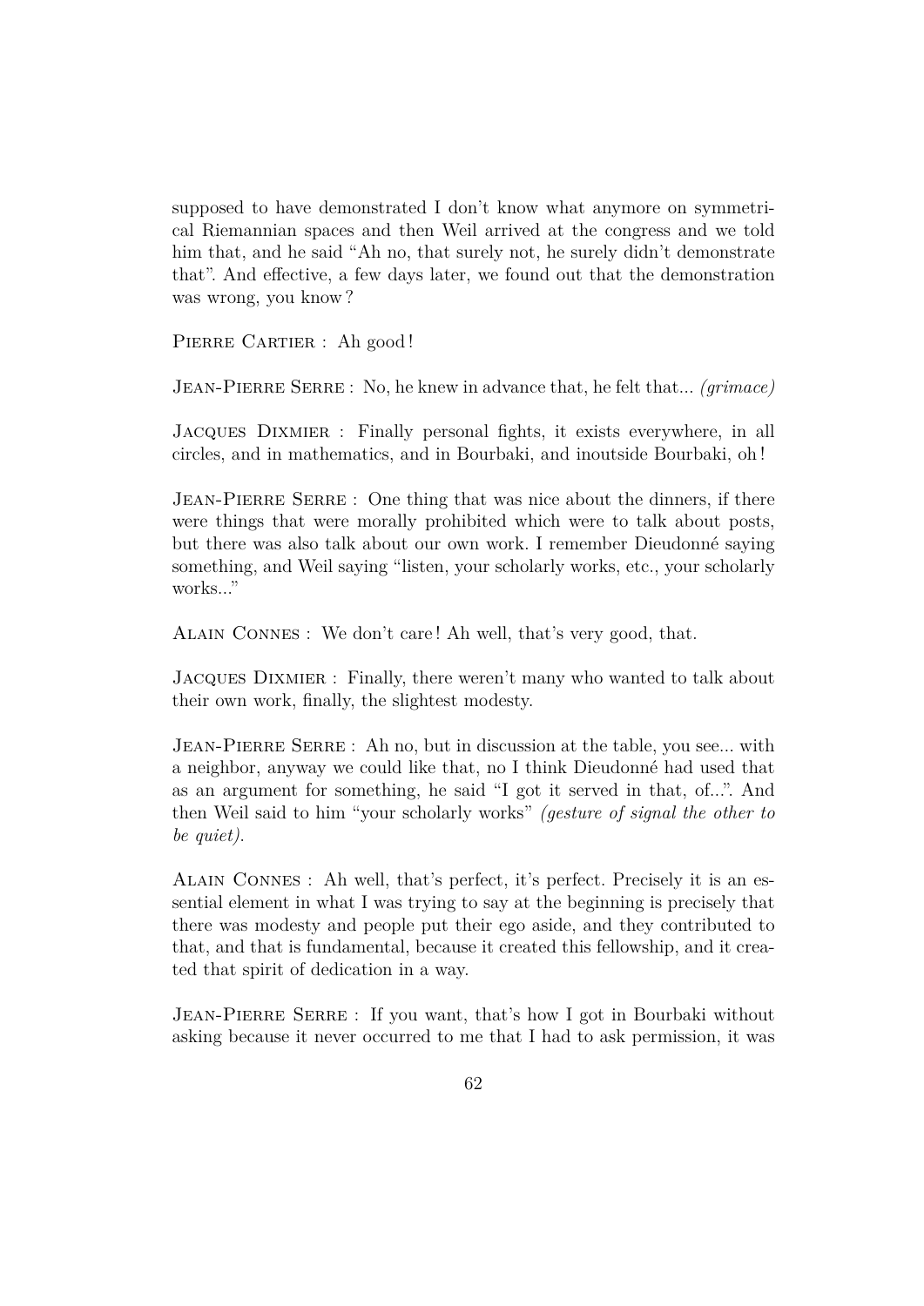supposed to have demonstrated I don't know what anymore on symmetrical Riemannian spaces and then Weil arrived at the congress and we told him that, and he said "Ah no, that surely not, he surely didn't demonstrate that". And effective, a few days later, we found out that the demonstration was wrong, you know ?

Pierre Cartier : Ah good !

Jean-Pierre Serre : No, he knew in advance that, he felt that... *(grimace)*

Jacques Dixmier : Finally personal fights, it exists everywhere, in all circles, and in mathematics, and in Bourbaki, and inoutside Bourbaki, oh !

Jean-Pierre Serre : One thing that was nice about the dinners, if there were things that were morally prohibited which were to talk about posts, but there was also talk about our own work. I remember Dieudonné saying something, and Weil saying "listen, your scholarly works, etc., your scholarly works..."

Alain Connes : We don't care ! Ah well, that's very good, that.

Jacques Dixmier : Finally, there weren't many who wanted to talk about their own work, finally, the slightest modesty.

Jean-Pierre Serre : Ah no, but in discussion at the table, you see... with a neighbor, anyway we could like that, no I think Dieudonné had used that as an argument for something, he said "I got it served in that, of...". And then Weil said to him "your scholarly works" *(gesture of signal the other to be quiet)*.

Alain Connes : Ah well, that's perfect, it's perfect. Precisely it is an essential element in what I was trying to say at the beginning is precisely that there was modesty and people put their ego aside, and they contributed to that, and that is fundamental, because it created this fellowship, and it created that spirit of dedication in a way.

Jean-Pierre Serre : If you want, that's how I got in Bourbaki without asking because it never occurred to me that I had to ask permission, it was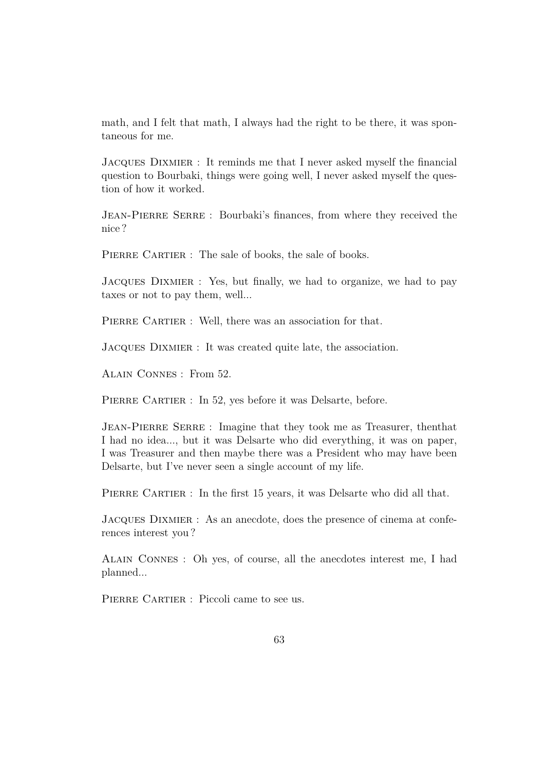math, and I felt that math, I always had the right to be there, it was spontaneous for me.

Jacques Dixmier : It reminds me that I never asked myself the financial question to Bourbaki, things were going well, I never asked myself the question of how it worked.

Jean-Pierre Serre : Bourbaki's finances, from where they received the nice ?

Pierre Cartier : The sale of books, the sale of books.

Jacques Dixmier : Yes, but finally, we had to organize, we had to pay taxes or not to pay them, well...

Pierre Cartier : Well, there was an association for that.

Jacques Dixmier : It was created quite late, the association.

Alain Connes : From 52.

Pierre Cartier : In 52, yes before it was Delsarte, before.

Jean-Pierre Serre : Imagine that they took me as Treasurer, thenthat I had no idea..., but it was Delsarte who did everything, it was on paper, I was Treasurer and then maybe there was a President who may have been Delsarte, but I've never seen a single account of my life.

Pierre Cartier : In the first 15 years, it was Delsarte who did all that.

Jacques Dixmier : As an anecdote, does the presence of cinema at conferences interest you ?

Alain Connes : Oh yes, of course, all the anecdotes interest me, I had planned...

Pierre Cartier : Piccoli came to see us.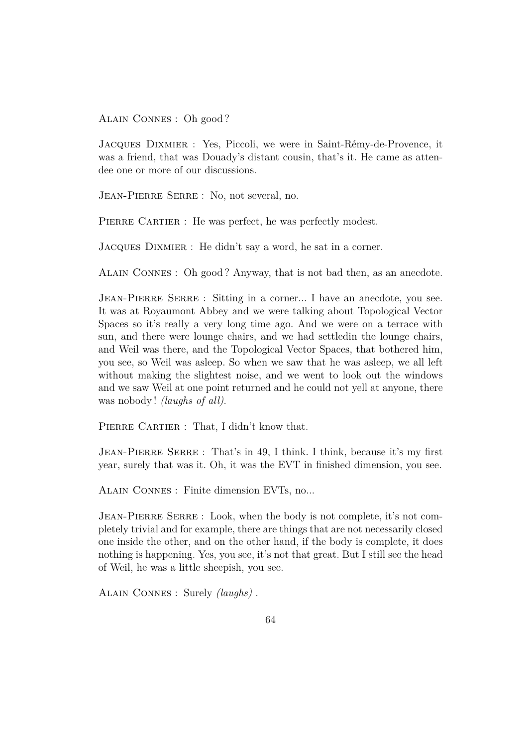Alain Connes : Oh good ?

Jacques Dixmier : Yes, Piccoli, we were in Saint-Rémy-de-Provence, it was a friend, that was Douady's distant cousin, that's it. He came as attendee one or more of our discussions.

Jean-Pierre Serre : No, not several, no.

Pierre Cartier : He was perfect, he was perfectly modest.

Jacques Dixmier : He didn't say a word, he sat in a corner.

Alain Connes : Oh good ? Anyway, that is not bad then, as an anecdote.

Jean-Pierre Serre : Sitting in a corner... I have an anecdote, you see. It was at Royaumont Abbey and we were talking about Topological Vector Spaces so it's really a very long time ago. And we were on a terrace with sun, and there were lounge chairs, and we had settledin the lounge chairs, and Weil was there, and the Topological Vector Spaces, that bothered him, you see, so Weil was asleep. So when we saw that he was asleep, we all left without making the slightest noise, and we went to look out the windows and we saw Weil at one point returned and he could not yell at anyone, there was nobody ! *(laughs of all)*.

Pierre Cartier : That, I didn't know that.

Jean-Pierre Serre : That's in 49, I think. I think, because it's my first year, surely that was it. Oh, it was the EVT in finished dimension, you see.

Alain Connes : Finite dimension EVTs, no...

Jean-Pierre Serre : Look, when the body is not complete, it's not completely trivial and for example, there are things that are not necessarily closed one inside the other, and on the other hand, if the body is complete, it does nothing is happening. Yes, you see, it's not that great. But I still see the head of Weil, he was a little sheepish, you see.

Alain Connes : Surely *(laughs)* .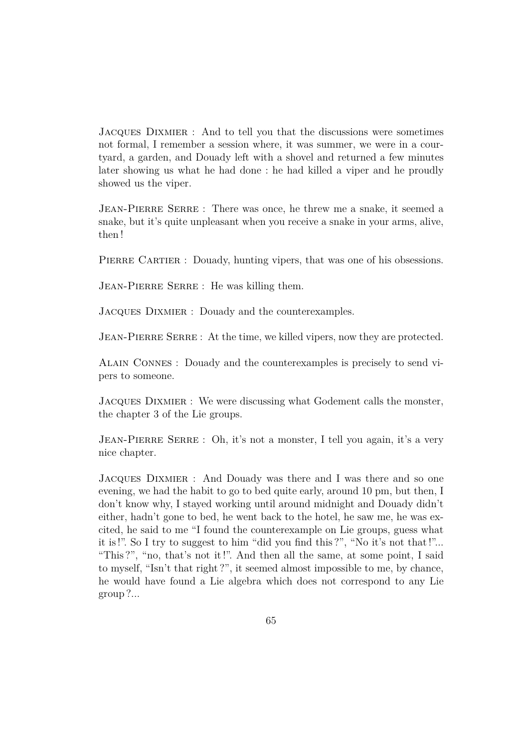Jacques Dixmier : And to tell you that the discussions were sometimes not formal, I remember a session where, it was summer, we were in a courtyard, a garden, and Douady left with a shovel and returned a few minutes later showing us what he had done : he had killed a viper and he proudly showed us the viper.

Jean-Pierre Serre : There was once, he threw me a snake, it seemed a snake, but it's quite unpleasant when you receive a snake in your arms, alive, then !

Pierre Cartier : Douady, hunting vipers, that was one of his obsessions.

Jean-Pierre Serre : He was killing them.

Jacques Dixmier : Douady and the counterexamples.

Jean-Pierre Serre : At the time, we killed vipers, now they are protected.

Alain Connes : Douady and the counterexamples is precisely to send vipers to someone.

Jacques Dixmier : We were discussing what Godement calls the monster, the chapter 3 of the Lie groups.

Jean-Pierre Serre : Oh, it's not a monster, I tell you again, it's a very nice chapter.

Jacques Dixmier : And Douady was there and I was there and so one evening, we had the habit to go to bed quite early, around 10 pm, but then, I don't know why, I stayed working until around midnight and Douady didn't either, hadn't gone to bed, he went back to the hotel, he saw me, he was excited, he said to me "I found the counterexample on Lie groups, guess what it is !". So I try to suggest to him "did you find this ?", "No it's not that !"... "This ?", "no, that's not it !". And then all the same, at some point, I said to myself, "Isn't that right ?", it seemed almost impossible to me, by chance, he would have found a Lie algebra which does not correspond to any Lie group ?...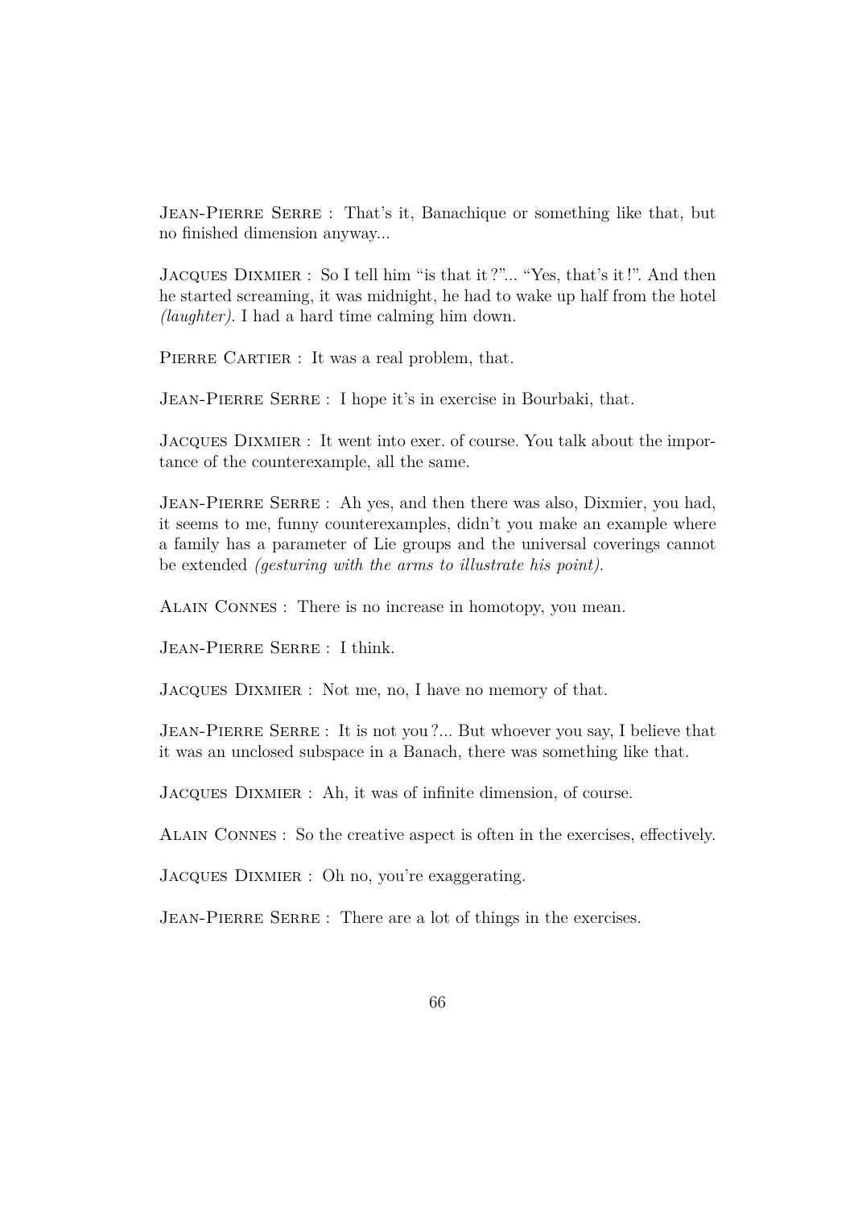Jean-Pierre Serre : That's it, Banachique or something like that, but no finished dimension anyway...

Jacques Dixmier : So I tell him "is that it ?"... "Yes, that's it !". And then he started screaming, it was midnight, he had to wake up half from the hotel *(laughter)*. I had a hard time calming him down.

Pierre Cartier : It was a real problem, that.

Jean-Pierre Serre : I hope it's in exercise in Bourbaki, that.

Jacques Dixmier : It went into exer. of course. You talk about the importance of the counterexample, all the same.

Jean-Pierre Serre : Ah yes, and then there was also, Dixmier, you had, it seems to me, funny counterexamples, didn't you make an example where a family has a parameter of Lie groups and the universal coverings cannot be extended *(gesturing with the arms to illustrate his point)*.

Alain Connes : There is no increase in homotopy, you mean.

Jean-Pierre Serre : I think.

Jacques Dixmier : Not me, no, I have no memory of that.

Jean-Pierre Serre : It is not you ?... But whoever you say, I believe that it was an unclosed subspace in a Banach, there was something like that.

Jacques Dixmier : Ah, it was of infinite dimension, of course.

Alain Connes : So the creative aspect is often in the exercises, effectively.

Jacques Dixmier : Oh no, you're exaggerating.

Jean-Pierre Serre : There are a lot of things in the exercises.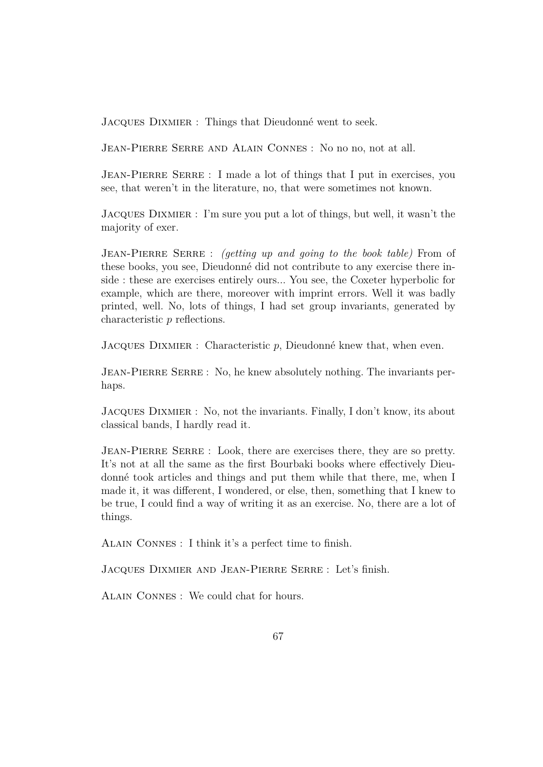Jacques Dixmier : Things that Dieudonné went to seek.

Jean-Pierre Serre and Alain Connes : No no no, not at all.

Jean-Pierre Serre : I made a lot of things that I put in exercises, you see, that weren't in the literature, no, that were sometimes not known.

Jacques Dixmier : I'm sure you put a lot of things, but well, it wasn't the majority of exer.

Jean-Pierre Serre : *(getting up and going to the book table)* From of these books, you see, Dieudonné did not contribute to any exercise there inside : these are exercises entirely ours... You see, the Coxeter hyperbolic for example, which are there, moreover with imprint errors. Well it was badly printed, well. No, lots of things, I had set group invariants, generated by characteristic $p$ reflections.

Jacques Dixmier : Characteristic $p$, Dieudonné knew that, when even.

Jean-Pierre Serre : No, he knew absolutely nothing. The invariants perhaps.

Jacques Dixmier : No, not the invariants. Finally, I don't know, its about classical bands, I hardly read it.

Jean-Pierre Serre : Look, there are exercises there, they are so pretty. It's not at all the same as the first Bourbaki books where effectively Dieudonné took articles and things and put them while that there, me, when I made it, it was different, I wondered, or else, then, something that I knew to be true, I could find a way of writing it as an exercise. No, there are a lot of things.

Alain Connes : I think it's a perfect time to finish.

Jacques Dixmier and Jean-Pierre Serre : Let's finish.

Alain Connes : We could chat for hours.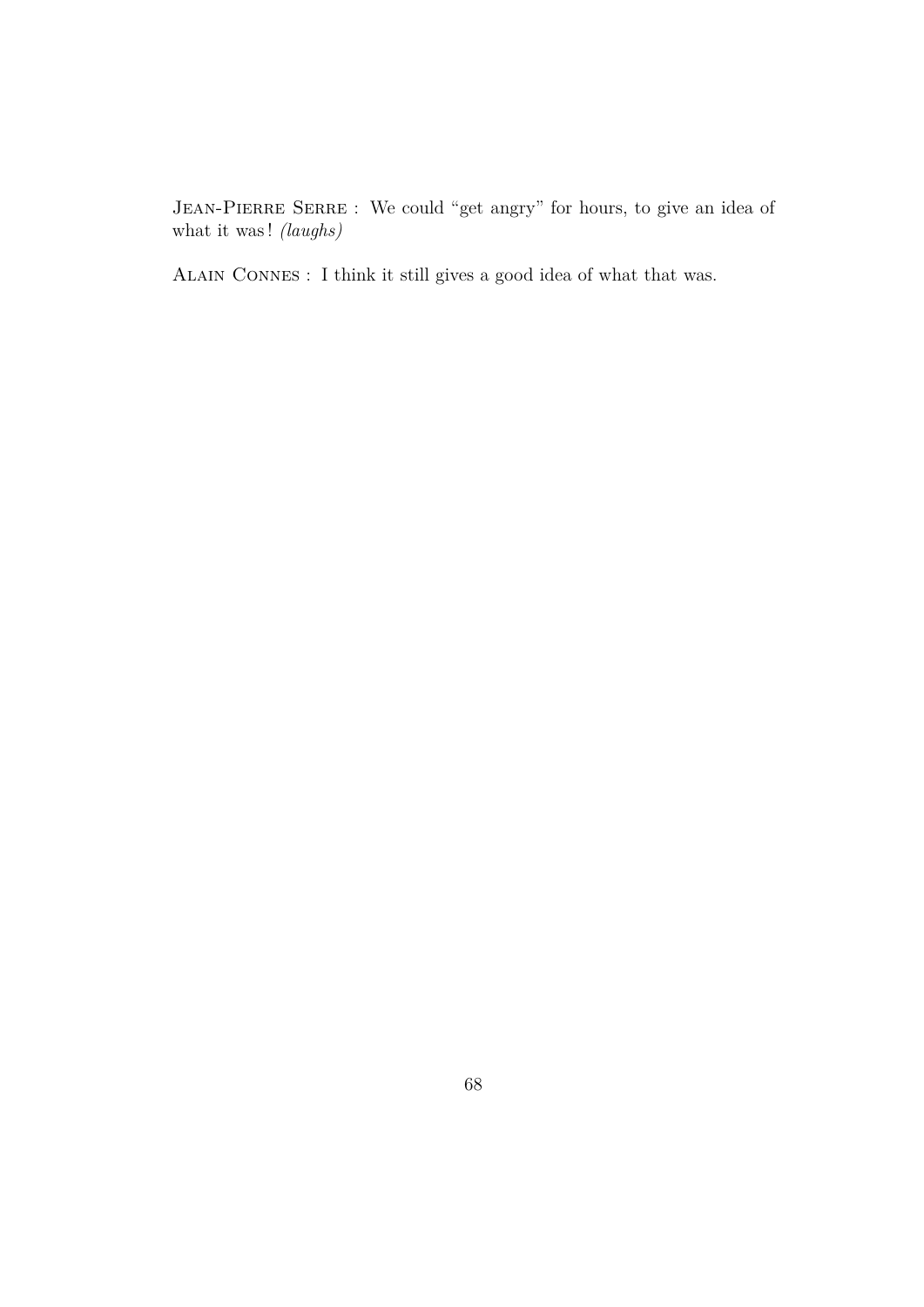Jean-Pierre Serre : We could "get angry" for hours, to give an idea of what it was ! *(laughs)*

Alain Connes : I think it still gives a good idea of what that was.